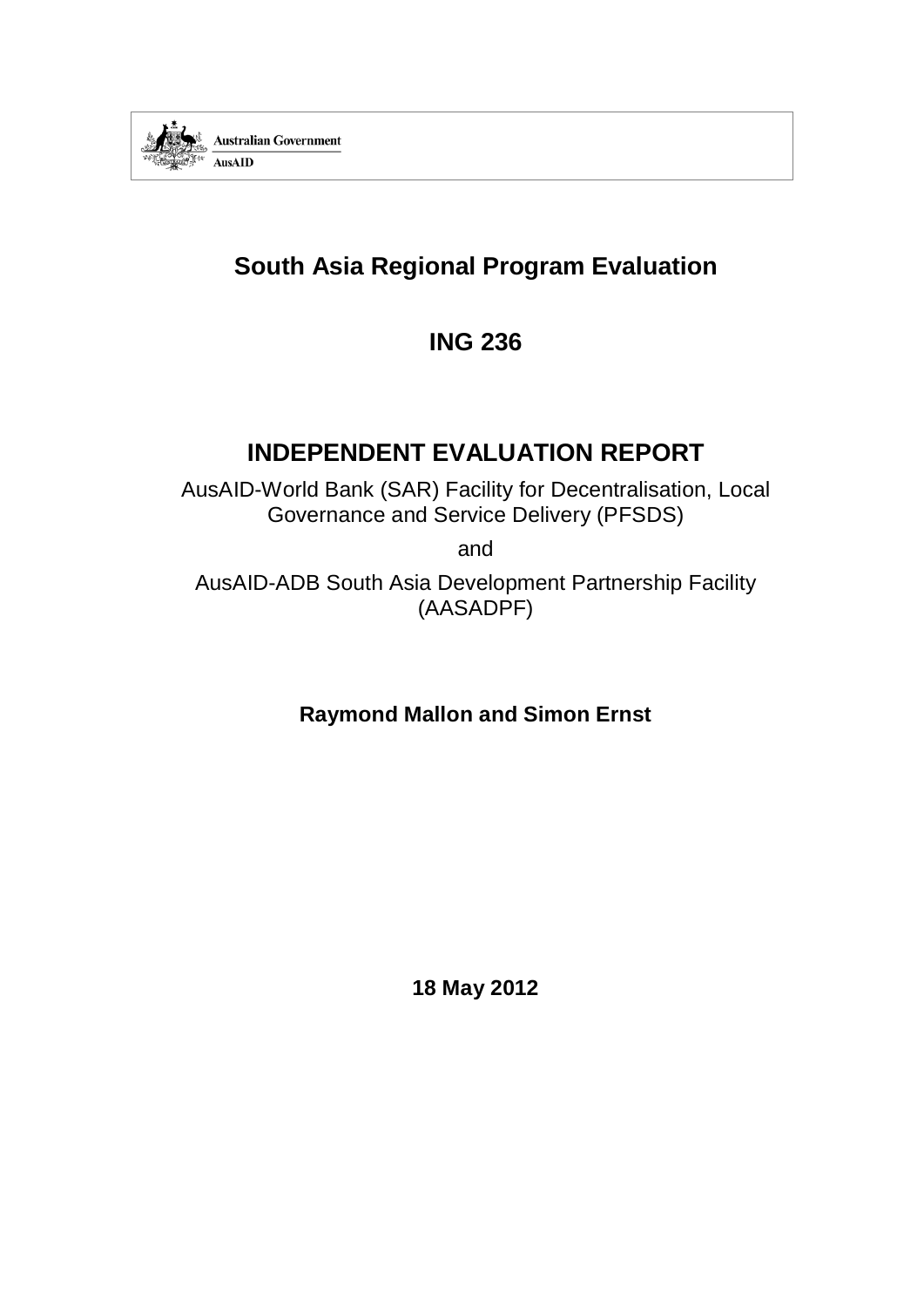Australian Government

AusAID

# South Asia Regional Program Evaluation

## ING 236

## INDEPENDENT EVALUATION REPORT

AusAID-World Bank (SAR) Facility for Decentralisation, Local Governance and Service Delivery (PFSDS)

and

AusAID-ADB South Asia Development Partnership Facility (AASADPF)

**Raymond Mallon and Simon Ernst**

**18 May 2012**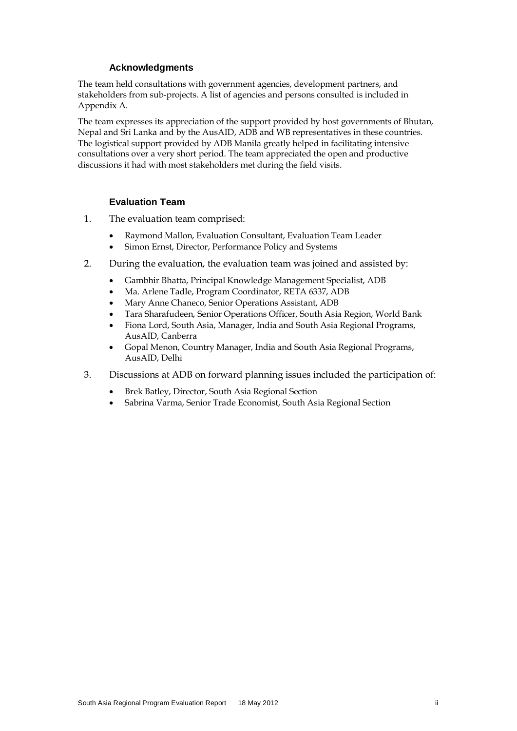## Acknowledgments

The team held consultations with government agencies, development partners, and stakeholders from sub-projects. A list of agencies and persons consulted is included in Appendix A.

The team expresses its appreciation of the support provided by host governments of Bhutan, Nepal and Sri Lanka and by the AusAID, ADB and WB representatives in these countries. The logistical support provided by ADB Manila greatly helped in facilitating intensive consultations over a very short period. The team appreciated the open and productive discussions it had with most stakeholders met during the field visits.

## Evaluation Team

1. The evaluation team comprised:
   - Raymond Mallon, Evaluation Consultant, Evaluation Team Leader
   - Simon Ernst, Director, Performance Policy and Systems
2. During the evaluation, the evaluation team was joined and assisted by:
   - Gambhir Bhatta, Principal Knowledge Management Specialist, ADB
   - Ma. Arlene Tadle, Program Coordinator, RETA 6337, ADB
   - Mary Anne Chaneco, Senior Operations Assistant, ADB
   - Tara Sharafudeen, Senior Operations Officer, South Asia Region, World Bank
   - Fiona Lord, South Asia, Manager, India and South Asia Regional Programs, AusAID, Canberra
   - Gopal Menon, Country Manager, India and South Asia Regional Programs, AusAID, Delhi
3. Discussions at ADB on forward planning issues included the participation of:
   - Brek Batley, Director, South Asia Regional Section
   - Sabrina Varma, Senior Trade Economist, South Asia Regional Section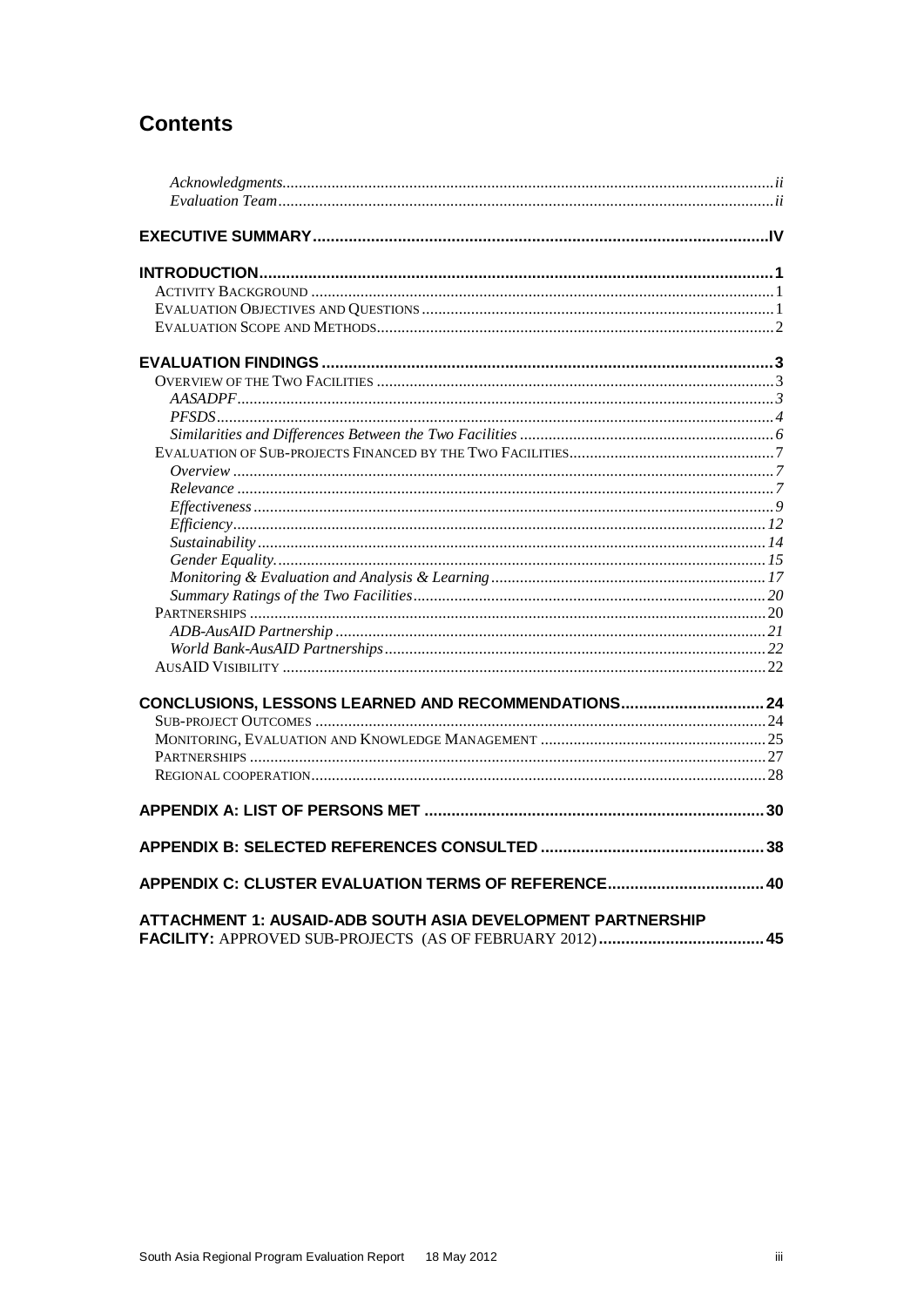# Contents

*Acknowledgments* ..... *ii*
*Evaluation Team* ..... *ii*

**EXECUTIVE SUMMARY ..... IV**

**INTRODUCTION ..... 1**
- ACTIVITY BACKGROUND ..... 1
- EVALUATION OBJECTIVES AND QUESTIONS ..... 1
- EVALUATION SCOPE AND METHODS ..... 2

**EVALUATION FINDINGS ..... 3**
- OVERVIEW OF THE TWO FACILITIES ..... 3
  - *AASADPF* ..... *3*
  - *PFSDS* ..... *4*
  - *Similarities and Differences Between the Two Facilities* ..... *6*
- EVALUATION OF SUB-PROJECTS FINANCED BY THE TWO FACILITIES ..... 7
  - *Overview* ..... *7*
  - *Relevance* ..... *7*
  - *Effectiveness* ..... *9*
  - *Efficiency* ..... *12*
  - *Sustainability* ..... *14*
  - *Gender Equality.* ..... *15*
  - *Monitoring & Evaluation and Analysis & Learning* ..... *17*
  - *Summary Ratings of the Two Facilities* ..... *20*
- PARTNERSHIPS ..... 20
  - *ADB-AusAID Partnership* ..... *21*
  - *World Bank-AusAID Partnerships* ..... *22*
- AUSAID VISIBILITY ..... 22

**CONCLUSIONS, LESSONS LEARNED AND RECOMMENDATIONS ..... 24**
- SUB-PROJECT OUTCOMES ..... 24
- MONITORING, EVALUATION AND KNOWLEDGE MANAGEMENT ..... 25
- PARTNERSHIPS ..... 27
- REGIONAL COOPERATION ..... 28

**APPENDIX A: LIST OF PERSONS MET ..... 30**

**APPENDIX B: SELECTED REFERENCES CONSULTED ..... 38**

**APPENDIX C: CLUSTER EVALUATION TERMS OF REFERENCE ..... 40**

**ATTACHMENT 1: AUSAID-ADB SOUTH ASIA DEVELOPMENT PARTNERSHIP FACILITY:** APPROVED SUB-PROJECTS (AS OF FEBRUARY 2012) ..... **45**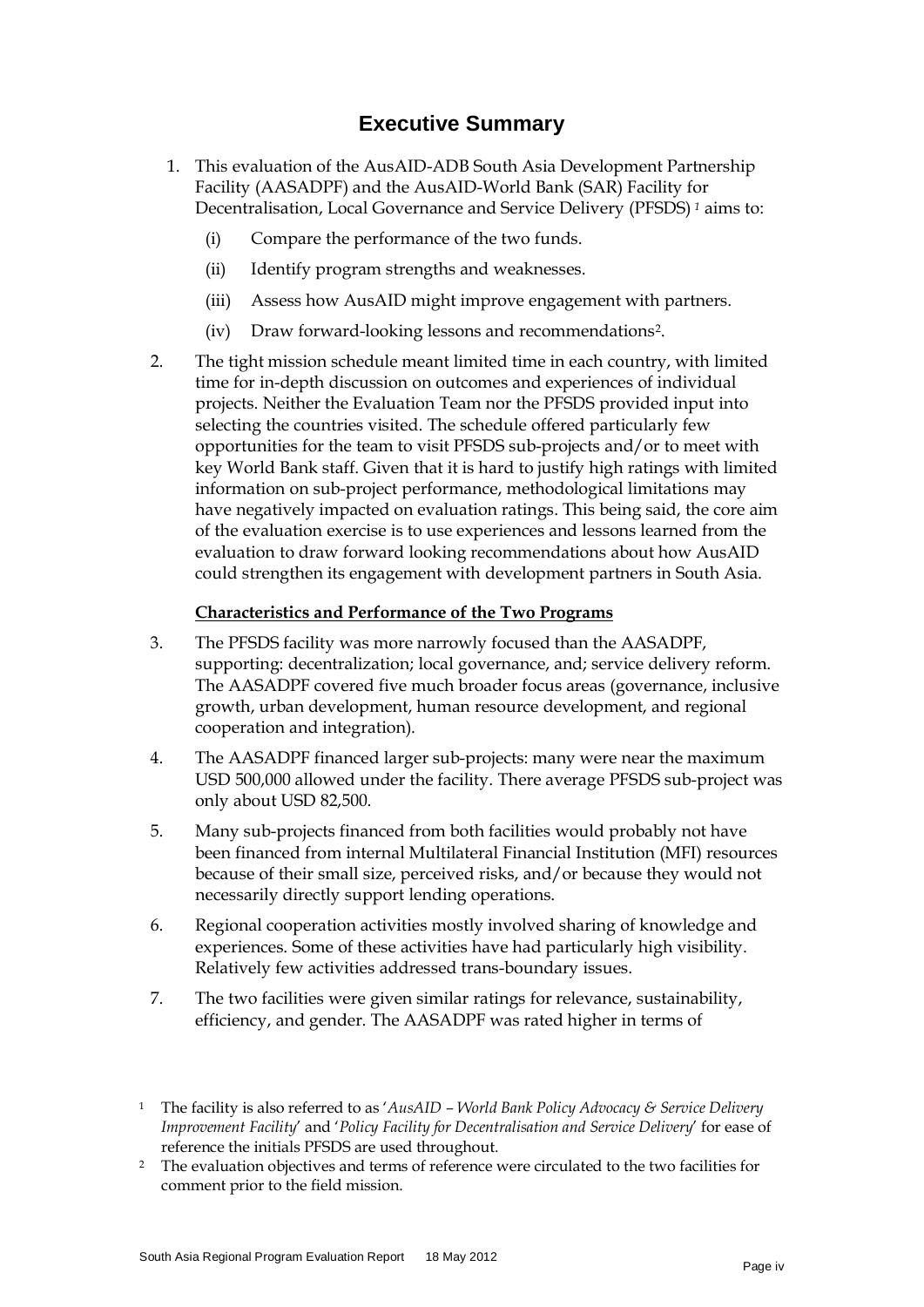# Executive Summary

1. This evaluation of the AusAID-ADB South Asia Development Partnership Facility (AASADPF) and the AusAID-World Bank (SAR) Facility for Decentralisation, Local Governance and Service Delivery (PFSDS) [1] aims to:
   - (i) Compare the performance of the two funds.
   - (ii) Identify program strengths and weaknesses.
   - (iii) Assess how AusAID might improve engagement with partners.
   - (iv) Draw forward-looking lessons and recommendations[2].

2. The tight mission schedule meant limited time in each country, with limited time for in-depth discussion on outcomes and experiences of individual projects. Neither the Evaluation Team nor the PFSDS provided input into selecting the countries visited. The schedule offered particularly few opportunities for the team to visit PFSDS sub-projects and/or to meet with key World Bank staff. Given that it is hard to justify high ratings with limited information on sub-project performance, methodological limitations may have negatively impacted on evaluation ratings. This being said, the core aim of the evaluation exercise is to use experiences and lessons learned from the evaluation to draw forward looking recommendations about how AusAID could strengthen its engagement with development partners in South Asia.

**Characteristics and Performance of the Two Programs**

3. The PFSDS facility was more narrowly focused than the AASADPF, supporting: decentralization; local governance, and; service delivery reform. The AASADPF covered five much broader focus areas (governance, inclusive growth, urban development, human resource development, and regional cooperation and integration).

4. The AASADPF financed larger sub-projects: many were near the maximum USD 500,000 allowed under the facility. There average PFSDS sub-project was only about USD 82,500.

5. Many sub-projects financed from both facilities would probably not have been financed from internal Multilateral Financial Institution (MFI) resources because of their small size, perceived risks, and/or because they would not necessarily directly support lending operations.

6. Regional cooperation activities mostly involved sharing of knowledge and experiences. Some of these activities have had particularly high visibility. Relatively few activities addressed trans-boundary issues.

7. The two facilities were given similar ratings for relevance, sustainability, efficiency, and gender. The AASADPF was rated higher in terms of

---

[1] The facility is also referred to as '*AusAID – World Bank Policy Advocacy & Service Delivery Improvement Facility*' and '*Policy Facility for Decentralisation and Service Delivery*' for ease of reference the initials PFSDS are used throughout.

[2] The evaluation objectives and terms of reference were circulated to the two facilities for comment prior to the field mission.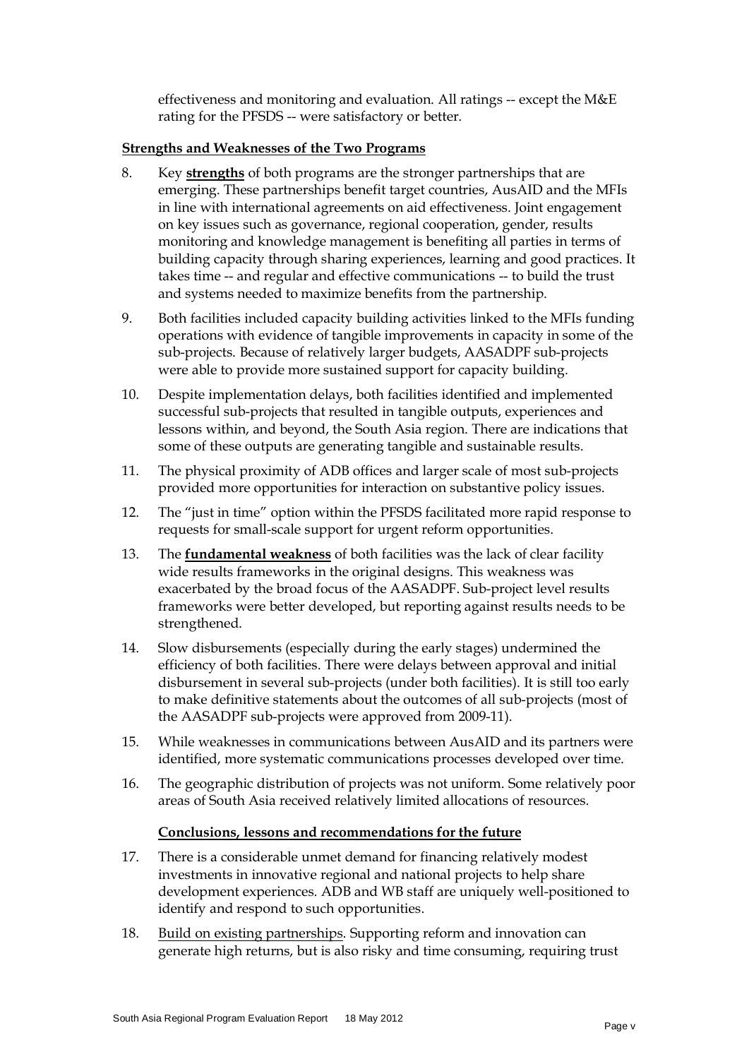effectiveness and monitoring and evaluation. All ratings -- except the M&E rating for the PFSDS -- were satisfactory or better.

**Strengths and Weaknesses of the Two Programs**

8. Key **strengths** of both programs are the stronger partnerships that are emerging. These partnerships benefit target countries, AusAID and the MFIs in line with international agreements on aid effectiveness. Joint engagement on key issues such as governance, regional cooperation, gender, results monitoring and knowledge management is benefiting all parties in terms of building capacity through sharing experiences, learning and good practices. It takes time -- and regular and effective communications -- to build the trust and systems needed to maximize benefits from the partnership.

9. Both facilities included capacity building activities linked to the MFIs funding operations with evidence of tangible improvements in capacity in some of the sub-projects. Because of relatively larger budgets, AASADPF sub-projects were able to provide more sustained support for capacity building.

10. Despite implementation delays, both facilities identified and implemented successful sub-projects that resulted in tangible outputs, experiences and lessons within, and beyond, the South Asia region. There are indications that some of these outputs are generating tangible and sustainable results.

11. The physical proximity of ADB offices and larger scale of most sub-projects provided more opportunities for interaction on substantive policy issues.

12. The "just in time" option within the PFSDS facilitated more rapid response to requests for small-scale support for urgent reform opportunities.

13. The **fundamental weakness** of both facilities was the lack of clear facility wide results frameworks in the original designs. This weakness was exacerbated by the broad focus of the AASADPF. Sub-project level results frameworks were better developed, but reporting against results needs to be strengthened.

14. Slow disbursements (especially during the early stages) undermined the efficiency of both facilities. There were delays between approval and initial disbursement in several sub-projects (under both facilities). It is still too early to make definitive statements about the outcomes of all sub-projects (most of the AASADPF sub-projects were approved from 2009-11).

15. While weaknesses in communications between AusAID and its partners were identified, more systematic communications processes developed over time.

16. The geographic distribution of projects was not uniform. Some relatively poor areas of South Asia received relatively limited allocations of resources.

**Conclusions, lessons and recommendations for the future**

17. There is a considerable unmet demand for financing relatively modest investments in innovative regional and national projects to help share development experiences. ADB and WB staff are uniquely well-positioned to identify and respond to such opportunities.

18. Build on existing partnerships. Supporting reform and innovation can generate high returns, but is also risky and time consuming, requiring trust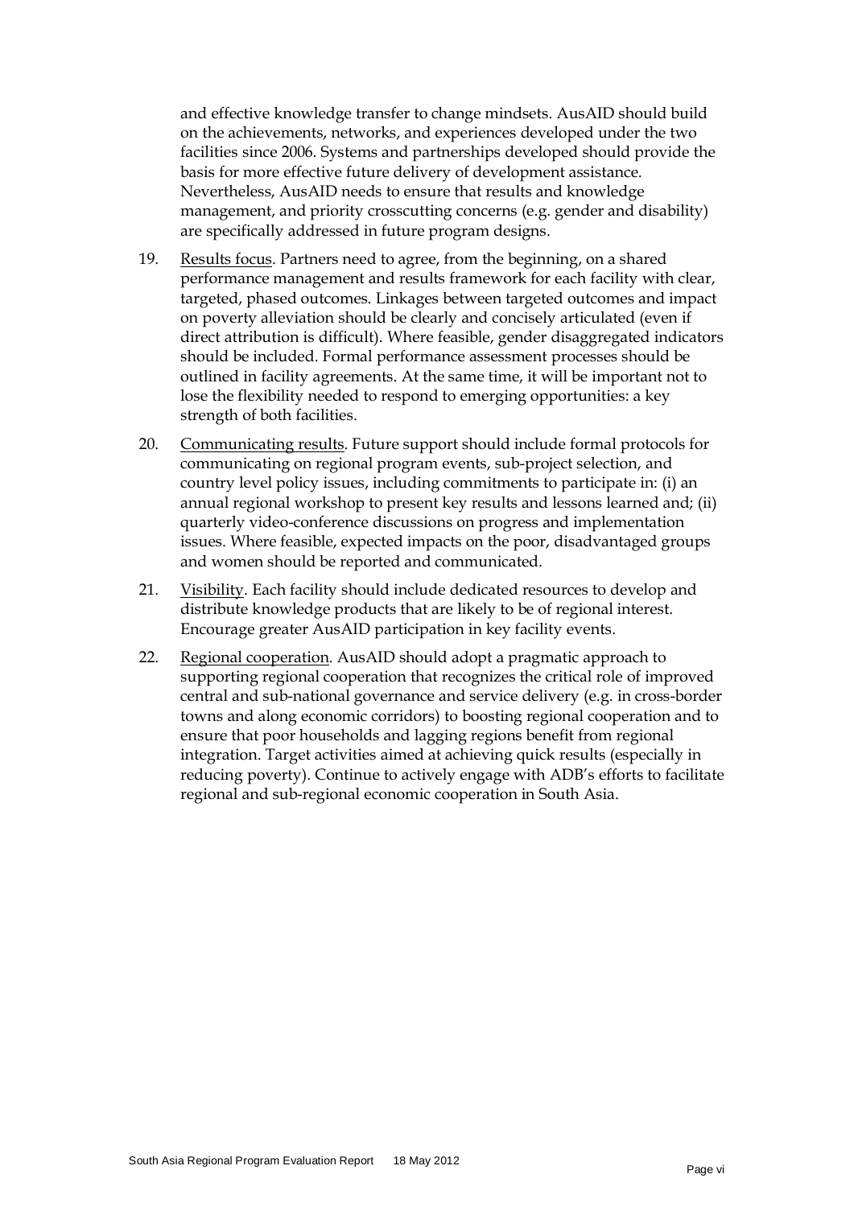and effective knowledge transfer to change mindsets. AusAID should build on the achievements, networks, and experiences developed under the two facilities since 2006. Systems and partnerships developed should provide the basis for more effective future delivery of development assistance. Nevertheless, AusAID needs to ensure that results and knowledge management, and priority crosscutting concerns (e.g. gender and disability) are specifically addressed in future program designs.

19. Results focus. Partners need to agree, from the beginning, on a shared performance management and results framework for each facility with clear, targeted, phased outcomes. Linkages between targeted outcomes and impact on poverty alleviation should be clearly and concisely articulated (even if direct attribution is difficult). Where feasible, gender disaggregated indicators should be included. Formal performance assessment processes should be outlined in facility agreements. At the same time, it will be important not to lose the flexibility needed to respond to emerging opportunities: a key strength of both facilities.

20. Communicating results. Future support should include formal protocols for communicating on regional program events, sub-project selection, and country level policy issues, including commitments to participate in: (i) an annual regional workshop to present key results and lessons learned and; (ii) quarterly video-conference discussions on progress and implementation issues. Where feasible, expected impacts on the poor, disadvantaged groups and women should be reported and communicated.

21. Visibility. Each facility should include dedicated resources to develop and distribute knowledge products that are likely to be of regional interest. Encourage greater AusAID participation in key facility events.

22. Regional cooperation. AusAID should adopt a pragmatic approach to supporting regional cooperation that recognizes the critical role of improved central and sub-national governance and service delivery (e.g. in cross-border towns and along economic corridors) to boosting regional cooperation and to ensure that poor households and lagging regions benefit from regional integration. Target activities aimed at achieving quick results (especially in reducing poverty). Continue to actively engage with ADB's efforts to facilitate regional and sub-regional economic cooperation in South Asia.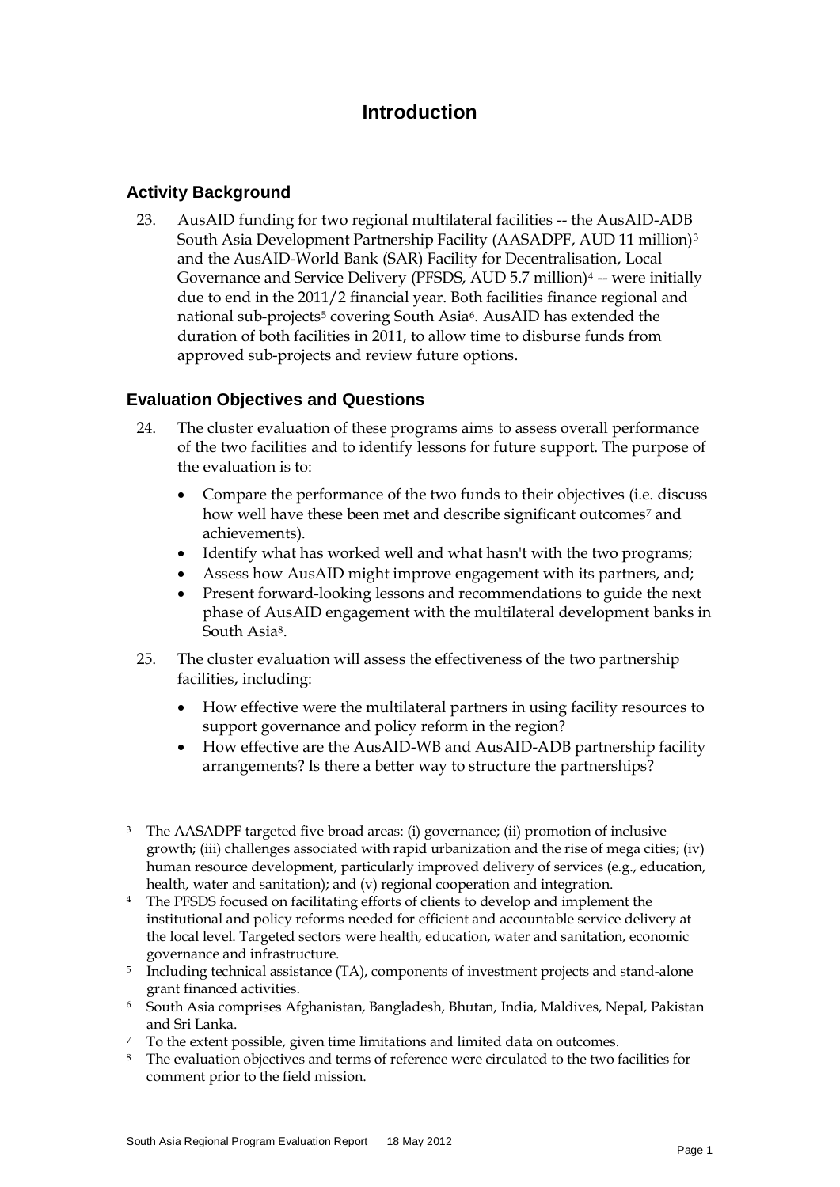# Introduction

## Activity Background

23. AusAID funding for two regional multilateral facilities -- the AusAID-ADB South Asia Development Partnership Facility (AASADPF, AUD 11 million)[3] and the AusAID-World Bank (SAR) Facility for Decentralisation, Local Governance and Service Delivery (PFSDS, AUD 5.7 million)[4] -- were initially due to end in the 2011/2 financial year. Both facilities finance regional and national sub-projects[5] covering South Asia[6]. AusAID has extended the duration of both facilities in 2011, to allow time to disburse funds from approved sub-projects and review future options.

## Evaluation Objectives and Questions

24. The cluster evaluation of these programs aims to assess overall performance of the two facilities and to identify lessons for future support. The purpose of the evaluation is to:

    - Compare the performance of the two funds to their objectives (i.e. discuss how well have these been met and describe significant outcomes[7] and achievements).
    - Identify what has worked well and what hasn't with the two programs;
    - Assess how AusAID might improve engagement with its partners, and;
    - Present forward-looking lessons and recommendations to guide the next phase of AusAID engagement with the multilateral development banks in South Asia[8].

25. The cluster evaluation will assess the effectiveness of the two partnership facilities, including:

    - How effective were the multilateral partners in using facility resources to support governance and policy reform in the region?
    - How effective are the AusAID-WB and AusAID-ADB partnership facility arrangements? Is there a better way to structure the partnerships?

[3] The AASADPF targeted five broad areas: (i) governance; (ii) promotion of inclusive growth; (iii) challenges associated with rapid urbanization and the rise of mega cities; (iv) human resource development, particularly improved delivery of services (e.g., education, health, water and sanitation); and (v) regional cooperation and integration.

[4] The PFSDS focused on facilitating efforts of clients to develop and implement the institutional and policy reforms needed for efficient and accountable service delivery at the local level. Targeted sectors were health, education, water and sanitation, economic governance and infrastructure.

[5] Including technical assistance (TA), components of investment projects and stand-alone grant financed activities.

[6] South Asia comprises Afghanistan, Bangladesh, Bhutan, India, Maldives, Nepal, Pakistan and Sri Lanka.

[7] To the extent possible, given time limitations and limited data on outcomes.

[8] The evaluation objectives and terms of reference were circulated to the two facilities for comment prior to the field mission.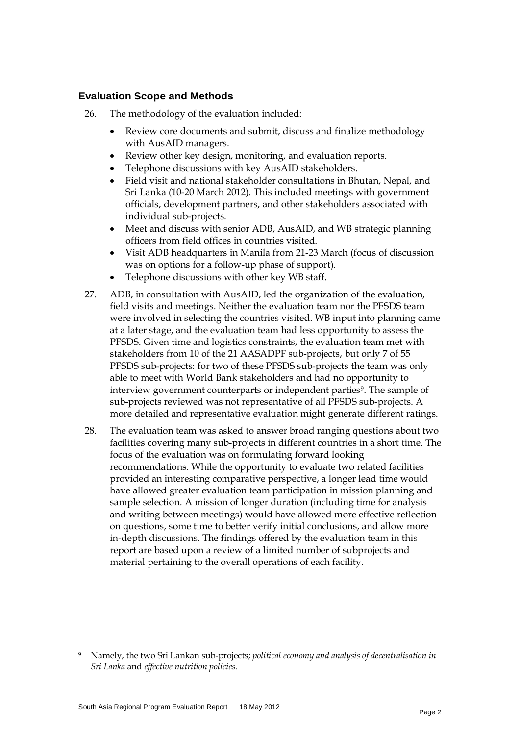## Evaluation Scope and Methods

26. The methodology of the evaluation included:

    - Review core documents and submit, discuss and finalize methodology with AusAID managers.
    - Review other key design, monitoring, and evaluation reports.
    - Telephone discussions with key AusAID stakeholders.
    - Field visit and national stakeholder consultations in Bhutan, Nepal, and Sri Lanka (10-20 March 2012). This included meetings with government officials, development partners, and other stakeholders associated with individual sub-projects.
    - Meet and discuss with senior ADB, AusAID, and WB strategic planning officers from field offices in countries visited.
    - Visit ADB headquarters in Manila from 21-23 March (focus of discussion was on options for a follow-up phase of support).
    - Telephone discussions with other key WB staff.

27. ADB, in consultation with AusAID, led the organization of the evaluation, field visits and meetings. Neither the evaluation team nor the PFSDS team were involved in selecting the countries visited. WB input into planning came at a later stage, and the evaluation team had less opportunity to assess the PFSDS. Given time and logistics constraints, the evaluation team met with stakeholders from 10 of the 21 AASADPF sub-projects, but only 7 of 55 PFSDS sub-projects: for two of these PFSDS sub-projects the team was only able to meet with World Bank stakeholders and had no opportunity to interview government counterparts or independent parties[9]. The sample of sub-projects reviewed was not representative of all PFSDS sub-projects. A more detailed and representative evaluation might generate different ratings.

28. The evaluation team was asked to answer broad ranging questions about two facilities covering many sub-projects in different countries in a short time. The focus of the evaluation was on formulating forward looking recommendations. While the opportunity to evaluate two related facilities provided an interesting comparative perspective, a longer lead time would have allowed greater evaluation team participation in mission planning and sample selection. A mission of longer duration (including time for analysis and writing between meetings) would have allowed more effective reflection on questions, some time to better verify initial conclusions, and allow more in-depth discussions. The findings offered by the evaluation team in this report are based upon a review of a limited number of subprojects and material pertaining to the overall operations of each facility.

[9] Namely, the two Sri Lankan sub-projects; *political economy and analysis of decentralisation in Sri Lanka* and *effective nutrition policies*.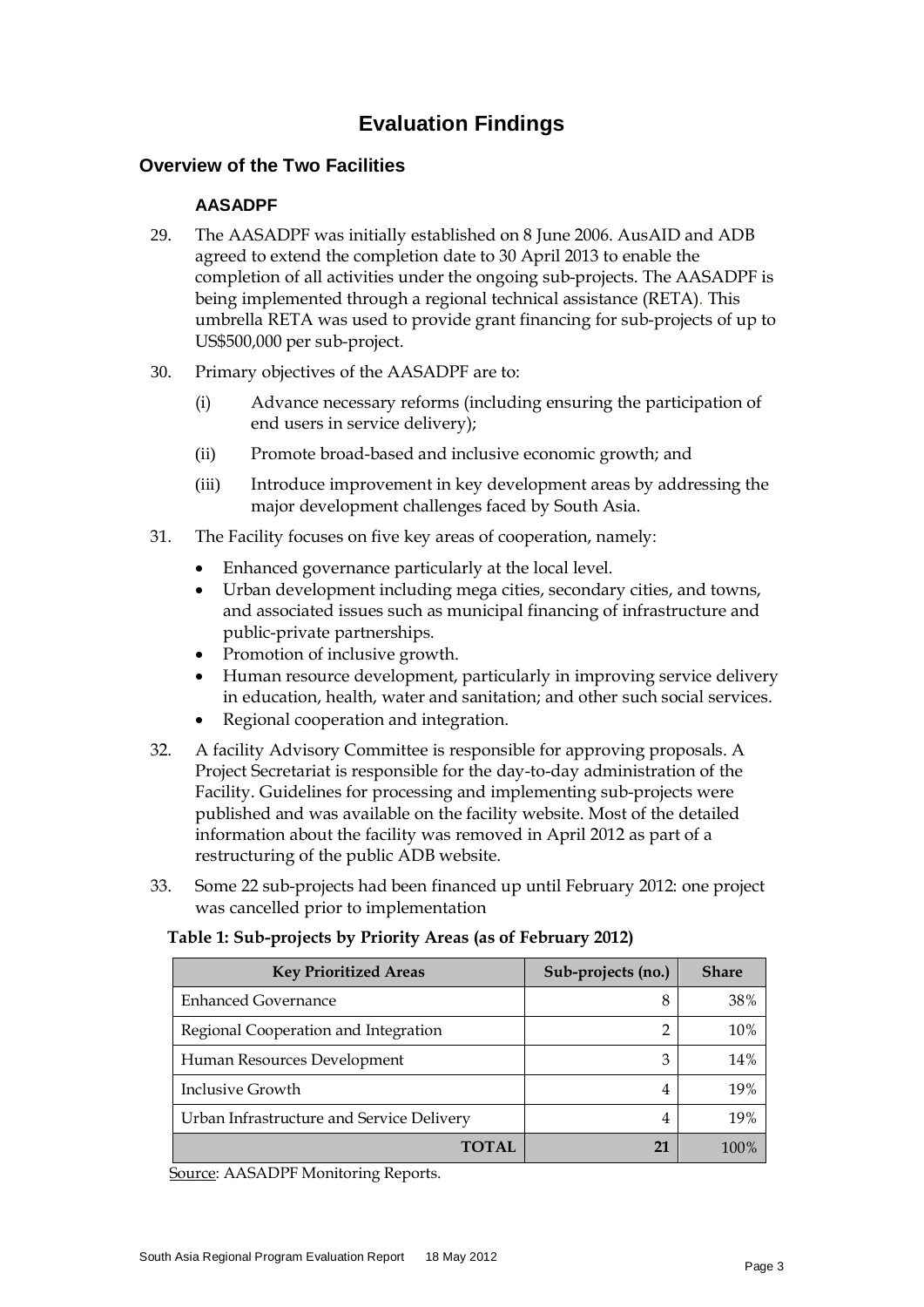# Evaluation Findings

## Overview of the Two Facilities

### AASADPF

29. The AASADPF was initially established on 8 June 2006. AusAID and ADB agreed to extend the completion date to 30 April 2013 to enable the completion of all activities under the ongoing sub-projects. The AASADPF is being implemented through a regional technical assistance (RETA). This umbrella RETA was used to provide grant financing for sub-projects of up to US$500,000 per sub-project.

30. Primary objectives of the AASADPF are to:

    (i) Advance necessary reforms (including ensuring the participation of end users in service delivery);

    (ii) Promote broad-based and inclusive economic growth; and

    (iii) Introduce improvement in key development areas by addressing the major development challenges faced by South Asia.

31. The Facility focuses on five key areas of cooperation, namely:

    - Enhanced governance particularly at the local level.
    - Urban development including mega cities, secondary cities, and towns, and associated issues such as municipal financing of infrastructure and public-private partnerships.
    - Promotion of inclusive growth.
    - Human resource development, particularly in improving service delivery in education, health, water and sanitation; and other such social services.
    - Regional cooperation and integration.

32. A facility Advisory Committee is responsible for approving proposals. A Project Secretariat is responsible for the day-to-day administration of the Facility. Guidelines for processing and implementing sub-projects were published and was available on the facility website. Most of the detailed information about the facility was removed in April 2012 as part of a restructuring of the public ADB website.

33. Some 22 sub-projects had been financed up until February 2012: one project was cancelled prior to implementation

**Table 1: Sub-projects by Priority Areas (as of February 2012)**

| Key Prioritized Areas | Sub-projects (no.) | Share |
|---|---|---|
| Enhanced Governance | 8 | 38% |
| Regional Cooperation and Integration | 2 | 10% |
| Human Resources Development | 3 | 14% |
| Inclusive Growth | 4 | 19% |
| Urban Infrastructure and Service Delivery | 4 | 19% |
| **TOTAL** | **21** | 100% |

Source: AASADPF Monitoring Reports.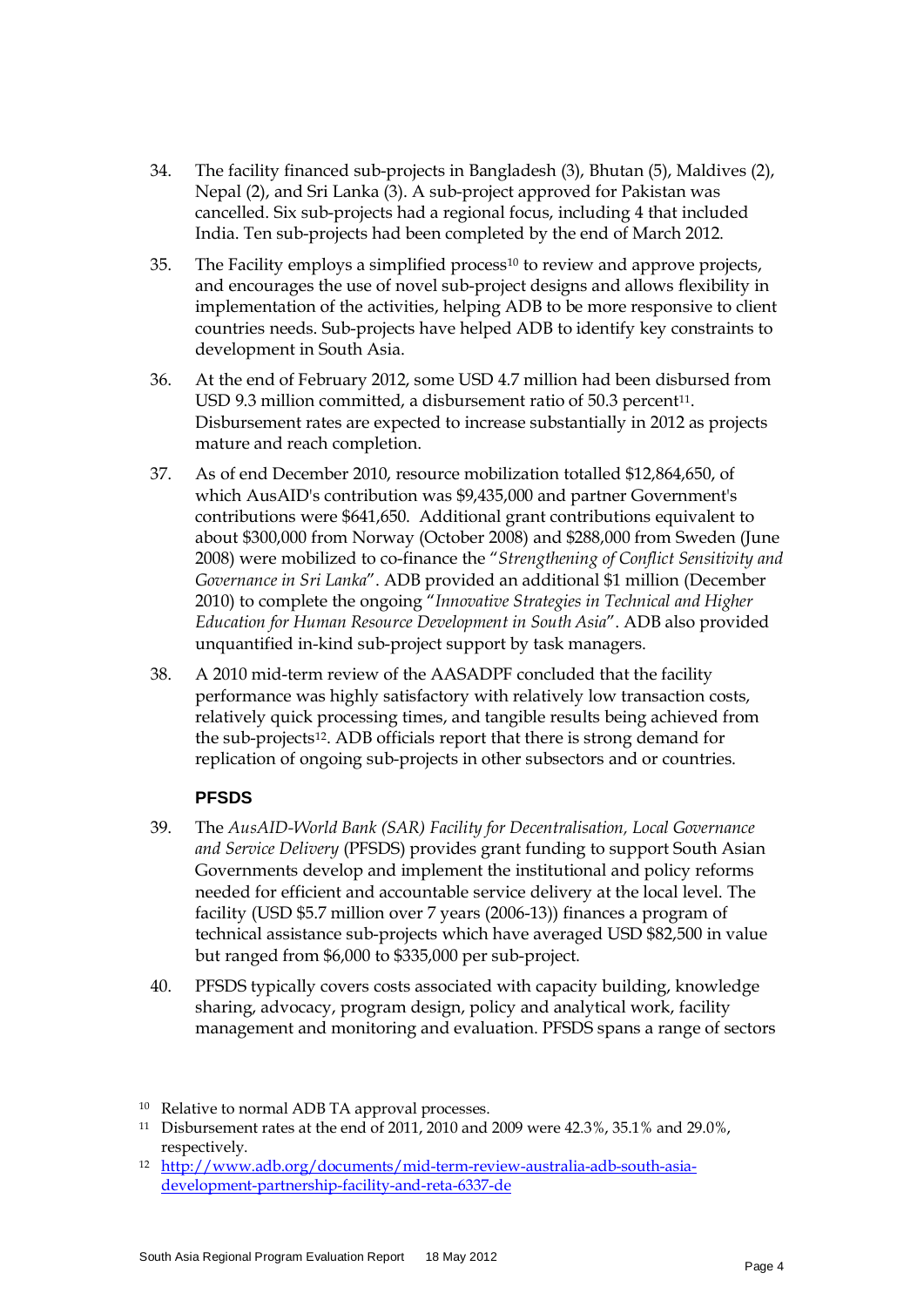34. The facility financed sub-projects in Bangladesh (3), Bhutan (5), Maldives (2), Nepal (2), and Sri Lanka (3). A sub-project approved for Pakistan was cancelled. Six sub-projects had a regional focus, including 4 that included India. Ten sub-projects had been completed by the end of March 2012.

35. The Facility employs a simplified process[10] to review and approve projects, and encourages the use of novel sub-project designs and allows flexibility in implementation of the activities, helping ADB to be more responsive to client countries needs. Sub-projects have helped ADB to identify key constraints to development in South Asia.

36. At the end of February 2012, some USD 4.7 million had been disbursed from USD 9.3 million committed, a disbursement ratio of 50.3 percent[11]. Disbursement rates are expected to increase substantially in 2012 as projects mature and reach completion.

37. As of end December 2010, resource mobilization totalled $12,864,650, of which AusAID's contribution was $9,435,000 and partner Government's contributions were $641,650. Additional grant contributions equivalent to about $300,000 from Norway (October 2008) and $288,000 from Sweden (June 2008) were mobilized to co-finance the "*Strengthening of Conflict Sensitivity and Governance in Sri Lanka*". ADB provided an additional $1 million (December 2010) to complete the ongoing "*Innovative Strategies in Technical and Higher Education for Human Resource Development in South Asia*". ADB also provided unquantified in-kind sub-project support by task managers.

38. A 2010 mid-term review of the AASADPF concluded that the facility performance was highly satisfactory with relatively low transaction costs, relatively quick processing times, and tangible results being achieved from the sub-projects[12]. ADB officials report that there is strong demand for replication of ongoing sub-projects in other subsectors and or countries.

### PFSDS

39. The *AusAID-World Bank (SAR) Facility for Decentralisation, Local Governance and Service Delivery* (PFSDS) provides grant funding to support South Asian Governments develop and implement the institutional and policy reforms needed for efficient and accountable service delivery at the local level. The facility (USD $5.7 million over 7 years (2006-13)) finances a program of technical assistance sub-projects which have averaged USD $82,500 in value but ranged from $6,000 to $335,000 per sub-project.

40. PFSDS typically covers costs associated with capacity building, knowledge sharing, advocacy, program design, policy and analytical work, facility management and monitoring and evaluation. PFSDS spans a range of sectors

---

[10] Relative to normal ADB TA approval processes.

[11] Disbursement rates at the end of 2011, 2010 and 2009 were 42.3%, 35.1% and 29.0%, respectively.

[12] http://www.adb.org/documents/mid-term-review-australia-adb-south-asia-development-partnership-facility-and-reta-6337-de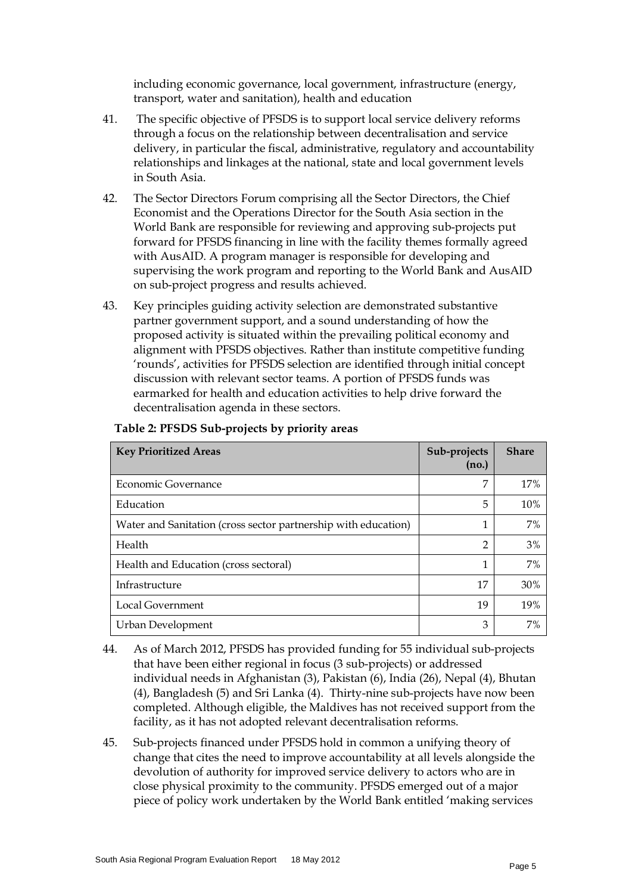including economic governance, local government, infrastructure (energy, transport, water and sanitation), health and education

41. The specific objective of PFSDS is to support local service delivery reforms through a focus on the relationship between decentralisation and service delivery, in particular the fiscal, administrative, regulatory and accountability relationships and linkages at the national, state and local government levels in South Asia.

42. The Sector Directors Forum comprising all the Sector Directors, the Chief Economist and the Operations Director for the South Asia section in the World Bank are responsible for reviewing and approving sub-projects put forward for PFSDS financing in line with the facility themes formally agreed with AusAID. A program manager is responsible for developing and supervising the work program and reporting to the World Bank and AusAID on sub-project progress and results achieved.

43. Key principles guiding activity selection are demonstrated substantive partner government support, and a sound understanding of how the proposed activity is situated within the prevailing political economy and alignment with PFSDS objectives. Rather than institute competitive funding 'rounds', activities for PFSDS selection are identified through initial concept discussion with relevant sector teams. A portion of PFSDS funds was earmarked for health and education activities to help drive forward the decentralisation agenda in these sectors.

**Table 2: PFSDS Sub-projects by priority areas**

| Key Prioritized Areas | Sub-projects (no.) | Share |
|---|---|---|
| Economic Governance | 7 | 17% |
| Education | 5 | 10% |
| Water and Sanitation (cross sector partnership with education) | 1 | 7% |
| Health | 2 | 3% |
| Health and Education (cross sectoral) | 1 | 7% |
| Infrastructure | 17 | 30% |
| Local Government | 19 | 19% |
| Urban Development | 3 | 7% |

44. As of March 2012, PFSDS has provided funding for 55 individual sub-projects that have been either regional in focus (3 sub-projects) or addressed individual needs in Afghanistan (3), Pakistan (6), India (26), Nepal (4), Bhutan (4), Bangladesh (5) and Sri Lanka (4). Thirty-nine sub-projects have now been completed. Although eligible, the Maldives has not received support from the facility, as it has not adopted relevant decentralisation reforms.

45. Sub-projects financed under PFSDS hold in common a unifying theory of change that cites the need to improve accountability at all levels alongside the devolution of authority for improved service delivery to actors who are in close physical proximity to the community. PFSDS emerged out of a major piece of policy work undertaken by the World Bank entitled 'making services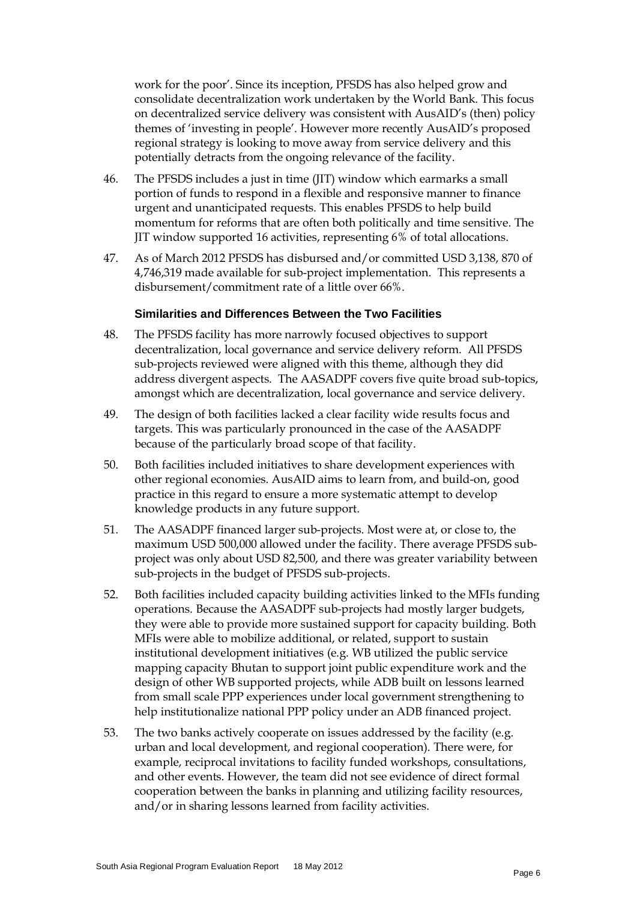work for the poor'. Since its inception, PFSDS has also helped grow and consolidate decentralization work undertaken by the World Bank. This focus on decentralized service delivery was consistent with AusAID's (then) policy themes of 'investing in people'. However more recently AusAID's proposed regional strategy is looking to move away from service delivery and this potentially detracts from the ongoing relevance of the facility.

46. The PFSDS includes a just in time (JIT) window which earmarks a small portion of funds to respond in a flexible and responsive manner to finance urgent and unanticipated requests. This enables PFSDS to help build momentum for reforms that are often both politically and time sensitive. The JIT window supported 16 activities, representing 6% of total allocations.

47. As of March 2012 PFSDS has disbursed and/or committed USD 3,138, 870 of 4,746,319 made available for sub-project implementation. This represents a disbursement/commitment rate of a little over 66%.

### Similarities and Differences Between the Two Facilities

48. The PFSDS facility has more narrowly focused objectives to support decentralization, local governance and service delivery reform. All PFSDS sub-projects reviewed were aligned with this theme, although they did address divergent aspects. The AASADPF covers five quite broad sub-topics, amongst which are decentralization, local governance and service delivery.

49. The design of both facilities lacked a clear facility wide results focus and targets. This was particularly pronounced in the case of the AASADPF because of the particularly broad scope of that facility.

50. Both facilities included initiatives to share development experiences with other regional economies. AusAID aims to learn from, and build-on, good practice in this regard to ensure a more systematic attempt to develop knowledge products in any future support.

51. The AASADPF financed larger sub-projects. Most were at, or close to, the maximum USD 500,000 allowed under the facility. There average PFSDS sub-project was only about USD 82,500, and there was greater variability between sub-projects in the budget of PFSDS sub-projects.

52. Both facilities included capacity building activities linked to the MFIs funding operations. Because the AASADPF sub-projects had mostly larger budgets, they were able to provide more sustained support for capacity building. Both MFIs were able to mobilize additional, or related, support to sustain institutional development initiatives (e.g. WB utilized the public service mapping capacity Bhutan to support joint public expenditure work and the design of other WB supported projects, while ADB built on lessons learned from small scale PPP experiences under local government strengthening to help institutionalize national PPP policy under an ADB financed project.

53. The two banks actively cooperate on issues addressed by the facility (e.g. urban and local development, and regional cooperation). There were, for example, reciprocal invitations to facility funded workshops, consultations, and other events. However, the team did not see evidence of direct formal cooperation between the banks in planning and utilizing facility resources, and/or in sharing lessons learned from facility activities.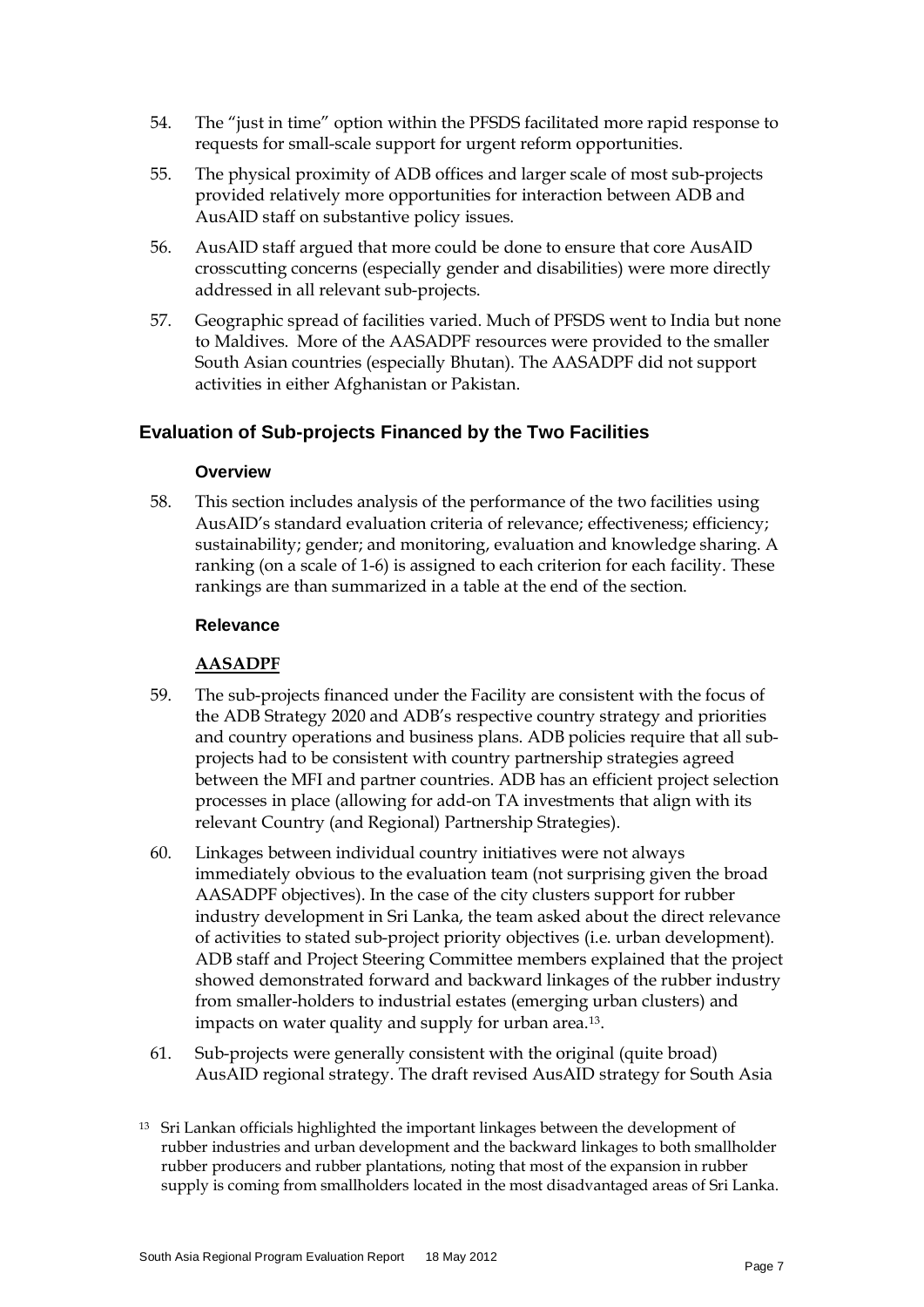54. The "just in time" option within the PFSDS facilitated more rapid response to requests for small-scale support for urgent reform opportunities.

55. The physical proximity of ADB offices and larger scale of most sub-projects provided relatively more opportunities for interaction between ADB and AusAID staff on substantive policy issues.

56. AusAID staff argued that more could be done to ensure that core AusAID crosscutting concerns (especially gender and disabilities) were more directly addressed in all relevant sub-projects.

57. Geographic spread of facilities varied. Much of PFSDS went to India but none to Maldives. More of the AASADPF resources were provided to the smaller South Asian countries (especially Bhutan). The AASADPF did not support activities in either Afghanistan or Pakistan.

## Evaluation of Sub-projects Financed by the Two Facilities

### Overview

58. This section includes analysis of the performance of the two facilities using AusAID's standard evaluation criteria of relevance; effectiveness; efficiency; sustainability; gender; and monitoring, evaluation and knowledge sharing. A ranking (on a scale of 1-6) is assigned to each criterion for each facility. These rankings are than summarized in a table at the end of the section.

### Relevance

#### AASADPF

59. The sub-projects financed under the Facility are consistent with the focus of the ADB Strategy 2020 and ADB's respective country strategy and priorities and country operations and business plans. ADB policies require that all sub-projects had to be consistent with country partnership strategies agreed between the MFI and partner countries. ADB has an efficient project selection processes in place (allowing for add-on TA investments that align with its relevant Country (and Regional) Partnership Strategies).

60. Linkages between individual country initiatives were not always immediately obvious to the evaluation team (not surprising given the broad AASADPF objectives). In the case of the city clusters support for rubber industry development in Sri Lanka, the team asked about the direct relevance of activities to stated sub-project priority objectives (i.e. urban development). ADB staff and Project Steering Committee members explained that the project showed demonstrated forward and backward linkages of the rubber industry from smaller-holders to industrial estates (emerging urban clusters) and impacts on water quality and supply for urban area.[13].

61. Sub-projects were generally consistent with the original (quite broad) AusAID regional strategy. The draft revised AusAID strategy for South Asia

[13] Sri Lankan officials highlighted the important linkages between the development of rubber industries and urban development and the backward linkages to both smallholder rubber producers and rubber plantations, noting that most of the expansion in rubber supply is coming from smallholders located in the most disadvantaged areas of Sri Lanka.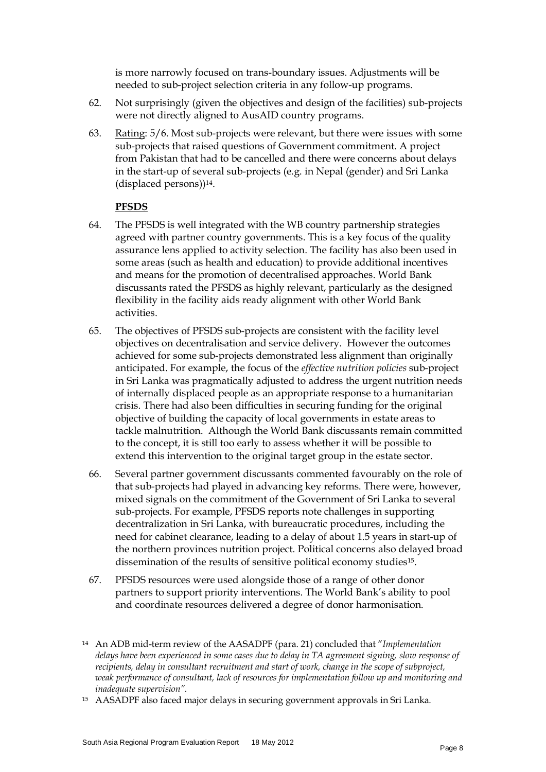is more narrowly focused on trans-boundary issues. Adjustments will be needed to sub-project selection criteria in any follow-up programs.

62. Not surprisingly (given the objectives and design of the facilities) sub-projects were not directly aligned to AusAID country programs.

63. Rating: 5/6. Most sub-projects were relevant, but there were issues with some sub-projects that raised questions of Government commitment. A project from Pakistan that had to be cancelled and there were concerns about delays in the start-up of several sub-projects (e.g. in Nepal (gender) and Sri Lanka (displaced persons))[14].

**PFSDS**

64. The PFSDS is well integrated with the WB country partnership strategies agreed with partner country governments. This is a key focus of the quality assurance lens applied to activity selection. The facility has also been used in some areas (such as health and education) to provide additional incentives and means for the promotion of decentralised approaches. World Bank discussants rated the PFSDS as highly relevant, particularly as the designed flexibility in the facility aids ready alignment with other World Bank activities.

65. The objectives of PFSDS sub-projects are consistent with the facility level objectives on decentralisation and service delivery. However the outcomes achieved for some sub-projects demonstrated less alignment than originally anticipated. For example, the focus of the *effective nutrition policies* sub-project in Sri Lanka was pragmatically adjusted to address the urgent nutrition needs of internally displaced people as an appropriate response to a humanitarian crisis. There had also been difficulties in securing funding for the original objective of building the capacity of local governments in estate areas to tackle malnutrition. Although the World Bank discussants remain committed to the concept, it is still too early to assess whether it will be possible to extend this intervention to the original target group in the estate sector.

66. Several partner government discussants commented favourably on the role of that sub-projects had played in advancing key reforms. There were, however, mixed signals on the commitment of the Government of Sri Lanka to several sub-projects. For example, PFSDS reports note challenges in supporting decentralization in Sri Lanka, with bureaucratic procedures, including the need for cabinet clearance, leading to a delay of about 1.5 years in start-up of the northern provinces nutrition project. Political concerns also delayed broad dissemination of the results of sensitive political economy studies[15].

67. PFSDS resources were used alongside those of a range of other donor partners to support priority interventions. The World Bank's ability to pool and coordinate resources delivered a degree of donor harmonisation.

[14] An ADB mid-term review of the AASADPF (para. 21) concluded that "*Implementation delays have been experienced in some cases due to delay in TA agreement signing, slow response of recipients, delay in consultant recruitment and start of work, change in the scope of subproject, weak performance of consultant, lack of resources for implementation follow up and monitoring and inadequate supervision*".

[15] AASADPF also faced major delays in securing government approvals in Sri Lanka.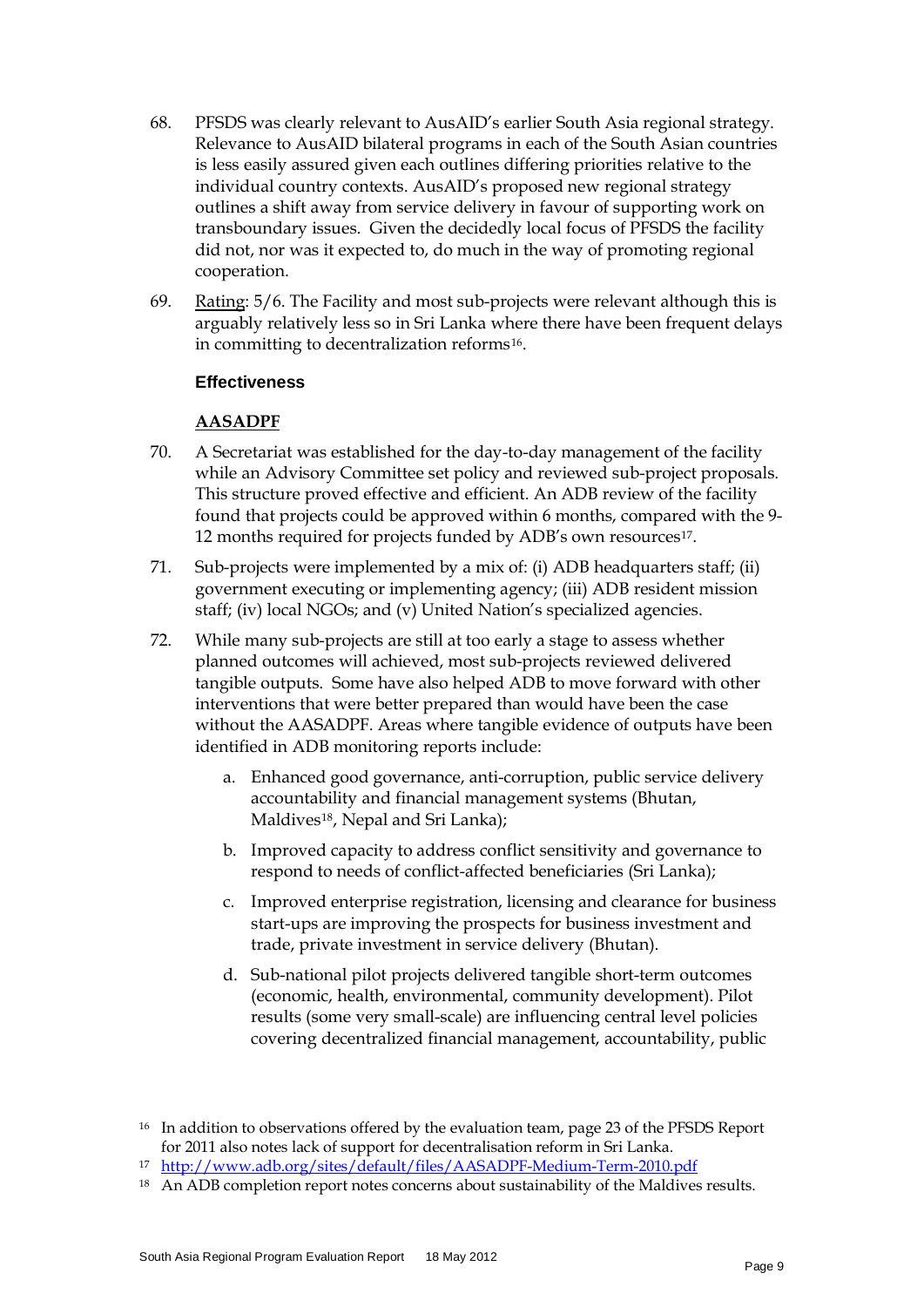68. PFSDS was clearly relevant to AusAID's earlier South Asia regional strategy. Relevance to AusAID bilateral programs in each of the South Asian countries is less easily assured given each outlines differing priorities relative to the individual country contexts. AusAID's proposed new regional strategy outlines a shift away from service delivery in favour of supporting work on transboundary issues. Given the decidedly local focus of PFSDS the facility did not, nor was it expected to, do much in the way of promoting regional cooperation.

69. Rating: 5/6. The Facility and most sub-projects were relevant although this is arguably relatively less so in Sri Lanka where there have been frequent delays in committing to decentralization reforms[16].

#### Effectiveness

**AASADPF**

70. A Secretariat was established for the day-to-day management of the facility while an Advisory Committee set policy and reviewed sub-project proposals. This structure proved effective and efficient. An ADB review of the facility found that projects could be approved within 6 months, compared with the 9-12 months required for projects funded by ADB's own resources[17].

71. Sub-projects were implemented by a mix of: (i) ADB headquarters staff; (ii) government executing or implementing agency; (iii) ADB resident mission staff; (iv) local NGOs; and (v) United Nation's specialized agencies.

72. While many sub-projects are still at too early a stage to assess whether planned outcomes will achieved, most sub-projects reviewed delivered tangible outputs. Some have also helped ADB to move forward with other interventions that were better prepared than would have been the case without the AASADPF. Areas where tangible evidence of outputs have been identified in ADB monitoring reports include:

   a. Enhanced good governance, anti-corruption, public service delivery accountability and financial management systems (Bhutan, Maldives[18], Nepal and Sri Lanka);

   b. Improved capacity to address conflict sensitivity and governance to respond to needs of conflict-affected beneficiaries (Sri Lanka);

   c. Improved enterprise registration, licensing and clearance for business start-ups are improving the prospects for business investment and trade, private investment in service delivery (Bhutan).

   d. Sub-national pilot projects delivered tangible short-term outcomes (economic, health, environmental, community development). Pilot results (some very small-scale) are influencing central level policies covering decentralized financial management, accountability, public

---

[16] In addition to observations offered by the evaluation team, page 23 of the PFSDS Report for 2011 also notes lack of support for decentralisation reform in Sri Lanka.

[17] http://www.adb.org/sites/default/files/AASADPF-Medium-Term-2010.pdf

[18] An ADB completion report notes concerns about sustainability of the Maldives results.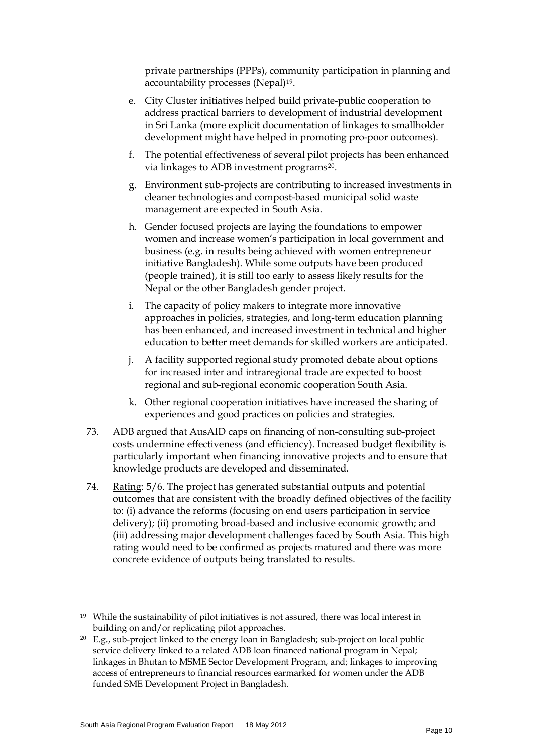private partnerships (PPPs), community participation in planning and accountability processes (Nepal)[19].

e. City Cluster initiatives helped build private-public cooperation to address practical barriers to development of industrial development in Sri Lanka (more explicit documentation of linkages to smallholder development might have helped in promoting pro-poor outcomes).

f. The potential effectiveness of several pilot projects has been enhanced via linkages to ADB investment programs[20].

g. Environment sub-projects are contributing to increased investments in cleaner technologies and compost-based municipal solid waste management are expected in South Asia.

h. Gender focused projects are laying the foundations to empower women and increase women's participation in local government and business (e.g. in results being achieved with women entrepreneur initiative Bangladesh). While some outputs have been produced (people trained), it is still too early to assess likely results for the Nepal or the other Bangladesh gender project.

i. The capacity of policy makers to integrate more innovative approaches in policies, strategies, and long-term education planning has been enhanced, and increased investment in technical and higher education to better meet demands for skilled workers are anticipated.

j. A facility supported regional study promoted debate about options for increased inter and intraregional trade are expected to boost regional and sub-regional economic cooperation South Asia.

k. Other regional cooperation initiatives have increased the sharing of experiences and good practices on policies and strategies.

73. ADB argued that AusAID caps on financing of non-consulting sub-project costs undermine effectiveness (and efficiency). Increased budget flexibility is particularly important when financing innovative projects and to ensure that knowledge products are developed and disseminated.

74. Rating: 5/6. The project has generated substantial outputs and potential outcomes that are consistent with the broadly defined objectives of the facility to: (i) advance the reforms (focusing on end users participation in service delivery); (ii) promoting broad-based and inclusive economic growth; and (iii) addressing major development challenges faced by South Asia. This high rating would need to be confirmed as projects matured and there was more concrete evidence of outputs being translated to results.

[19] While the sustainability of pilot initiatives is not assured, there was local interest in building on and/or replicating pilot approaches.

[20] E.g., sub-project linked to the energy loan in Bangladesh; sub-project on local public service delivery linked to a related ADB loan financed national program in Nepal; linkages in Bhutan to MSME Sector Development Program, and; linkages to improving access of entrepreneurs to financial resources earmarked for women under the ADB funded SME Development Project in Bangladesh.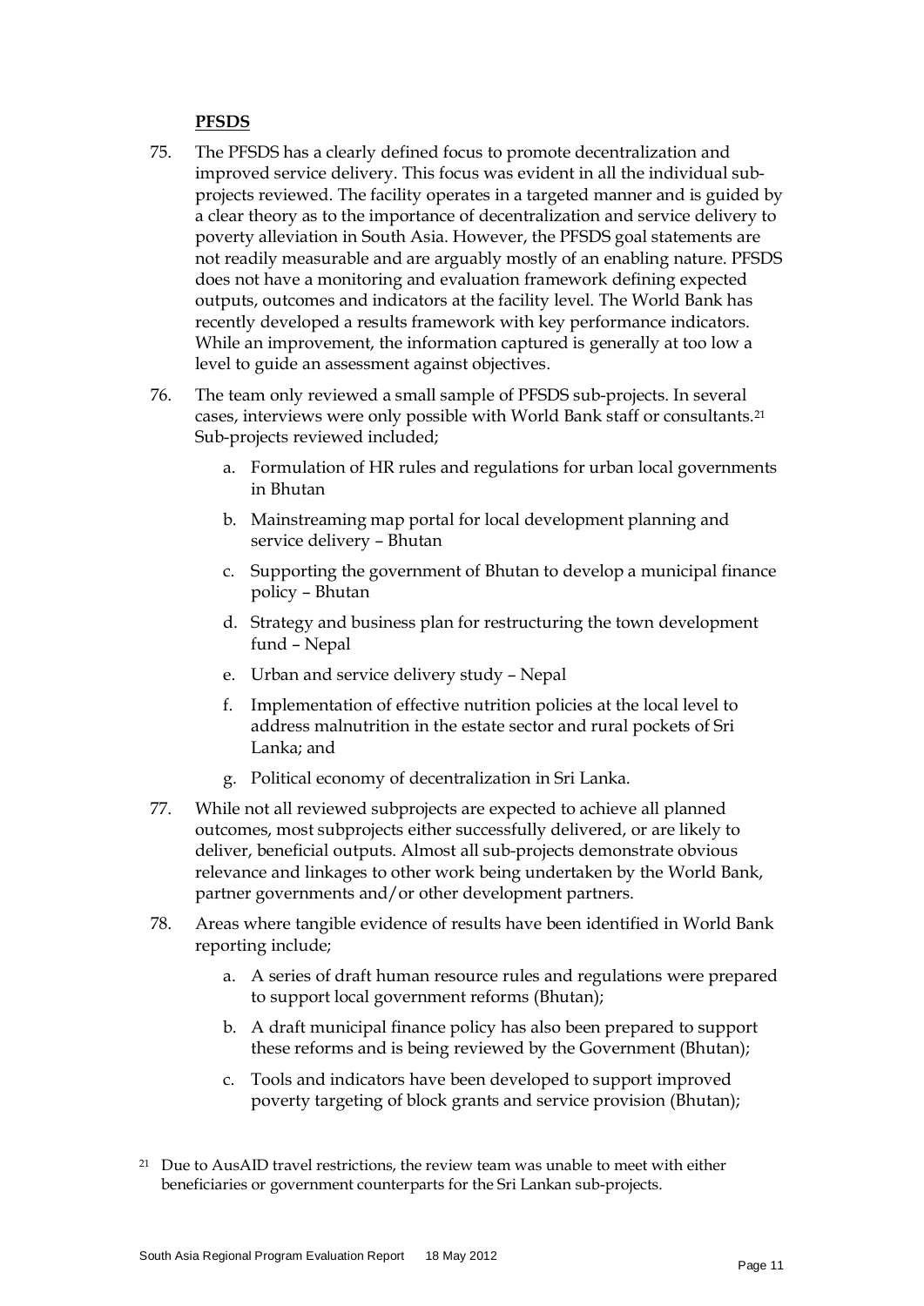**PFSDS**

75. The PFSDS has a clearly defined focus to promote decentralization and improved service delivery. This focus was evident in all the individual sub-projects reviewed. The facility operates in a targeted manner and is guided by a clear theory as to the importance of decentralization and service delivery to poverty alleviation in South Asia. However, the PFSDS goal statements are not readily measurable and are arguably mostly of an enabling nature. PFSDS does not have a monitoring and evaluation framework defining expected outputs, outcomes and indicators at the facility level. The World Bank has recently developed a results framework with key performance indicators. While an improvement, the information captured is generally at too low a level to guide an assessment against objectives.

76. The team only reviewed a small sample of PFSDS sub-projects. In several cases, interviews were only possible with World Bank staff or consultants.[21] Sub-projects reviewed included;

    a. Formulation of HR rules and regulations for urban local governments in Bhutan

    b. Mainstreaming map portal for local development planning and service delivery – Bhutan

    c. Supporting the government of Bhutan to develop a municipal finance policy – Bhutan

    d. Strategy and business plan for restructuring the town development fund – Nepal

    e. Urban and service delivery study – Nepal

    f. Implementation of effective nutrition policies at the local level to address malnutrition in the estate sector and rural pockets of Sri Lanka; and

    g. Political economy of decentralization in Sri Lanka.

77. While not all reviewed subprojects are expected to achieve all planned outcomes, most subprojects either successfully delivered, or are likely to deliver, beneficial outputs. Almost all sub-projects demonstrate obvious relevance and linkages to other work being undertaken by the World Bank, partner governments and/or other development partners.

78. Areas where tangible evidence of results have been identified in World Bank reporting include;

    a. A series of draft human resource rules and regulations were prepared to support local government reforms (Bhutan);

    b. A draft municipal finance policy has also been prepared to support these reforms and is being reviewed by the Government (Bhutan);

    c. Tools and indicators have been developed to support improved poverty targeting of block grants and service provision (Bhutan);

[21] Due to AusAID travel restrictions, the review team was unable to meet with either beneficiaries or government counterparts for the Sri Lankan sub-projects.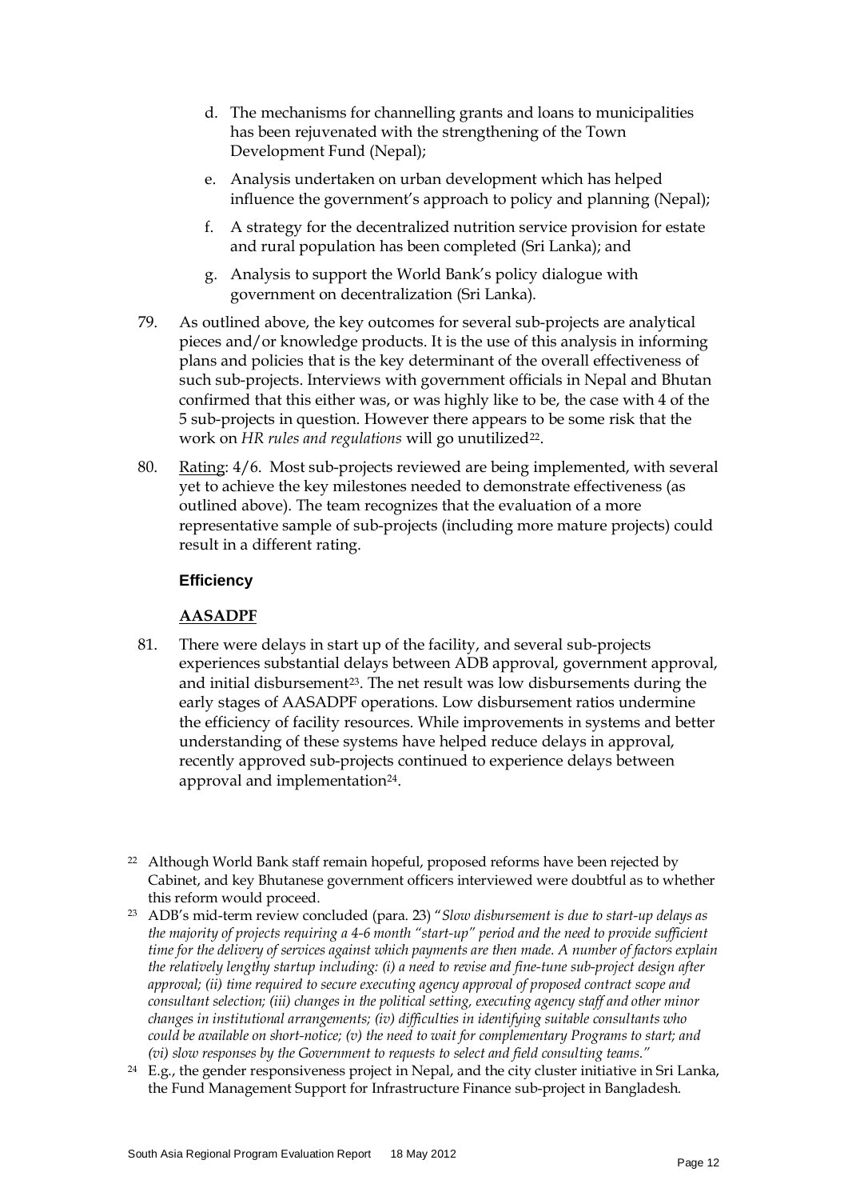d. The mechanisms for channelling grants and loans to municipalities has been rejuvenated with the strengthening of the Town Development Fund (Nepal);

e. Analysis undertaken on urban development which has helped influence the government's approach to policy and planning (Nepal);

f. A strategy for the decentralized nutrition service provision for estate and rural population has been completed (Sri Lanka); and

g. Analysis to support the World Bank's policy dialogue with government on decentralization (Sri Lanka).

79. As outlined above, the key outcomes for several sub-projects are analytical pieces and/or knowledge products. It is the use of this analysis in informing plans and policies that is the key determinant of the overall effectiveness of such sub-projects. Interviews with government officials in Nepal and Bhutan confirmed that this either was, or was highly like to be, the case with 4 of the 5 sub-projects in question. However there appears to be some risk that the work on *HR rules and regulations* will go unutilized[22].

80. Rating: 4/6. Most sub-projects reviewed are being implemented, with several yet to achieve the key milestones needed to demonstrate effectiveness (as outlined above). The team recognizes that the evaluation of a more representative sample of sub-projects (including more mature projects) could result in a different rating.

#### Efficiency

**AASADPF**

81. There were delays in start up of the facility, and several sub-projects experiences substantial delays between ADB approval, government approval, and initial disbursement[23]. The net result was low disbursements during the early stages of AASADPF operations. Low disbursement ratios undermine the efficiency of facility resources. While improvements in systems and better understanding of these systems have helped reduce delays in approval, recently approved sub-projects continued to experience delays between approval and implementation[24].

---

[22] Although World Bank staff remain hopeful, proposed reforms have been rejected by Cabinet, and key Bhutanese government officers interviewed were doubtful as to whether this reform would proceed.

[23] ADB's mid-term review concluded (para. 23) "*Slow disbursement is due to start-up delays as the majority of projects requiring a 4-6 month "start-up" period and the need to provide sufficient time for the delivery of services against which payments are then made. A number of factors explain the relatively lengthy startup including: (i) a need to revise and fine-tune sub-project design after approval; (ii) time required to secure executing agency approval of proposed contract scope and consultant selection; (iii) changes in the political setting, executing agency staff and other minor changes in institutional arrangements; (iv) difficulties in identifying suitable consultants who could be available on short-notice; (v) the need to wait for complementary Programs to start; and (vi) slow responses by the Government to requests to select and field consulting teams.*"

[24] E.g., the gender responsiveness project in Nepal, and the city cluster initiative in Sri Lanka, the Fund Management Support for Infrastructure Finance sub-project in Bangladesh.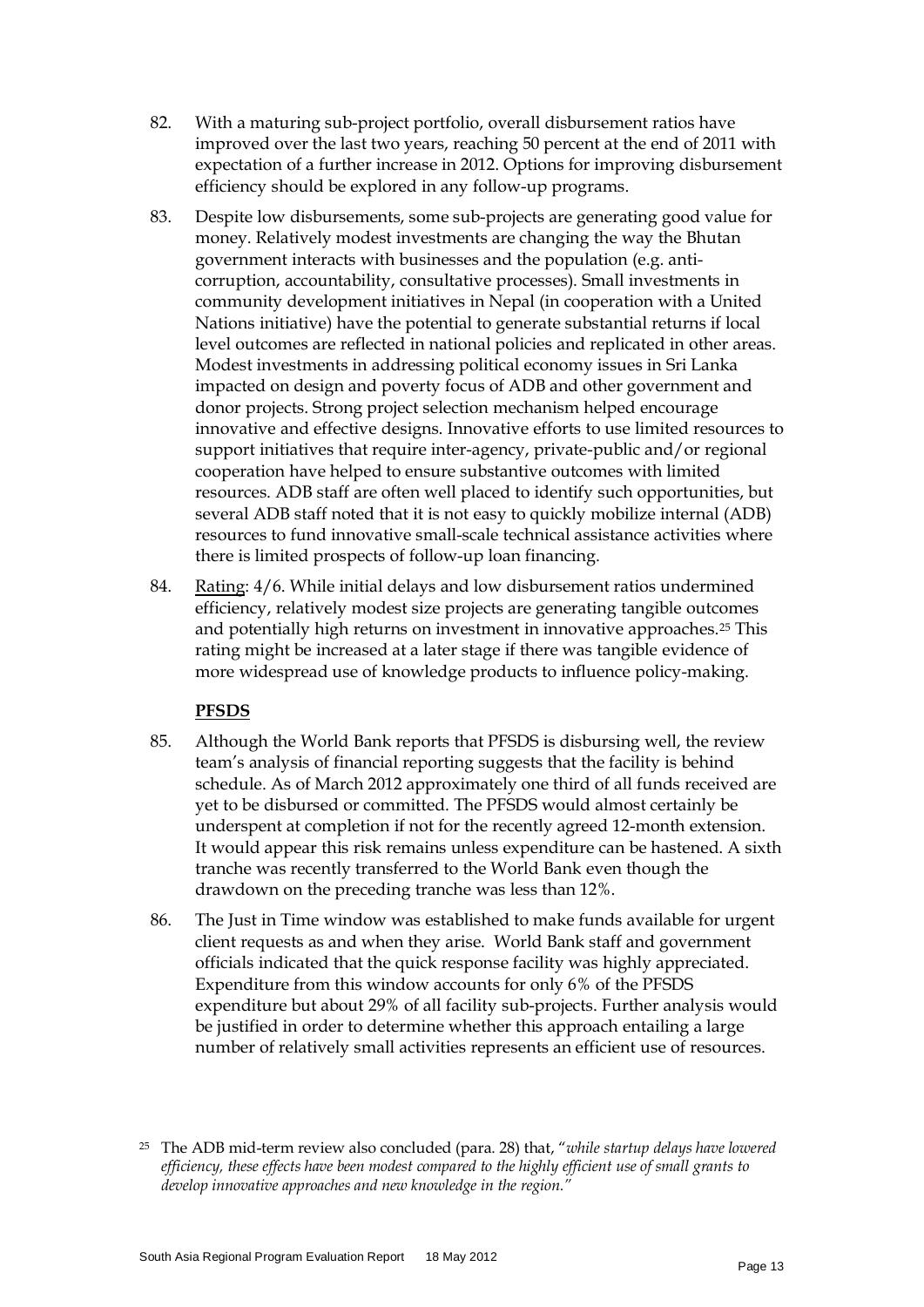82. With a maturing sub-project portfolio, overall disbursement ratios have improved over the last two years, reaching 50 percent at the end of 2011 with expectation of a further increase in 2012. Options for improving disbursement efficiency should be explored in any follow-up programs.

83. Despite low disbursements, some sub-projects are generating good value for money. Relatively modest investments are changing the way the Bhutan government interacts with businesses and the population (e.g. anti-corruption, accountability, consultative processes). Small investments in community development initiatives in Nepal (in cooperation with a United Nations initiative) have the potential to generate substantial returns if local level outcomes are reflected in national policies and replicated in other areas. Modest investments in addressing political economy issues in Sri Lanka impacted on design and poverty focus of ADB and other government and donor projects. Strong project selection mechanism helped encourage innovative and effective designs. Innovative efforts to use limited resources to support initiatives that require inter-agency, private-public and/or regional cooperation have helped to ensure substantive outcomes with limited resources. ADB staff are often well placed to identify such opportunities, but several ADB staff noted that it is not easy to quickly mobilize internal (ADB) resources to fund innovative small-scale technical assistance activities where there is limited prospects of follow-up loan financing.

84. Rating: 4/6. While initial delays and low disbursement ratios undermined efficiency, relatively modest size projects are generating tangible outcomes and potentially high returns on investment in innovative approaches.[25] This rating might be increased at a later stage if there was tangible evidence of more widespread use of knowledge products to influence policy-making.

**PFSDS**

85. Although the World Bank reports that PFSDS is disbursing well, the review team's analysis of financial reporting suggests that the facility is behind schedule. As of March 2012 approximately one third of all funds received are yet to be disbursed or committed. The PFSDS would almost certainly be underspent at completion if not for the recently agreed 12-month extension. It would appear this risk remains unless expenditure can be hastened. A sixth tranche was recently transferred to the World Bank even though the drawdown on the preceding tranche was less than 12%.

86. The Just in Time window was established to make funds available for urgent client requests as and when they arise. World Bank staff and government officials indicated that the quick response facility was highly appreciated. Expenditure from this window accounts for only 6% of the PFSDS expenditure but about 29% of all facility sub-projects. Further analysis would be justified in order to determine whether this approach entailing a large number of relatively small activities represents an efficient use of resources.

[25] The ADB mid-term review also concluded (para. 28) that, "*while startup delays have lowered efficiency, these effects have been modest compared to the highly efficient use of small grants to develop innovative approaches and new knowledge in the region.*"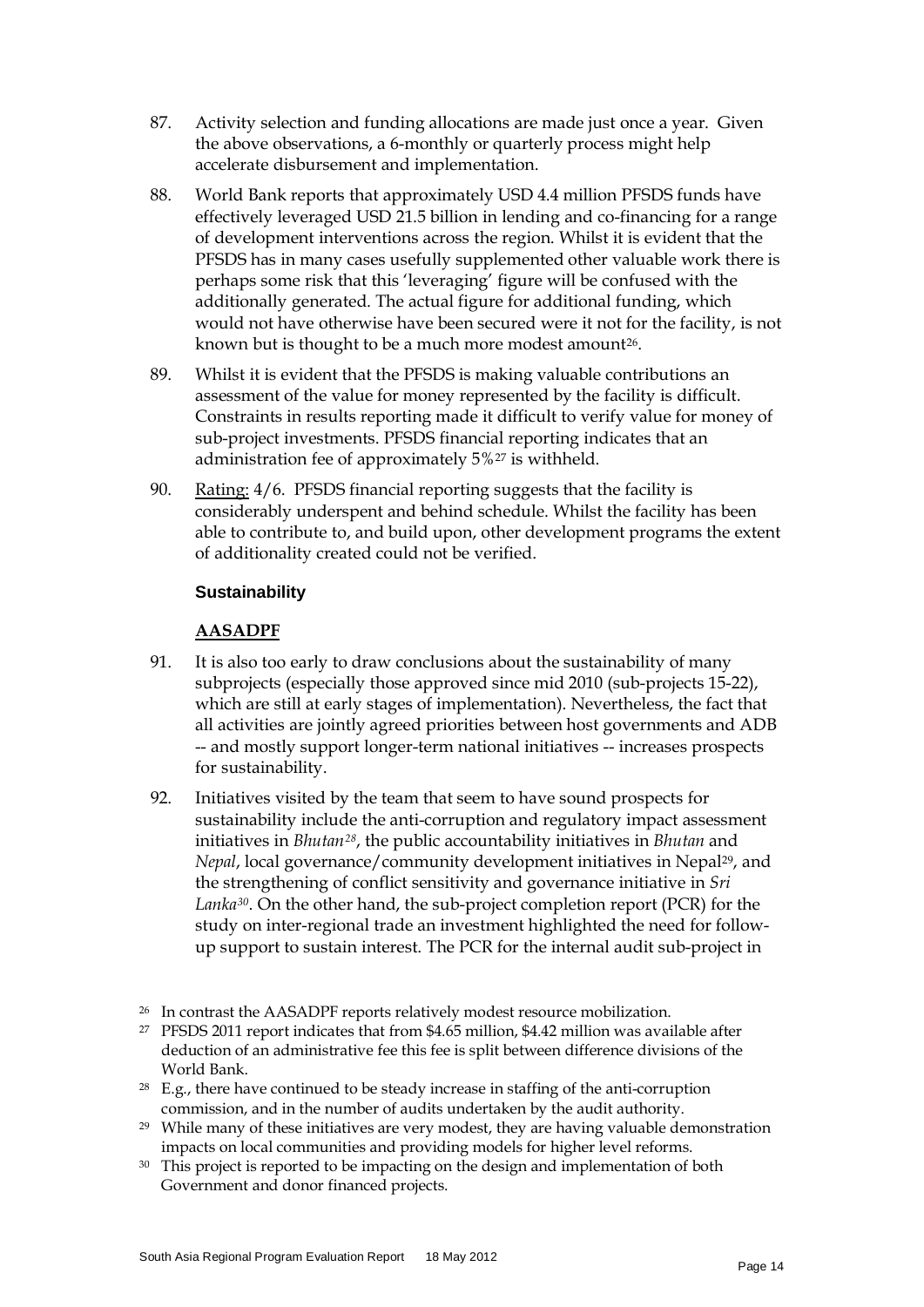87. Activity selection and funding allocations are made just once a year. Given the above observations, a 6-monthly or quarterly process might help accelerate disbursement and implementation.

88. World Bank reports that approximately USD 4.4 million PFSDS funds have effectively leveraged USD 21.5 billion in lending and co-financing for a range of development interventions across the region. Whilst it is evident that the PFSDS has in many cases usefully supplemented other valuable work there is perhaps some risk that this 'leveraging' figure will be confused with the additionally generated. The actual figure for additional funding, which would not have otherwise have been secured were it not for the facility, is not known but is thought to be a much more modest amount[26].

89. Whilst it is evident that the PFSDS is making valuable contributions an assessment of the value for money represented by the facility is difficult. Constraints in results reporting made it difficult to verify value for money of sub-project investments. PFSDS financial reporting indicates that an administration fee of approximately 5%[27] is withheld.

90. Rating: 4/6. PFSDS financial reporting suggests that the facility is considerably underspent and behind schedule. Whilst the facility has been able to contribute to, and build upon, other development programs the extent of additionality created could not be verified.

### Sustainability

**AASADPF**

91. It is also too early to draw conclusions about the sustainability of many subprojects (especially those approved since mid 2010 (sub-projects 15-22), which are still at early stages of implementation). Nevertheless, the fact that all activities are jointly agreed priorities between host governments and ADB -- and mostly support longer-term national initiatives -- increases prospects for sustainability.

92. Initiatives visited by the team that seem to have sound prospects for sustainability include the anti-corruption and regulatory impact assessment initiatives in *Bhutan*[28], the public accountability initiatives in *Bhutan* and *Nepal*, local governance/community development initiatives in Nepal[29], and the strengthening of conflict sensitivity and governance initiative in *Sri Lanka*[30]. On the other hand, the sub-project completion report (PCR) for the study on inter-regional trade an investment highlighted the need for follow-up support to sustain interest. The PCR for the internal audit sub-project in

---

[26] In contrast the AASADPF reports relatively modest resource mobilization.

[27] PFSDS 2011 report indicates that from $4.65 million, $4.42 million was available after deduction of an administrative fee this fee is split between difference divisions of the World Bank.

[28] E.g., there have continued to be steady increase in staffing of the anti-corruption commission, and in the number of audits undertaken by the audit authority.

[29] While many of these initiatives are very modest, they are having valuable demonstration impacts on local communities and providing models for higher level reforms.

[30] This project is reported to be impacting on the design and implementation of both Government and donor financed projects.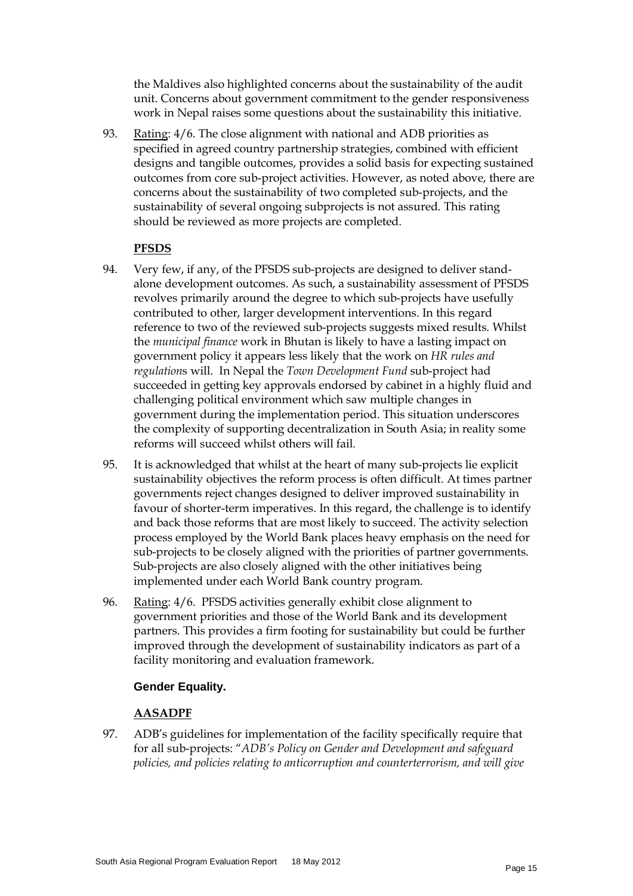the Maldives also highlighted concerns about the sustainability of the audit unit. Concerns about government commitment to the gender responsiveness work in Nepal raises some questions about the sustainability this initiative.

93. Rating: 4/6. The close alignment with national and ADB priorities as specified in agreed country partnership strategies, combined with efficient designs and tangible outcomes, provides a solid basis for expecting sustained outcomes from core sub-project activities. However, as noted above, there are concerns about the sustainability of two completed sub-projects, and the sustainability of several ongoing subprojects is not assured. This rating should be reviewed as more projects are completed.

**PFSDS**

94. Very few, if any, of the PFSDS sub-projects are designed to deliver stand-alone development outcomes. As such, a sustainability assessment of PFSDS revolves primarily around the degree to which sub-projects have usefully contributed to other, larger development interventions. In this regard reference to two of the reviewed sub-projects suggests mixed results. Whilst the *municipal finance* work in Bhutan is likely to have a lasting impact on government policy it appears less likely that the work on *HR rules and regulations* will. In Nepal the *Town Development Fund* sub-project had succeeded in getting key approvals endorsed by cabinet in a highly fluid and challenging political environment which saw multiple changes in government during the implementation period. This situation underscores the complexity of supporting decentralization in South Asia; in reality some reforms will succeed whilst others will fail.

95. It is acknowledged that whilst at the heart of many sub-projects lie explicit sustainability objectives the reform process is often difficult. At times partner governments reject changes designed to deliver improved sustainability in favour of shorter-term imperatives. In this regard, the challenge is to identify and back those reforms that are most likely to succeed. The activity selection process employed by the World Bank places heavy emphasis on the need for sub-projects to be closely aligned with the priorities of partner governments. Sub-projects are also closely aligned with the other initiatives being implemented under each World Bank country program.

96. Rating: 4/6. PFSDS activities generally exhibit close alignment to government priorities and those of the World Bank and its development partners. This provides a firm footing for sustainability but could be further improved through the development of sustainability indicators as part of a facility monitoring and evaluation framework.

**Gender Equality.**

**AASADPF**

97. ADB's guidelines for implementation of the facility specifically require that for all sub-projects: "*ADB's Policy on Gender and Development and safeguard policies, and policies relating to anticorruption and counterterrorism, and will give*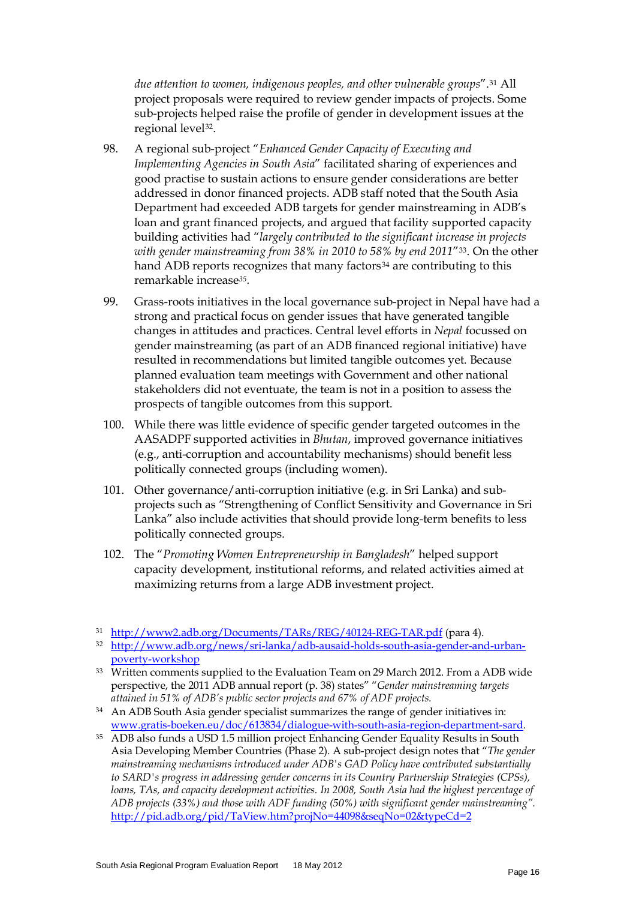*due attention to women, indigenous peoples, and other vulnerable groups*".[31] All project proposals were required to review gender impacts of projects. Some sub-projects helped raise the profile of gender in development issues at the regional level[32].

98. A regional sub-project "*Enhanced Gender Capacity of Executing and Implementing Agencies in South Asia*" facilitated sharing of experiences and good practise to sustain actions to ensure gender considerations are better addressed in donor financed projects. ADB staff noted that the South Asia Department had exceeded ADB targets for gender mainstreaming in ADB's loan and grant financed projects, and argued that facility supported capacity building activities had "*largely contributed to the significant increase in projects with gender mainstreaming from 38% in 2010 to 58% by end 2011*"[33]. On the other hand ADB reports recognizes that many factors[34] are contributing to this remarkable increase[35].

99. Grass-roots initiatives in the local governance sub-project in Nepal have had a strong and practical focus on gender issues that have generated tangible changes in attitudes and practices. Central level efforts in *Nepal* focussed on gender mainstreaming (as part of an ADB financed regional initiative) have resulted in recommendations but limited tangible outcomes yet. Because planned evaluation team meetings with Government and other national stakeholders did not eventuate, the team is not in a position to assess the prospects of tangible outcomes from this support.

100. While there was little evidence of specific gender targeted outcomes in the AASADPF supported activities in *Bhutan*, improved governance initiatives (e.g., anti-corruption and accountability mechanisms) should benefit less politically connected groups (including women).

101. Other governance/anti-corruption initiative (e.g. in Sri Lanka) and sub-projects such as "Strengthening of Conflict Sensitivity and Governance in Sri Lanka" also include activities that should provide long-term benefits to less politically connected groups.

102. The "*Promoting Women Entrepreneurship in Bangladesh*" helped support capacity development, institutional reforms, and related activities aimed at maximizing returns from a large ADB investment project.

---

[31] http://www2.adb.org/Documents/TARs/REG/40124-REG-TAR.pdf (para 4).

[32] http://www.adb.org/news/sri-lanka/adb-ausaid-holds-south-asia-gender-and-urban-poverty-workshop

[33] Written comments supplied to the Evaluation Team on 29 March 2012. From a ADB wide perspective, the 2011 ADB annual report (p. 38) states" "*Gender mainstreaming targets attained in 51% of ADB's public sector projects and 67% of ADF projects.*

[34] An ADB South Asia gender specialist summarizes the range of gender initiatives in: www.gratis-boeken.eu/doc/613834/dialogue-with-south-asia-region-department-sard.

[35] ADB also funds a USD 1.5 million project Enhancing Gender Equality Results in South Asia Developing Member Countries (Phase 2). A sub-project design notes that "*The gender mainstreaming mechanisms introduced under ADB's GAD Policy have contributed substantially to SARD's progress in addressing gender concerns in its Country Partnership Strategies (CPSs), loans, TAs, and capacity development activities. In 2008, South Asia had the highest percentage of ADB projects (33%) and those with ADF funding (50%) with significant gender mainstreaming".* http://pid.adb.org/pid/TaView.htm?projNo=44098&seqNo=02&typeCd=2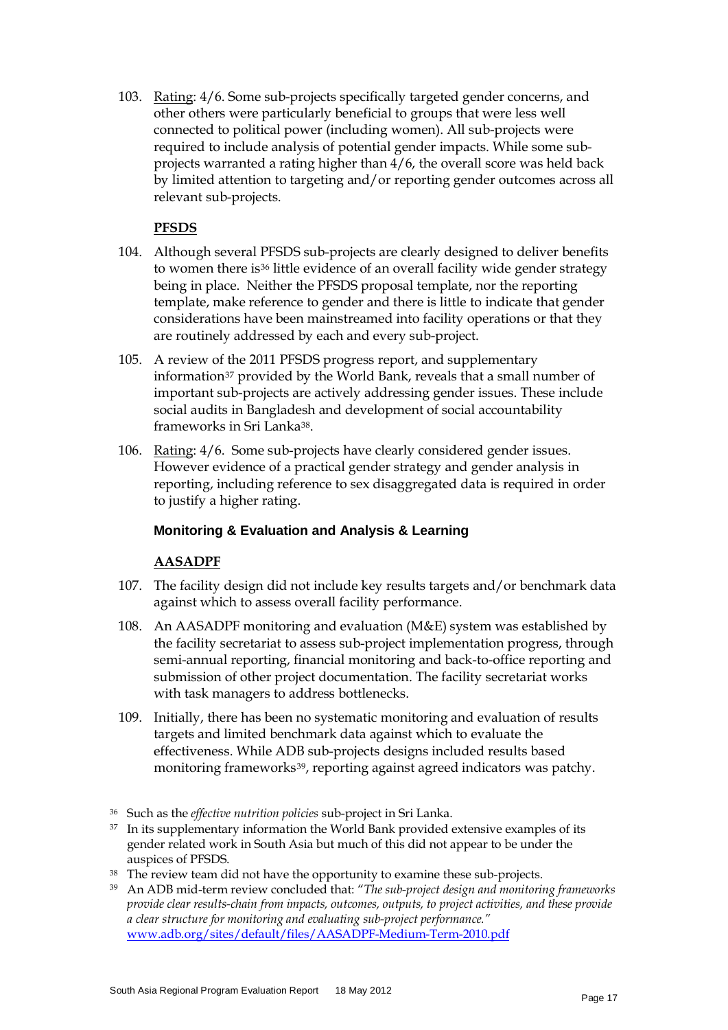103. Rating: 4/6. Some sub-projects specifically targeted gender concerns, and other others were particularly beneficial to groups that were less well connected to political power (including women). All sub-projects were required to include analysis of potential gender impacts. While some sub-projects warranted a rating higher than 4/6, the overall score was held back by limited attention to targeting and/or reporting gender outcomes across all relevant sub-projects.

**PFSDS**

104. Although several PFSDS sub-projects are clearly designed to deliver benefits to women there is[36] little evidence of an overall facility wide gender strategy being in place. Neither the PFSDS proposal template, nor the reporting template, make reference to gender and there is little to indicate that gender considerations have been mainstreamed into facility operations or that they are routinely addressed by each and every sub-project.

105. A review of the 2011 PFSDS progress report, and supplementary information[37] provided by the World Bank, reveals that a small number of important sub-projects are actively addressing gender issues. These include social audits in Bangladesh and development of social accountability frameworks in Sri Lanka[38].

106. Rating: 4/6. Some sub-projects have clearly considered gender issues. However evidence of a practical gender strategy and gender analysis in reporting, including reference to sex disaggregated data is required in order to justify a higher rating.

### Monitoring & Evaluation and Analysis & Learning

**AASADPF**

107. The facility design did not include key results targets and/or benchmark data against which to assess overall facility performance.

108. An AASADPF monitoring and evaluation (M&E) system was established by the facility secretariat to assess sub-project implementation progress, through semi-annual reporting, financial monitoring and back-to-office reporting and submission of other project documentation. The facility secretariat works with task managers to address bottlenecks.

109. Initially, there has been no systematic monitoring and evaluation of results targets and limited benchmark data against which to evaluate the effectiveness. While ADB sub-projects designs included results based monitoring frameworks[39], reporting against agreed indicators was patchy.

---

[36] Such as the *effective nutrition policies* sub-project in Sri Lanka.

[37] In its supplementary information the World Bank provided extensive examples of its gender related work in South Asia but much of this did not appear to be under the auspices of PFSDS.

[38] The review team did not have the opportunity to examine these sub-projects.

[39] An ADB mid-term review concluded that: "*The sub-project design and monitoring frameworks provide clear results-chain from impacts, outcomes, outputs, to project activities, and these provide a clear structure for monitoring and evaluating sub-project performance.*" www.adb.org/sites/default/files/AASADPF-Medium-Term-2010.pdf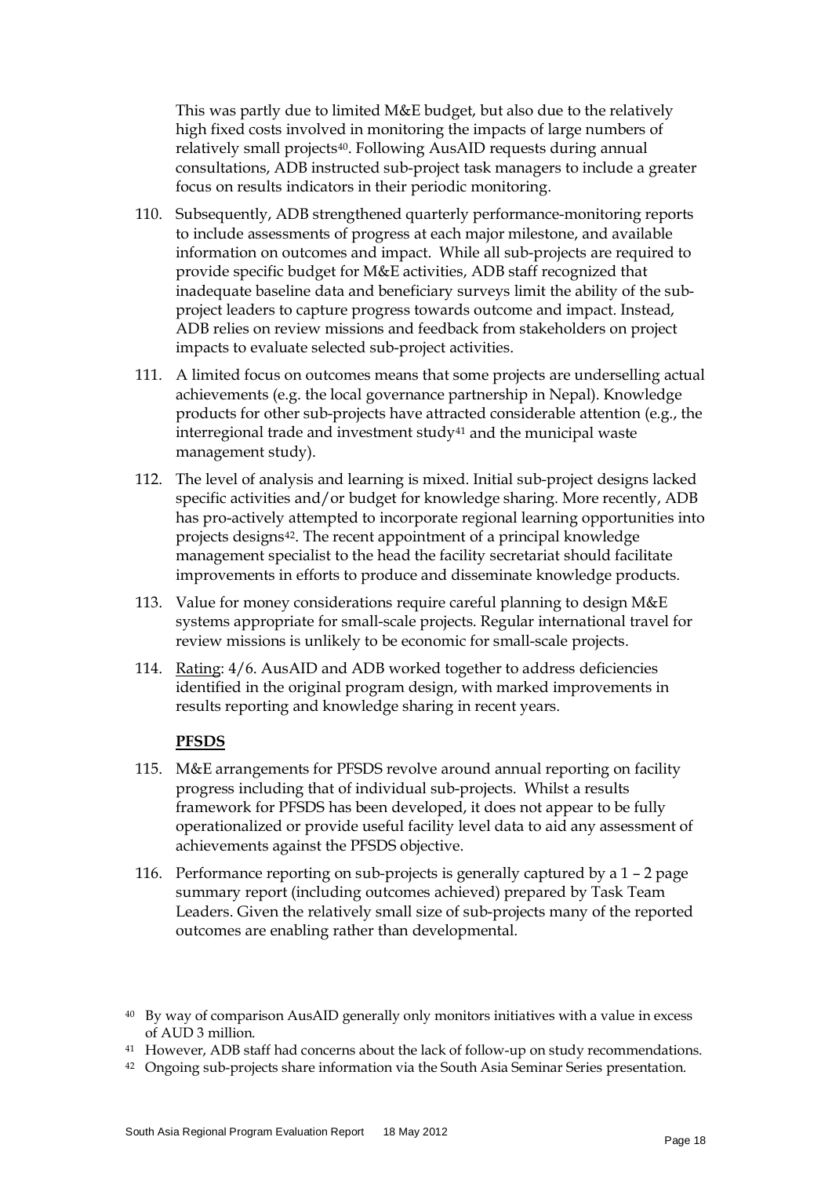This was partly due to limited M&E budget, but also due to the relatively high fixed costs involved in monitoring the impacts of large numbers of relatively small projects[40]. Following AusAID requests during annual consultations, ADB instructed sub-project task managers to include a greater focus on results indicators in their periodic monitoring.

110. Subsequently, ADB strengthened quarterly performance-monitoring reports to include assessments of progress at each major milestone, and available information on outcomes and impact. While all sub-projects are required to provide specific budget for M&E activities, ADB staff recognized that inadequate baseline data and beneficiary surveys limit the ability of the sub-project leaders to capture progress towards outcome and impact. Instead, ADB relies on review missions and feedback from stakeholders on project impacts to evaluate selected sub-project activities.

111. A limited focus on outcomes means that some projects are underselling actual achievements (e.g. the local governance partnership in Nepal). Knowledge products for other sub-projects have attracted considerable attention (e.g., the interregional trade and investment study[41] and the municipal waste management study).

112. The level of analysis and learning is mixed. Initial sub-project designs lacked specific activities and/or budget for knowledge sharing. More recently, ADB has pro-actively attempted to incorporate regional learning opportunities into projects designs[42]. The recent appointment of a principal knowledge management specialist to the head the facility secretariat should facilitate improvements in efforts to produce and disseminate knowledge products.

113. Value for money considerations require careful planning to design M&E systems appropriate for small-scale projects. Regular international travel for review missions is unlikely to be economic for small-scale projects.

114. Rating: 4/6. AusAID and ADB worked together to address deficiencies identified in the original program design, with marked improvements in results reporting and knowledge sharing in recent years.

**PFSDS**

115. M&E arrangements for PFSDS revolve around annual reporting on facility progress including that of individual sub-projects. Whilst a results framework for PFSDS has been developed, it does not appear to be fully operationalized or provide useful facility level data to aid any assessment of achievements against the PFSDS objective.

116. Performance reporting on sub-projects is generally captured by a 1 – 2 page summary report (including outcomes achieved) prepared by Task Team Leaders. Given the relatively small size of sub-projects many of the reported outcomes are enabling rather than developmental.

[40] By way of comparison AusAID generally only monitors initiatives with a value in excess of AUD 3 million.

[41] However, ADB staff had concerns about the lack of follow-up on study recommendations.

[42] Ongoing sub-projects share information via the South Asia Seminar Series presentation.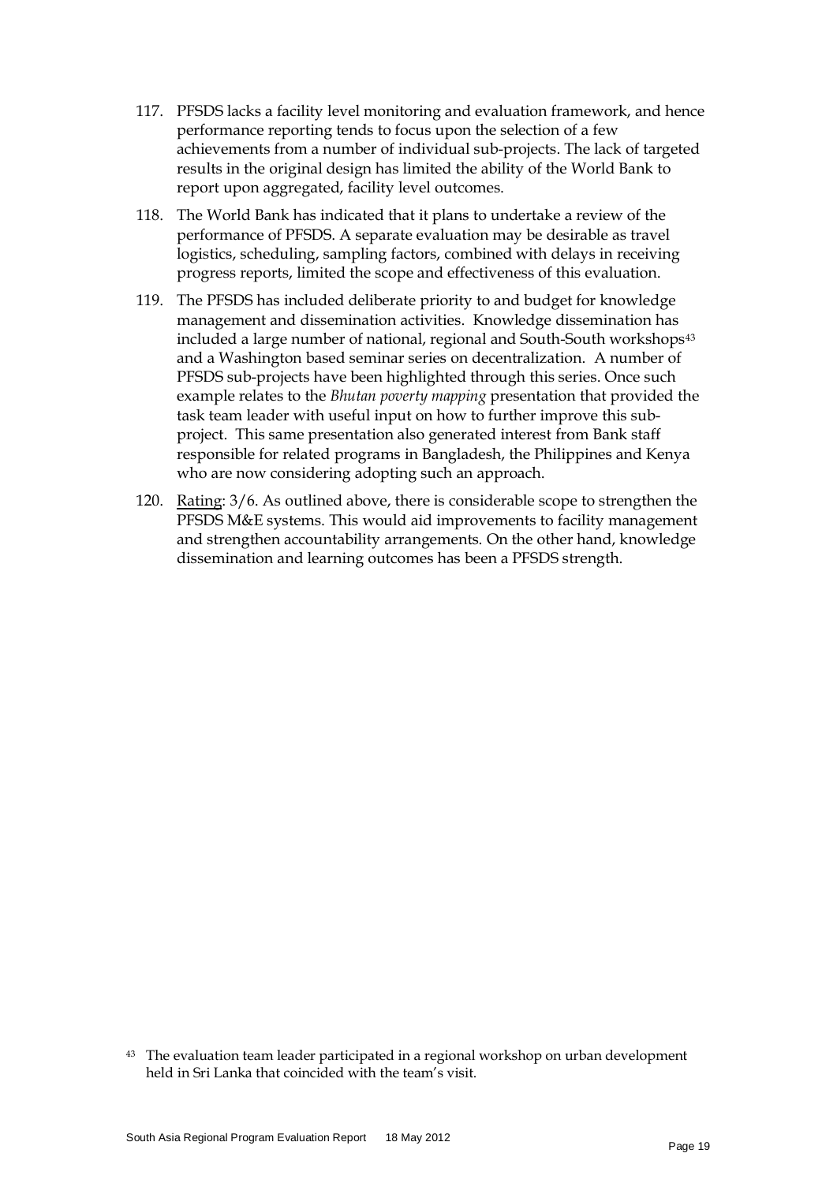117. PFSDS lacks a facility level monitoring and evaluation framework, and hence performance reporting tends to focus upon the selection of a few achievements from a number of individual sub-projects. The lack of targeted results in the original design has limited the ability of the World Bank to report upon aggregated, facility level outcomes.

118. The World Bank has indicated that it plans to undertake a review of the performance of PFSDS. A separate evaluation may be desirable as travel logistics, scheduling, sampling factors, combined with delays in receiving progress reports, limited the scope and effectiveness of this evaluation.

119. The PFSDS has included deliberate priority to and budget for knowledge management and dissemination activities. Knowledge dissemination has included a large number of national, regional and South-South workshops[43] and a Washington based seminar series on decentralization. A number of PFSDS sub-projects have been highlighted through this series. Once such example relates to the *Bhutan poverty mapping* presentation that provided the task team leader with useful input on how to further improve this sub-project. This same presentation also generated interest from Bank staff responsible for related programs in Bangladesh, the Philippines and Kenya who are now considering adopting such an approach.

120. Rating: 3/6. As outlined above, there is considerable scope to strengthen the PFSDS M&E systems. This would aid improvements to facility management and strengthen accountability arrangements. On the other hand, knowledge dissemination and learning outcomes has been a PFSDS strength.

[43] The evaluation team leader participated in a regional workshop on urban development held in Sri Lanka that coincided with the team's visit.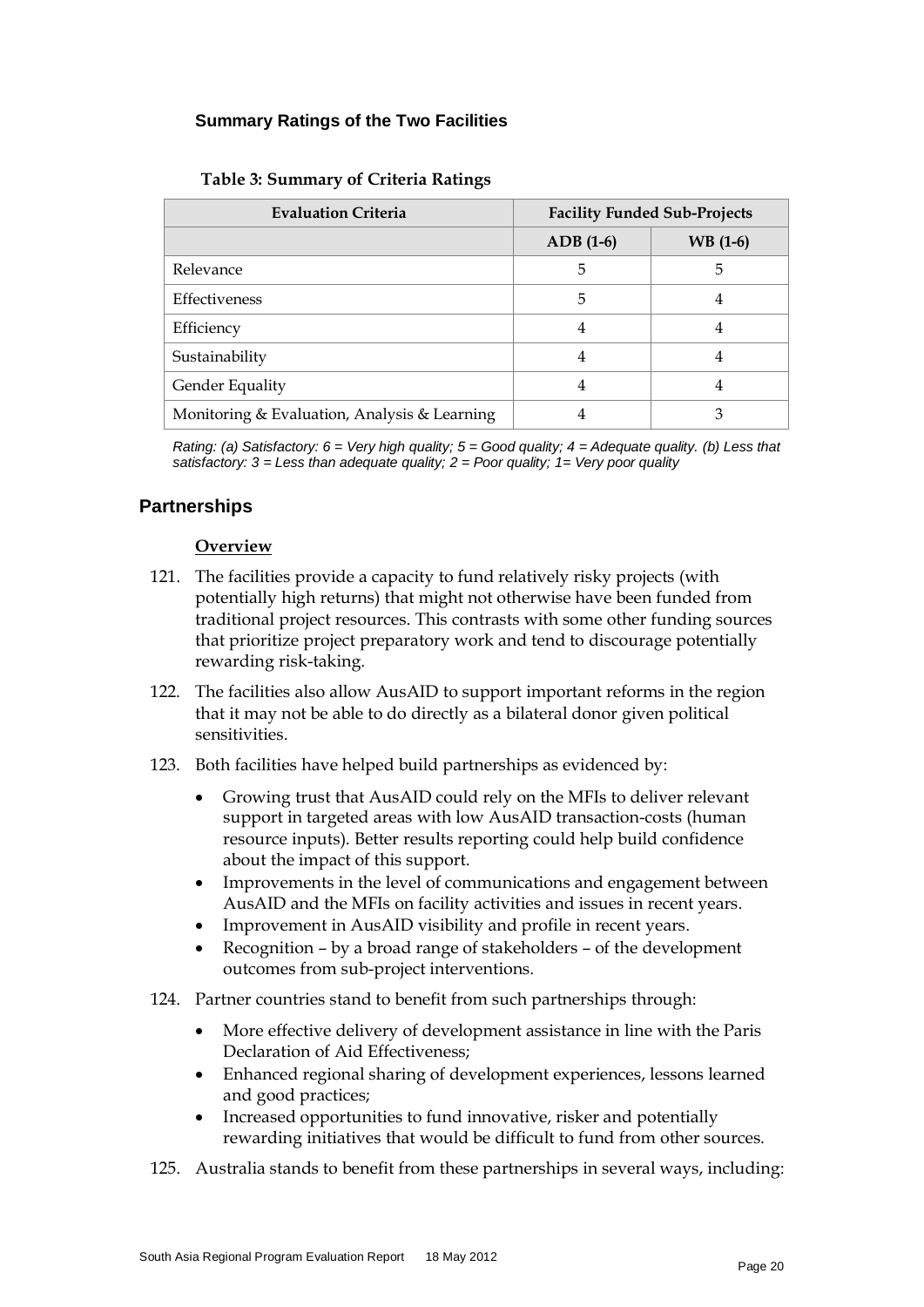### Summary Ratings of the Two Facilities

**Table 3: Summary of Criteria Ratings**

| Evaluation Criteria | Facility Funded Sub-Projects | |
|---|---|---|
| | ADB (1-6) | WB (1-6) |
| Relevance | 5 | 5 |
| Effectiveness | 5 | 4 |
| Efficiency | 4 | 4 |
| Sustainability | 4 | 4 |
| Gender Equality | 4 | 4 |
| Monitoring & Evaluation, Analysis & Learning | 4 | 3 |

*Rating: (a) Satisfactory: 6 = Very high quality; 5 = Good quality; 4 = Adequate quality. (b) Less that satisfactory: 3 = Less than adequate quality; 2 = Poor quality; 1= Very poor quality*

## Partnerships

**Overview**

121. The facilities provide a capacity to fund relatively risky projects (with potentially high returns) that might not otherwise have been funded from traditional project resources. This contrasts with some other funding sources that prioritize project preparatory work and tend to discourage potentially rewarding risk-taking.

122. The facilities also allow AusAID to support important reforms in the region that it may not be able to do directly as a bilateral donor given political sensitivities.

123. Both facilities have helped build partnerships as evidenced by:

- Growing trust that AusAID could rely on the MFIs to deliver relevant support in targeted areas with low AusAID transaction-costs (human resource inputs). Better results reporting could help build confidence about the impact of this support.
- Improvements in the level of communications and engagement between AusAID and the MFIs on facility activities and issues in recent years.
- Improvement in AusAID visibility and profile in recent years.
- Recognition – by a broad range of stakeholders – of the development outcomes from sub-project interventions.

124. Partner countries stand to benefit from such partnerships through:

- More effective delivery of development assistance in line with the Paris Declaration of Aid Effectiveness;
- Enhanced regional sharing of development experiences, lessons learned and good practices;
- Increased opportunities to fund innovative, risker and potentially rewarding initiatives that would be difficult to fund from other sources.

125. Australia stands to benefit from these partnerships in several ways, including: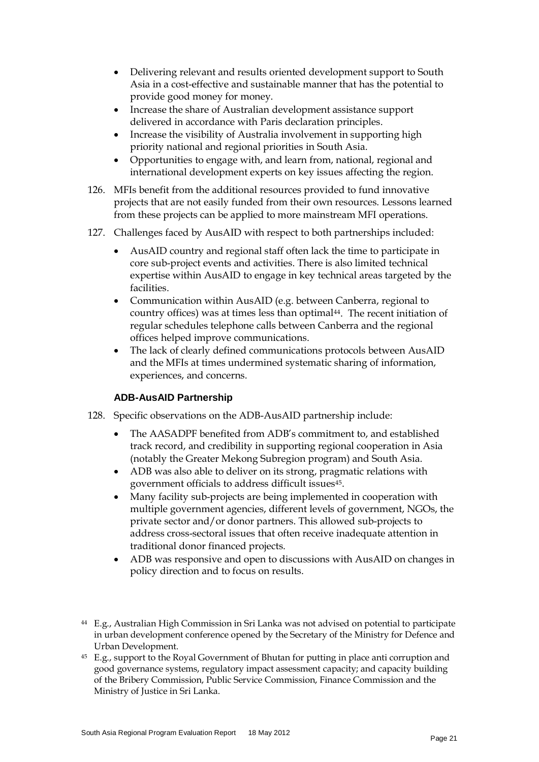- Delivering relevant and results oriented development support to South Asia in a cost-effective and sustainable manner that has the potential to provide good money for money.
- Increase the share of Australian development assistance support delivered in accordance with Paris declaration principles.
- Increase the visibility of Australia involvement in supporting high priority national and regional priorities in South Asia.
- Opportunities to engage with, and learn from, national, regional and international development experts on key issues affecting the region.

126. MFIs benefit from the additional resources provided to fund innovative projects that are not easily funded from their own resources. Lessons learned from these projects can be applied to more mainstream MFI operations.

127. Challenges faced by AusAID with respect to both partnerships included:

- AusAID country and regional staff often lack the time to participate in core sub-project events and activities. There is also limited technical expertise within AusAID to engage in key technical areas targeted by the facilities.
- Communication within AusAID (e.g. between Canberra, regional to country offices) was at times less than optimal[44]. The recent initiation of regular schedules telephone calls between Canberra and the regional offices helped improve communications.
- The lack of clearly defined communications protocols between AusAID and the MFIs at times undermined systematic sharing of information, experiences, and concerns.

### ADB-AusAID Partnership

128. Specific observations on the ADB-AusAID partnership include:

- The AASADPF benefited from ADB's commitment to, and established track record, and credibility in supporting regional cooperation in Asia (notably the Greater Mekong Subregion program) and South Asia.
- ADB was also able to deliver on its strong, pragmatic relations with government officials to address difficult issues[45].
- Many facility sub-projects are being implemented in cooperation with multiple government agencies, different levels of government, NGOs, the private sector and/or donor partners. This allowed sub-projects to address cross-sectoral issues that often receive inadequate attention in traditional donor financed projects.
- ADB was responsive and open to discussions with AusAID on changes in policy direction and to focus on results.

[44] E.g., Australian High Commission in Sri Lanka was not advised on potential to participate in urban development conference opened by the Secretary of the Ministry for Defence and Urban Development.

[45] E.g., support to the Royal Government of Bhutan for putting in place anti corruption and good governance systems, regulatory impact assessment capacity; and capacity building of the Bribery Commission, Public Service Commission, Finance Commission and the Ministry of Justice in Sri Lanka.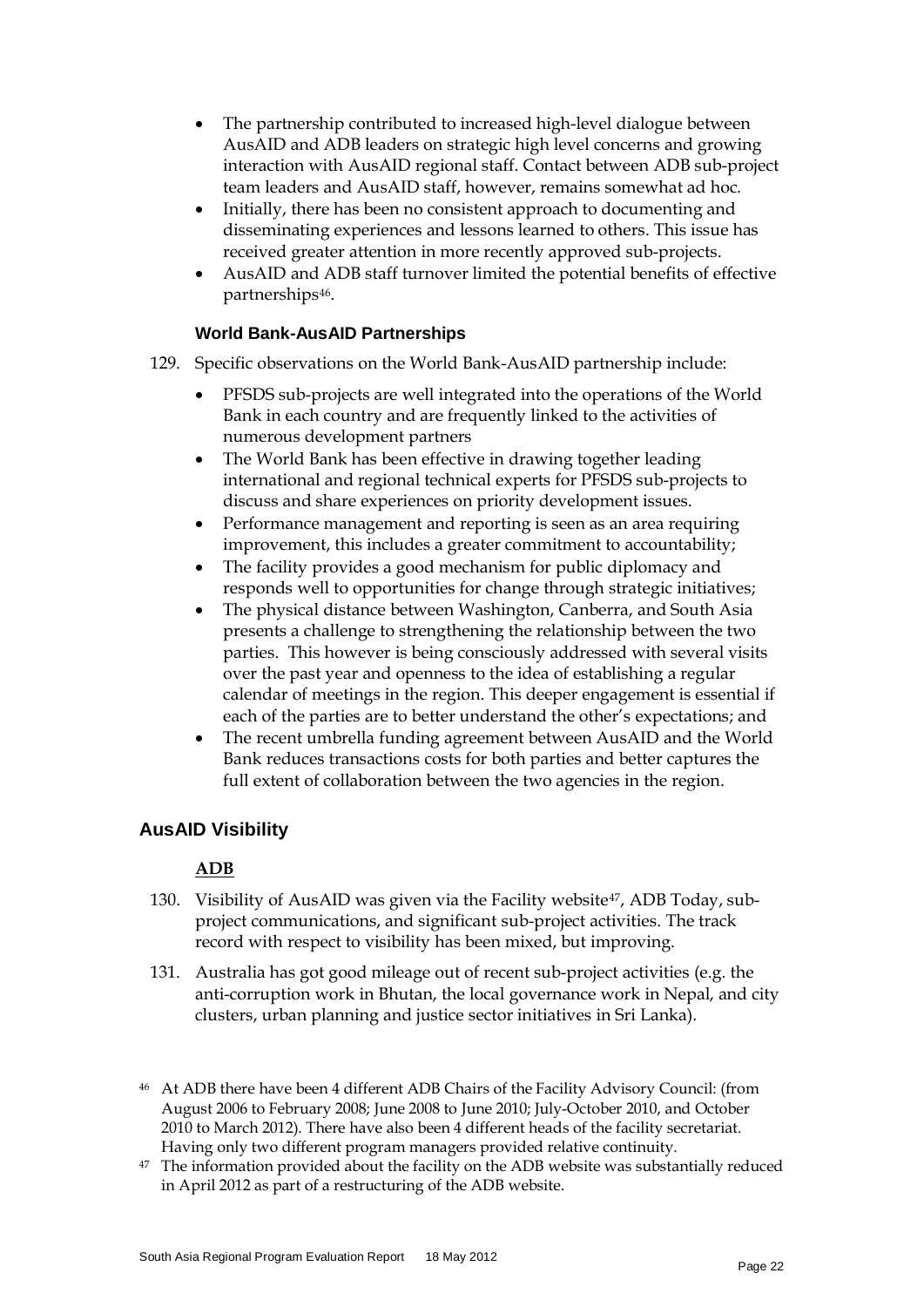- The partnership contributed to increased high-level dialogue between AusAID and ADB leaders on strategic high level concerns and growing interaction with AusAID regional staff. Contact between ADB sub-project team leaders and AusAID staff, however, remains somewhat ad hoc.
- Initially, there has been no consistent approach to documenting and disseminating experiences and lessons learned to others. This issue has received greater attention in more recently approved sub-projects.
- AusAID and ADB staff turnover limited the potential benefits of effective partnerships[46].

### World Bank-AusAID Partnerships

129. Specific observations on the World Bank-AusAID partnership include:

- PFSDS sub-projects are well integrated into the operations of the World Bank in each country and are frequently linked to the activities of numerous development partners
- The World Bank has been effective in drawing together leading international and regional technical experts for PFSDS sub-projects to discuss and share experiences on priority development issues.
- Performance management and reporting is seen as an area requiring improvement, this includes a greater commitment to accountability;
- The facility provides a good mechanism for public diplomacy and responds well to opportunities for change through strategic initiatives;
- The physical distance between Washington, Canberra, and South Asia presents a challenge to strengthening the relationship between the two parties. This however is being consciously addressed with several visits over the past year and openness to the idea of establishing a regular calendar of meetings in the region. This deeper engagement is essential if each of the parties are to better understand the other's expectations; and
- The recent umbrella funding agreement between AusAID and the World Bank reduces transactions costs for both parties and better captures the full extent of collaboration between the two agencies in the region.

## AusAID Visibility

**ADB**

130. Visibility of AusAID was given via the Facility website[47], ADB Today, sub-project communications, and significant sub-project activities. The track record with respect to visibility has been mixed, but improving.

131. Australia has got good mileage out of recent sub-project activities (e.g. the anti-corruption work in Bhutan, the local governance work in Nepal, and city clusters, urban planning and justice sector initiatives in Sri Lanka).

[46] At ADB there have been 4 different ADB Chairs of the Facility Advisory Council: (from August 2006 to February 2008; June 2008 to June 2010; July-October 2010, and October 2010 to March 2012). There have also been 4 different heads of the facility secretariat. Having only two different program managers provided relative continuity.

[47] The information provided about the facility on the ADB website was substantially reduced in April 2012 as part of a restructuring of the ADB website.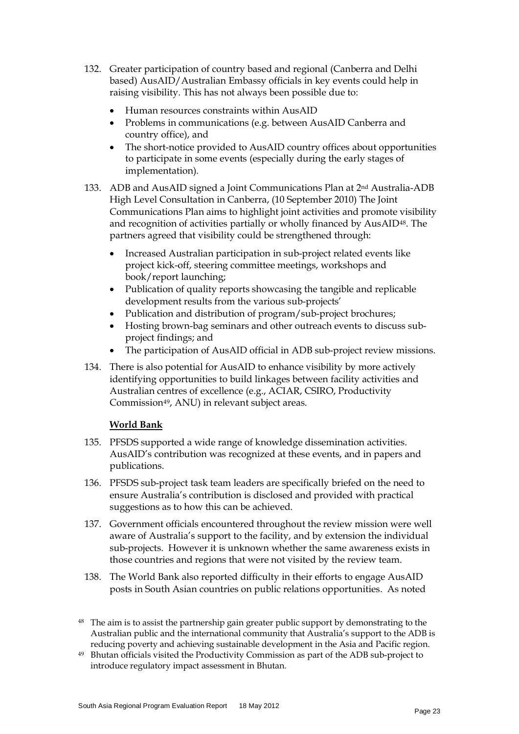132. Greater participation of country based and regional (Canberra and Delhi based) AusAID/Australian Embassy officials in key events could help in raising visibility. This has not always been possible due to:

- Human resources constraints within AusAID
- Problems in communications (e.g. between AusAID Canberra and country office), and
- The short-notice provided to AusAID country offices about opportunities to participate in some events (especially during the early stages of implementation).

133. ADB and AusAID signed a Joint Communications Plan at 2nd Australia-ADB High Level Consultation in Canberra, (10 September 2010) The Joint Communications Plan aims to highlight joint activities and promote visibility and recognition of activities partially or wholly financed by AusAID[48]. The partners agreed that visibility could be strengthened through:

- Increased Australian participation in sub-project related events like project kick-off, steering committee meetings, workshops and book/report launching;
- Publication of quality reports showcasing the tangible and replicable development results from the various sub-projects'
- Publication and distribution of program/sub-project brochures;
- Hosting brown-bag seminars and other outreach events to discuss sub-project findings; and
- The participation of AusAID official in ADB sub-project review missions.

134. There is also potential for AusAID to enhance visibility by more actively identifying opportunities to build linkages between facility activities and Australian centres of excellence (e.g., ACIAR, CSIRO, Productivity Commission[49], ANU) in relevant subject areas.

**World Bank**

135. PFSDS supported a wide range of knowledge dissemination activities. AusAID's contribution was recognized at these events, and in papers and publications.

136. PFSDS sub-project task team leaders are specifically briefed on the need to ensure Australia's contribution is disclosed and provided with practical suggestions as to how this can be achieved.

137. Government officials encountered throughout the review mission were well aware of Australia's support to the facility, and by extension the individual sub-projects. However it is unknown whether the same awareness exists in those countries and regions that were not visited by the review team.

138. The World Bank also reported difficulty in their efforts to engage AusAID posts in South Asian countries on public relations opportunities. As noted

[48] The aim is to assist the partnership gain greater public support by demonstrating to the Australian public and the international community that Australia's support to the ADB is reducing poverty and achieving sustainable development in the Asia and Pacific region.

[49] Bhutan officials visited the Productivity Commission as part of the ADB sub-project to introduce regulatory impact assessment in Bhutan.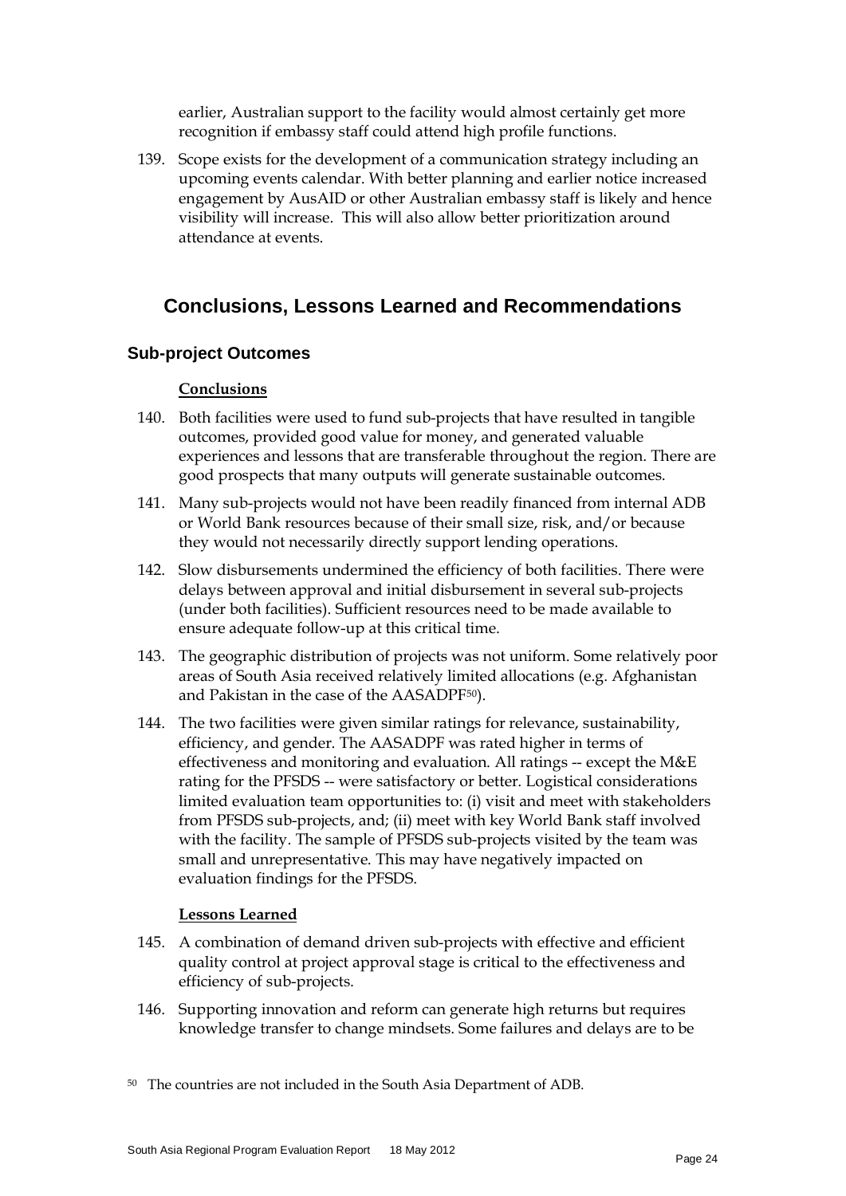earlier, Australian support to the facility would almost certainly get more recognition if embassy staff could attend high profile functions.

139. Scope exists for the development of a communication strategy including an upcoming events calendar. With better planning and earlier notice increased engagement by AusAID or other Australian embassy staff is likely and hence visibility will increase. This will also allow better prioritization around attendance at events.

## Conclusions, Lessons Learned and Recommendations

### Sub-project Outcomes

**Conclusions**

140. Both facilities were used to fund sub-projects that have resulted in tangible outcomes, provided good value for money, and generated valuable experiences and lessons that are transferable throughout the region. There are good prospects that many outputs will generate sustainable outcomes.

141. Many sub-projects would not have been readily financed from internal ADB or World Bank resources because of their small size, risk, and/or because they would not necessarily directly support lending operations.

142. Slow disbursements undermined the efficiency of both facilities. There were delays between approval and initial disbursement in several sub-projects (under both facilities). Sufficient resources need to be made available to ensure adequate follow-up at this critical time.

143. The geographic distribution of projects was not uniform. Some relatively poor areas of South Asia received relatively limited allocations (e.g. Afghanistan and Pakistan in the case of the AASADPF[50]).

144. The two facilities were given similar ratings for relevance, sustainability, efficiency, and gender. The AASADPF was rated higher in terms of effectiveness and monitoring and evaluation. All ratings -- except the M&E rating for the PFSDS -- were satisfactory or better. Logistical considerations limited evaluation team opportunities to: (i) visit and meet with stakeholders from PFSDS sub-projects, and; (ii) meet with key World Bank staff involved with the facility. The sample of PFSDS sub-projects visited by the team was small and unrepresentative. This may have negatively impacted on evaluation findings for the PFSDS.

**Lessons Learned**

145. A combination of demand driven sub-projects with effective and efficient quality control at project approval stage is critical to the effectiveness and efficiency of sub-projects.

146. Supporting innovation and reform can generate high returns but requires knowledge transfer to change mindsets. Some failures and delays are to be

[50] The countries are not included in the South Asia Department of ADB.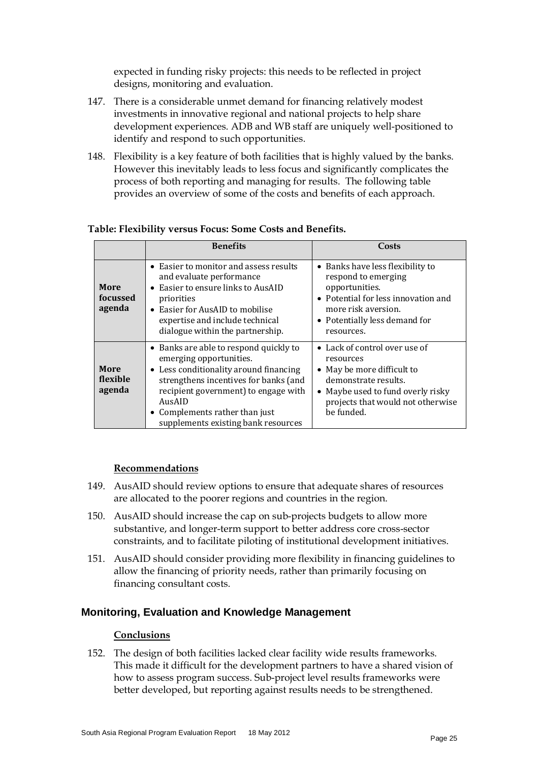expected in funding risky projects: this needs to be reflected in project designs, monitoring and evaluation.

147. There is a considerable unmet demand for financing relatively modest investments in innovative regional and national projects to help share development experiences. ADB and WB staff are uniquely well-positioned to identify and respond to such opportunities.

148. Flexibility is a key feature of both facilities that is highly valued by the banks. However this inevitably leads to less focus and significantly complicates the process of both reporting and managing for results. The following table provides an overview of some of the costs and benefits of each approach.

**Table: Flexibility versus Focus: Some Costs and Benefits.**

| | Benefits | Costs |
|---|---|---|
| **More focussed agenda** | • Easier to monitor and assess results and evaluate performance<br>• Easier to ensure links to AusAID priorities<br>• Easier for AusAID to mobilise expertise and include technical dialogue within the partnership. | • Banks have less flexibility to respond to emerging opportunities.<br>• Potential for less innovation and more risk aversion.<br>• Potentially less demand for resources. |
| **More flexible agenda** | • Banks are able to respond quickly to emerging opportunities.<br>• Less conditionality around financing strengthens incentives for banks (and recipient government) to engage with AusAID<br>• Complements rather than just supplements existing bank resources | • Lack of control over use of resources<br>• May be more difficult to demonstrate results.<br>• Maybe used to fund overly risky projects that would not otherwise be funded. |

**Recommendations**

149. AusAID should review options to ensure that adequate shares of resources are allocated to the poorer regions and countries in the region.

150. AusAID should increase the cap on sub-projects budgets to allow more substantive, and longer-term support to better address core cross-sector constraints, and to facilitate piloting of institutional development initiatives.

151. AusAID should consider providing more flexibility in financing guidelines to allow the financing of priority needs, rather than primarily focusing on financing consultant costs.

## Monitoring, Evaluation and Knowledge Management

**Conclusions**

152. The design of both facilities lacked clear facility wide results frameworks. This made it difficult for the development partners to have a shared vision of how to assess program success. Sub-project level results frameworks were better developed, but reporting against results needs to be strengthened.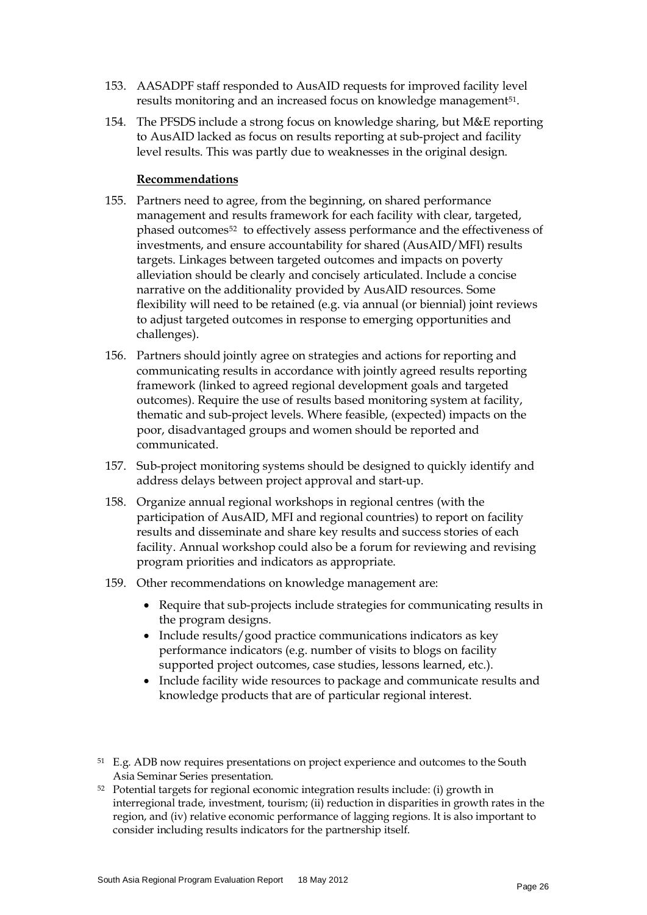153. AASADPF staff responded to AusAID requests for improved facility level results monitoring and an increased focus on knowledge management[51].

154. The PFSDS include a strong focus on knowledge sharing, but M&E reporting to AusAID lacked as focus on results reporting at sub-project and facility level results. This was partly due to weaknesses in the original design.

**Recommendations**

155. Partners need to agree, from the beginning, on shared performance management and results framework for each facility with clear, targeted, phased outcomes[52] to effectively assess performance and the effectiveness of investments, and ensure accountability for shared (AusAID/MFI) results targets. Linkages between targeted outcomes and impacts on poverty alleviation should be clearly and concisely articulated. Include a concise narrative on the additionality provided by AusAID resources. Some flexibility will need to be retained (e.g. via annual (or biennial) joint reviews to adjust targeted outcomes in response to emerging opportunities and challenges).

156. Partners should jointly agree on strategies and actions for reporting and communicating results in accordance with jointly agreed results reporting framework (linked to agreed regional development goals and targeted outcomes). Require the use of results based monitoring system at facility, thematic and sub-project levels. Where feasible, (expected) impacts on the poor, disadvantaged groups and women should be reported and communicated.

157. Sub-project monitoring systems should be designed to quickly identify and address delays between project approval and start-up.

158. Organize annual regional workshops in regional centres (with the participation of AusAID, MFI and regional countries) to report on facility results and disseminate and share key results and success stories of each facility. Annual workshop could also be a forum for reviewing and revising program priorities and indicators as appropriate.

159. Other recommendations on knowledge management are:

- Require that sub-projects include strategies for communicating results in the program designs.
- Include results/good practice communications indicators as key performance indicators (e.g. number of visits to blogs on facility supported project outcomes, case studies, lessons learned, etc.).
- Include facility wide resources to package and communicate results and knowledge products that are of particular regional interest.

[51] E.g. ADB now requires presentations on project experience and outcomes to the South Asia Seminar Series presentation.

[52] Potential targets for regional economic integration results include: (i) growth in interregional trade, investment, tourism; (ii) reduction in disparities in growth rates in the region, and (iv) relative economic performance of lagging regions. It is also important to consider including results indicators for the partnership itself.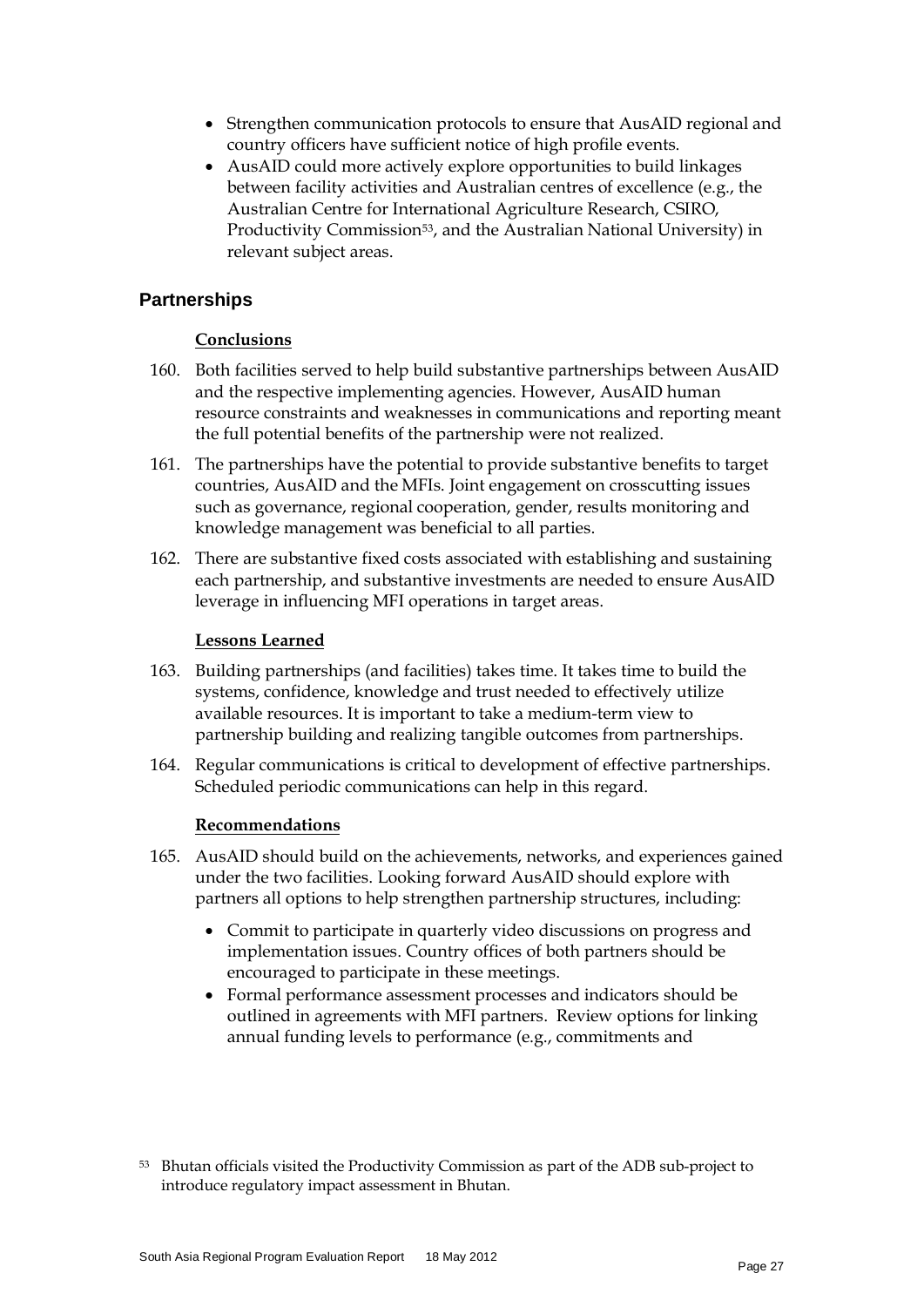- Strengthen communication protocols to ensure that AusAID regional and country officers have sufficient notice of high profile events.
- AusAID could more actively explore opportunities to build linkages between facility activities and Australian centres of excellence (e.g., the Australian Centre for International Agriculture Research, CSIRO, Productivity Commission[53], and the Australian National University) in relevant subject areas.

## Partnerships

**Conclusions**

160. Both facilities served to help build substantive partnerships between AusAID and the respective implementing agencies. However, AusAID human resource constraints and weaknesses in communications and reporting meant the full potential benefits of the partnership were not realized.

161. The partnerships have the potential to provide substantive benefits to target countries, AusAID and the MFIs. Joint engagement on crosscutting issues such as governance, regional cooperation, gender, results monitoring and knowledge management was beneficial to all parties.

162. There are substantive fixed costs associated with establishing and sustaining each partnership, and substantive investments are needed to ensure AusAID leverage in influencing MFI operations in target areas.

**Lessons Learned**

163. Building partnerships (and facilities) takes time. It takes time to build the systems, confidence, knowledge and trust needed to effectively utilize available resources. It is important to take a medium-term view to partnership building and realizing tangible outcomes from partnerships.

164. Regular communications is critical to development of effective partnerships. Scheduled periodic communications can help in this regard.

**Recommendations**

165. AusAID should build on the achievements, networks, and experiences gained under the two facilities. Looking forward AusAID should explore with partners all options to help strengthen partnership structures, including:

    - Commit to participate in quarterly video discussions on progress and implementation issues. Country offices of both partners should be encouraged to participate in these meetings.
    - Formal performance assessment processes and indicators should be outlined in agreements with MFI partners. Review options for linking annual funding levels to performance (e.g., commitments and

[53] Bhutan officials visited the Productivity Commission as part of the ADB sub-project to introduce regulatory impact assessment in Bhutan.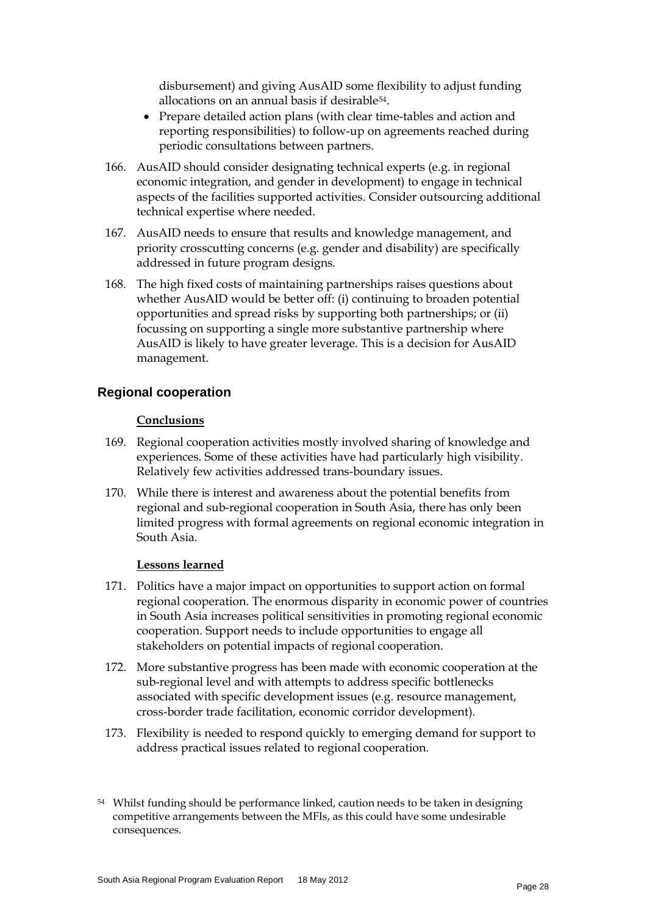disbursement) and giving AusAID some flexibility to adjust funding allocations on an annual basis if desirable[54].

- Prepare detailed action plans (with clear time-tables and action and reporting responsibilities) to follow-up on agreements reached during periodic consultations between partners.

166. AusAID should consider designating technical experts (e.g. in regional economic integration, and gender in development) to engage in technical aspects of the facilities supported activities. Consider outsourcing additional technical expertise where needed.

167. AusAID needs to ensure that results and knowledge management, and priority crosscutting concerns (e.g. gender and disability) are specifically addressed in future program designs.

168. The high fixed costs of maintaining partnerships raises questions about whether AusAID would be better off: (i) continuing to broaden potential opportunities and spread risks by supporting both partnerships; or (ii) focussing on supporting a single more substantive partnership where AusAID is likely to have greater leverage. This is a decision for AusAID management.

## Regional cooperation

**Conclusions**

169. Regional cooperation activities mostly involved sharing of knowledge and experiences. Some of these activities have had particularly high visibility. Relatively few activities addressed trans-boundary issues.

170. While there is interest and awareness about the potential benefits from regional and sub-regional cooperation in South Asia, there has only been limited progress with formal agreements on regional economic integration in South Asia.

**Lessons learned**

171. Politics have a major impact on opportunities to support action on formal regional cooperation. The enormous disparity in economic power of countries in South Asia increases political sensitivities in promoting regional economic cooperation. Support needs to include opportunities to engage all stakeholders on potential impacts of regional cooperation.

172. More substantive progress has been made with economic cooperation at the sub-regional level and with attempts to address specific bottlenecks associated with specific development issues (e.g. resource management, cross-border trade facilitation, economic corridor development).

173. Flexibility is needed to respond quickly to emerging demand for support to address practical issues related to regional cooperation.

[54] Whilst funding should be performance linked, caution needs to be taken in designing competitive arrangements between the MFIs, as this could have some undesirable consequences.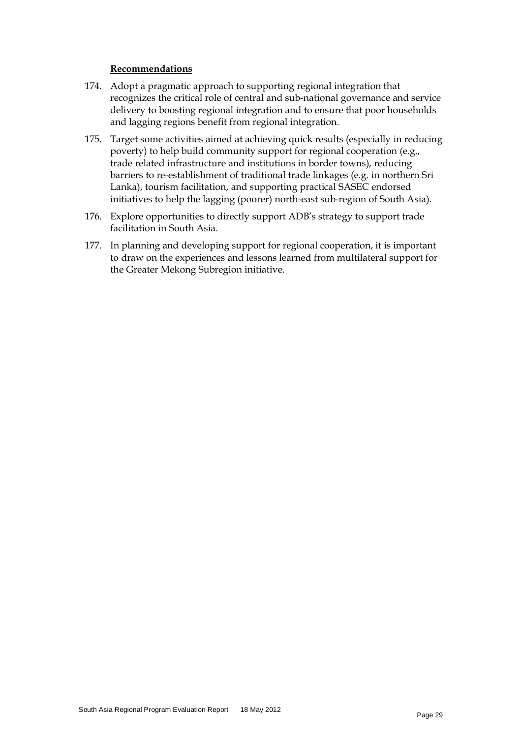**Recommendations**

174. Adopt a pragmatic approach to supporting regional integration that recognizes the critical role of central and sub-national governance and service delivery to boosting regional integration and to ensure that poor households and lagging regions benefit from regional integration.

175. Target some activities aimed at achieving quick results (especially in reducing poverty) to help build community support for regional cooperation (e.g., trade related infrastructure and institutions in border towns), reducing barriers to re-establishment of traditional trade linkages (e.g. in northern Sri Lanka), tourism facilitation, and supporting practical SASEC endorsed initiatives to help the lagging (poorer) north-east sub-region of South Asia).

176. Explore opportunities to directly support ADB's strategy to support trade facilitation in South Asia.

177. In planning and developing support for regional cooperation, it is important to draw on the experiences and lessons learned from multilateral support for the Greater Mekong Subregion initiative.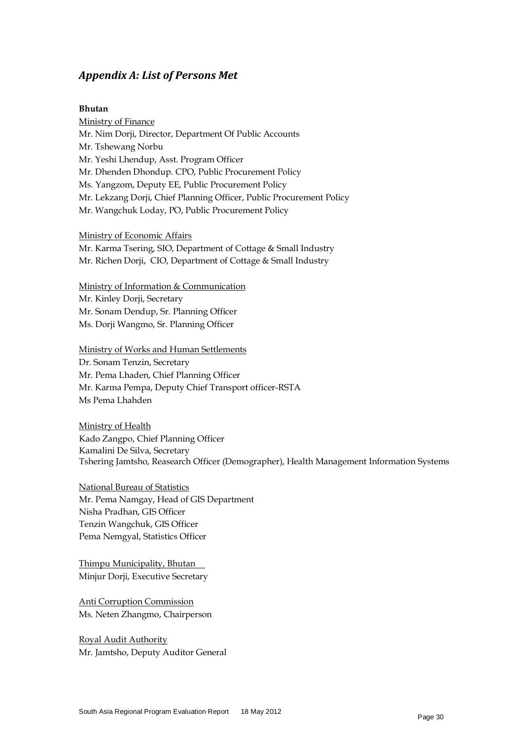## *Appendix A: List of Persons Met*

**Bhutan**

Ministry of Finance

Mr. Nim Dorji, Director, Department Of Public Accounts
Mr. Tshewang Norbu
Mr. Yeshi Lhendup, Asst. Program Officer
Mr. Dhenden Dhondup. CPO, Public Procurement Policy
Ms. Yangzom, Deputy EE, Public Procurement Policy
Mr. Lekzang Dorji, Chief Planning Officer, Public Procurement Policy
Mr. Wangchuk Loday, PO, Public Procurement Policy

Ministry of Economic Affairs

Mr. Karma Tsering, SIO, Department of Cottage & Small Industry
Mr. Richen Dorji, CIO, Department of Cottage & Small Industry

Ministry of Information & Communication

Mr. Kinley Dorji, Secretary
Mr. Sonam Dendup, Sr. Planning Officer
Ms. Dorji Wangmo, Sr. Planning Officer

Ministry of Works and Human Settlements

Dr. Sonam Tenzin, Secretary
Mr. Pema Lhaden, Chief Planning Officer
Mr. Karma Pempa, Deputy Chief Transport officer-RSTA
Ms Pema Lhahden

Ministry of Health

Kado Zangpo, Chief Planning Officer
Kamalini De Silva, Secretary
Tshering Jamtsho, Reasearch Officer (Demographer), Health Management Information Systems

National Bureau of Statistics

Mr. Pema Namgay, Head of GIS Department
Nisha Pradhan, GIS Officer
Tenzin Wangchuk, GIS Officer
Pema Nemgyal, Statistics Officer

Thimpu Municipality, Bhutan

Minjur Dorji, Executive Secretary

Anti Corruption Commission

Ms. Neten Zhangmo, Chairperson

Royal Audit Authority

Mr. Jamtsho, Deputy Auditor General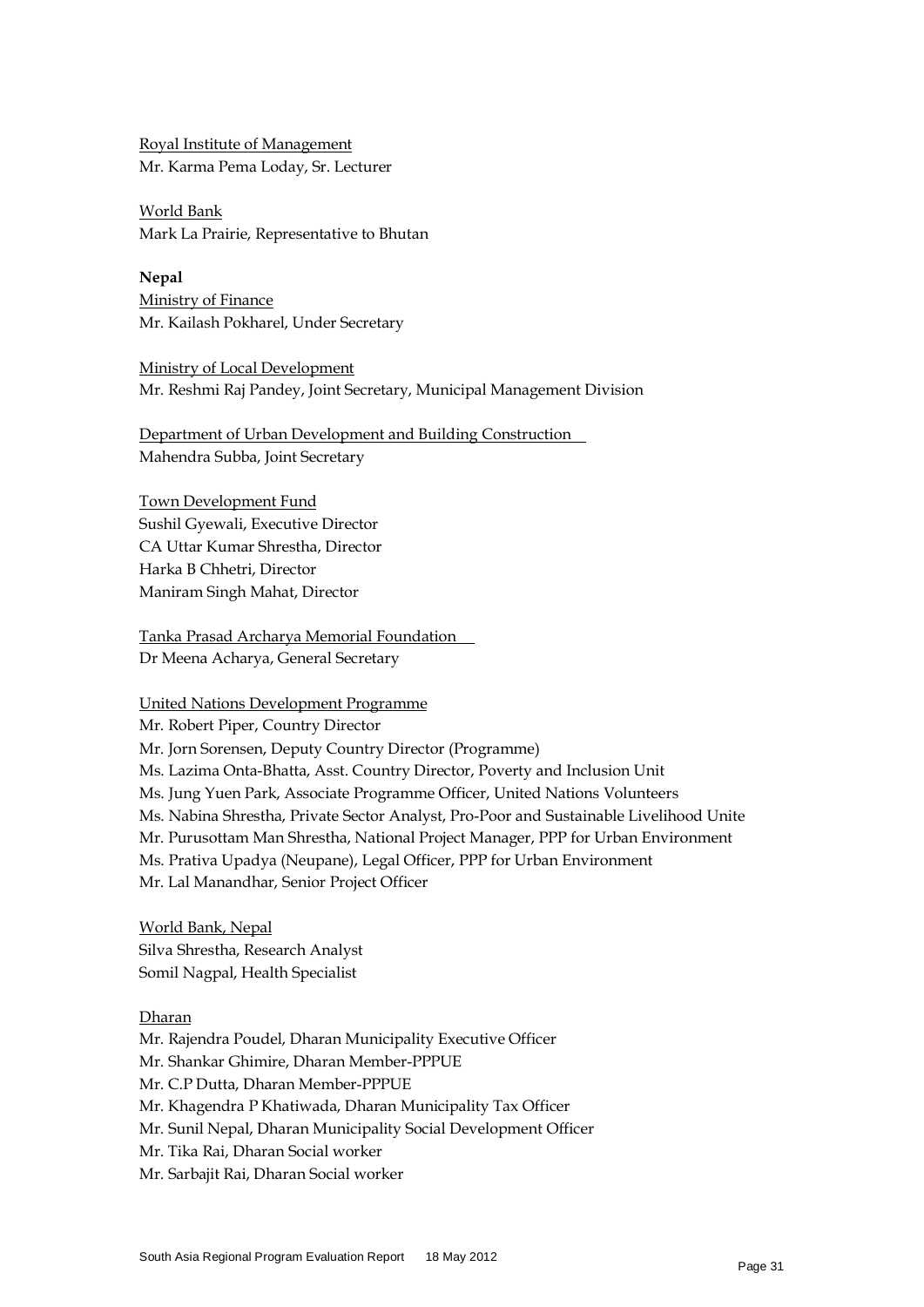Royal Institute of Management
Mr. Karma Pema Loday, Sr. Lecturer

World Bank
Mark La Prairie, Representative to Bhutan

**Nepal**

Ministry of Finance
Mr. Kailash Pokharel, Under Secretary

Ministry of Local Development
Mr. Reshmi Raj Pandey, Joint Secretary, Municipal Management Division

Department of Urban Development and Building Construction
Mahendra Subba, Joint Secretary

Town Development Fund
Sushil Gyewali, Executive Director
CA Uttar Kumar Shrestha, Director
Harka B Chhetri, Director
Maniram Singh Mahat, Director

Tanka Prasad Archarya Memorial Foundation
Dr Meena Acharya, General Secretary

United Nations Development Programme
Mr. Robert Piper, Country Director
Mr. Jorn Sorensen, Deputy Country Director (Programme)
Ms. Lazima Onta-Bhatta, Asst. Country Director, Poverty and Inclusion Unit
Ms. Jung Yuen Park, Associate Programme Officer, United Nations Volunteers
Ms. Nabina Shrestha, Private Sector Analyst, Pro-Poor and Sustainable Livelihood Unite
Mr. Purusottam Man Shrestha, National Project Manager, PPP for Urban Environment
Ms. Prativa Upadya (Neupane), Legal Officer, PPP for Urban Environment
Mr. Lal Manandhar, Senior Project Officer

World Bank, Nepal
Silva Shrestha, Research Analyst
Somil Nagpal, Health Specialist

Dharan
Mr. Rajendra Poudel, Dharan Municipality Executive Officer
Mr. Shankar Ghimire, Dharan Member-PPPUE
Mr. C.P Dutta, Dharan Member-PPPUE
Mr. Khagendra P Khatiwada, Dharan Municipality Tax Officer
Mr. Sunil Nepal, Dharan Municipality Social Development Officer
Mr. Tika Rai, Dharan Social worker
Mr. Sarbajit Rai, Dharan Social worker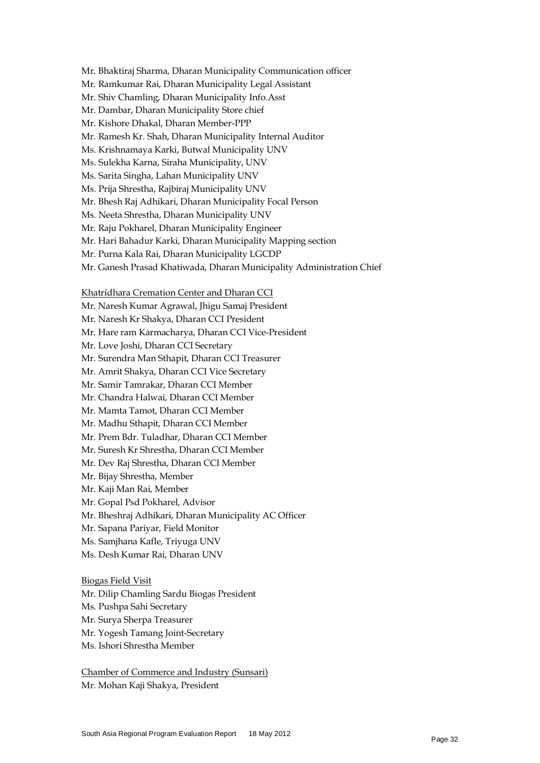Mr. Bhaktiraj Sharma, Dharan Municipality Communication officer
Mr. Ramkumar Rai, Dharan Municipality Legal Assistant
Mr. Shiv Chamling, Dharan Municipality Info.Asst
Mr. Dambar, Dharan Municipality Store chief
Mr. Kishore Dhakal, Dharan Member-PPP
Mr. Ramesh Kr. Shah, Dharan Municipality Internal Auditor
Ms. Krishnamaya Karki, Butwal Municipality UNV
Ms. Sulekha Karna, Siraha Municipality, UNV
Ms. Sarita Singha, Lahan Municipality UNV
Ms. Prija Shrestha, Rajbiraj Municipality UNV
Mr. Bhesh Raj Adhikari, Dharan Municipality Focal Person
Ms. Neeta Shrestha, Dharan Municipality UNV
Mr. Raju Pokharel, Dharan Municipality Engineer
Mr. Hari Bahadur Karki, Dharan Municipality Mapping section
Mr. Purna Kala Rai, Dharan Municipality LGCDP
Mr. Ganesh Prasad Khatiwada, Dharan Municipality Administration Chief

<u>Khatridhara Cremation Center and Dharan CCI</u>

Mr. Naresh Kumar Agrawal, Jhigu Samaj President
Mr. Naresh Kr Shakya, Dharan CCI President
Mr. Hare ram Karmacharya, Dharan CCI Vice-President
Mr. Love Joshi, Dharan CCI Secretary
Mr. Surendra Man Sthapit, Dharan CCI Treasurer
Mr. Amrit Shakya, Dharan CCI Vice Secretary
Mr. Samir Tamrakar, Dharan CCI Member
Mr. Chandra Halwai, Dharan CCI Member
Mr. Mamta Tamot, Dharan CCI Member
Mr. Madhu Sthapit, Dharan CCI Member
Mr. Prem Bdr. Tuladhar, Dharan CCI Member
Mr. Suresh Kr Shrestha, Dharan CCI Member
Mr. Dev Raj Shrestha, Dharan CCI Member
Mr. Bijay Shrestha, Member
Mr. Kaji Man Rai, Member
Mr. Gopal Psd Pokharel, Advisor
Mr. Bheshraj Adhikari, Dharan Municipality AC Officer
Mr. Sapana Pariyar, Field Monitor
Ms. Samjhana Kafle, Triyuga UNV
Ms. Desh Kumar Rai, Dharan UNV

<u>Biogas Field Visit</u>

Mr. Dilip Chamling Sardu Biogas President
Ms. Pushpa Sahi Secretary
Mr. Surya Sherpa Treasurer
Mr. Yogesh Tamang Joint-Secretary
Ms. Ishori Shrestha Member

<u>Chamber of Commerce and Industry (Sunsari)</u>

Mr. Mohan Kaji Shakya, President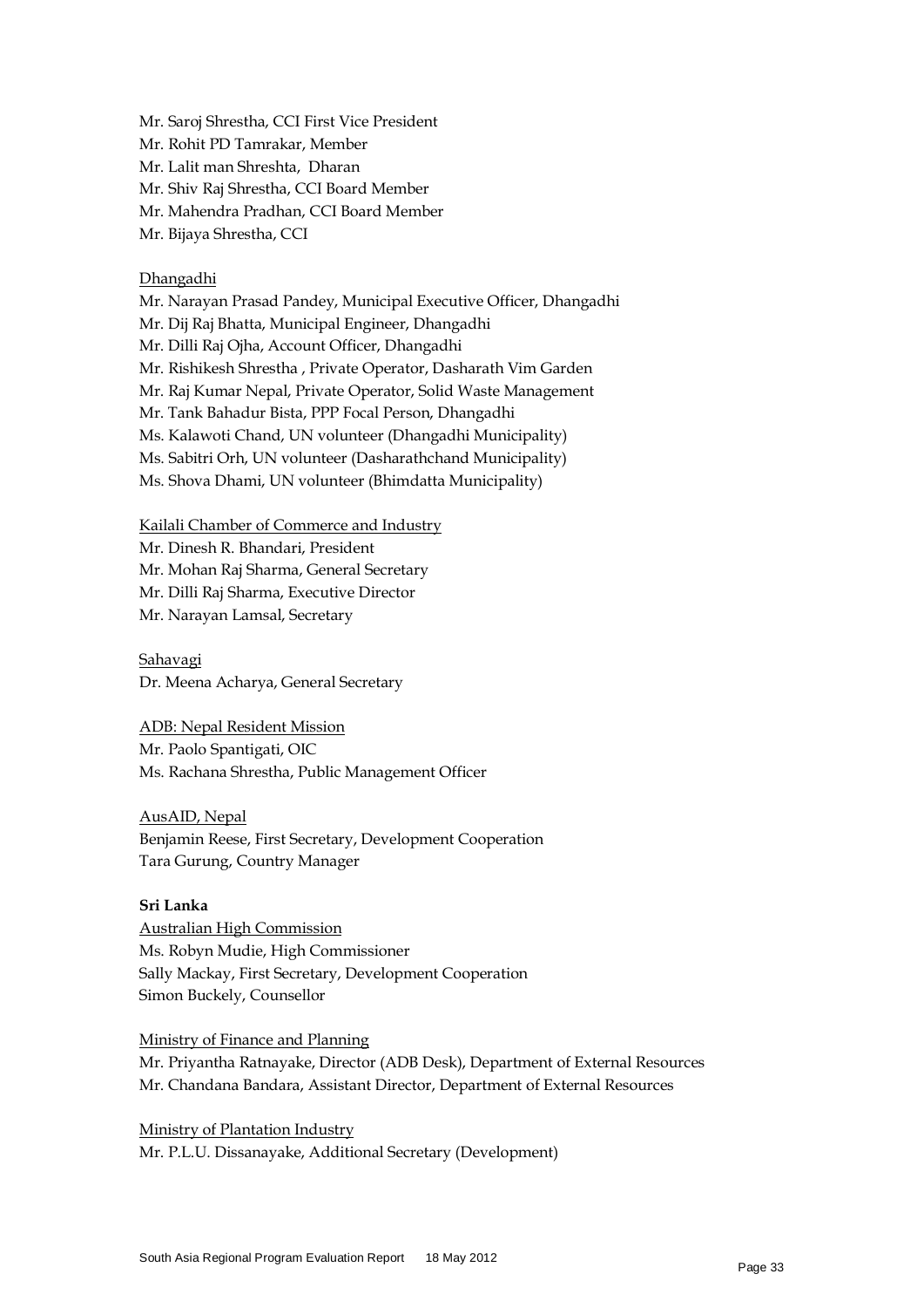Mr. Saroj Shrestha, CCI First Vice President
Mr. Rohit PD Tamrakar, Member
Mr. Lalit man Shreshta, Dharan
Mr. Shiv Raj Shrestha, CCI Board Member
Mr. Mahendra Pradhan, CCI Board Member
Mr. Bijaya Shrestha, CCI

Dhangadhi

Mr. Narayan Prasad Pandey, Municipal Executive Officer, Dhangadhi
Mr. Dij Raj Bhatta, Municipal Engineer, Dhangadhi
Mr. Dilli Raj Ojha, Account Officer, Dhangadhi
Mr. Rishikesh Shrestha , Private Operator, Dasharath Vim Garden
Mr. Raj Kumar Nepal, Private Operator, Solid Waste Management
Mr. Tank Bahadur Bista, PPP Focal Person, Dhangadhi
Ms. Kalawoti Chand, UN volunteer (Dhangadhi Municipality)
Ms. Sabitri Orh, UN volunteer (Dasharathchand Municipality)
Ms. Shova Dhami, UN volunteer (Bhimdatta Municipality)

Kailali Chamber of Commerce and Industry

Mr. Dinesh R. Bhandari, President
Mr. Mohan Raj Sharma, General Secretary
Mr. Dilli Raj Sharma, Executive Director
Mr. Narayan Lamsal, Secretary

Sahavagi

Dr. Meena Acharya, General Secretary

ADB: Nepal Resident Mission

Mr. Paolo Spantigati, OIC
Ms. Rachana Shrestha, Public Management Officer

AusAID, Nepal

Benjamin Reese, First Secretary, Development Cooperation
Tara Gurung, Country Manager

**Sri Lanka**

Australian High Commission

Ms. Robyn Mudie, High Commissioner
Sally Mackay, First Secretary, Development Cooperation
Simon Buckely, Counsellor

Ministry of Finance and Planning

Mr. Priyantha Ratnayake, Director (ADB Desk), Department of External Resources
Mr. Chandana Bandara, Assistant Director, Department of External Resources

Ministry of Plantation Industry

Mr. P.L.U. Dissanayake, Additional Secretary (Development)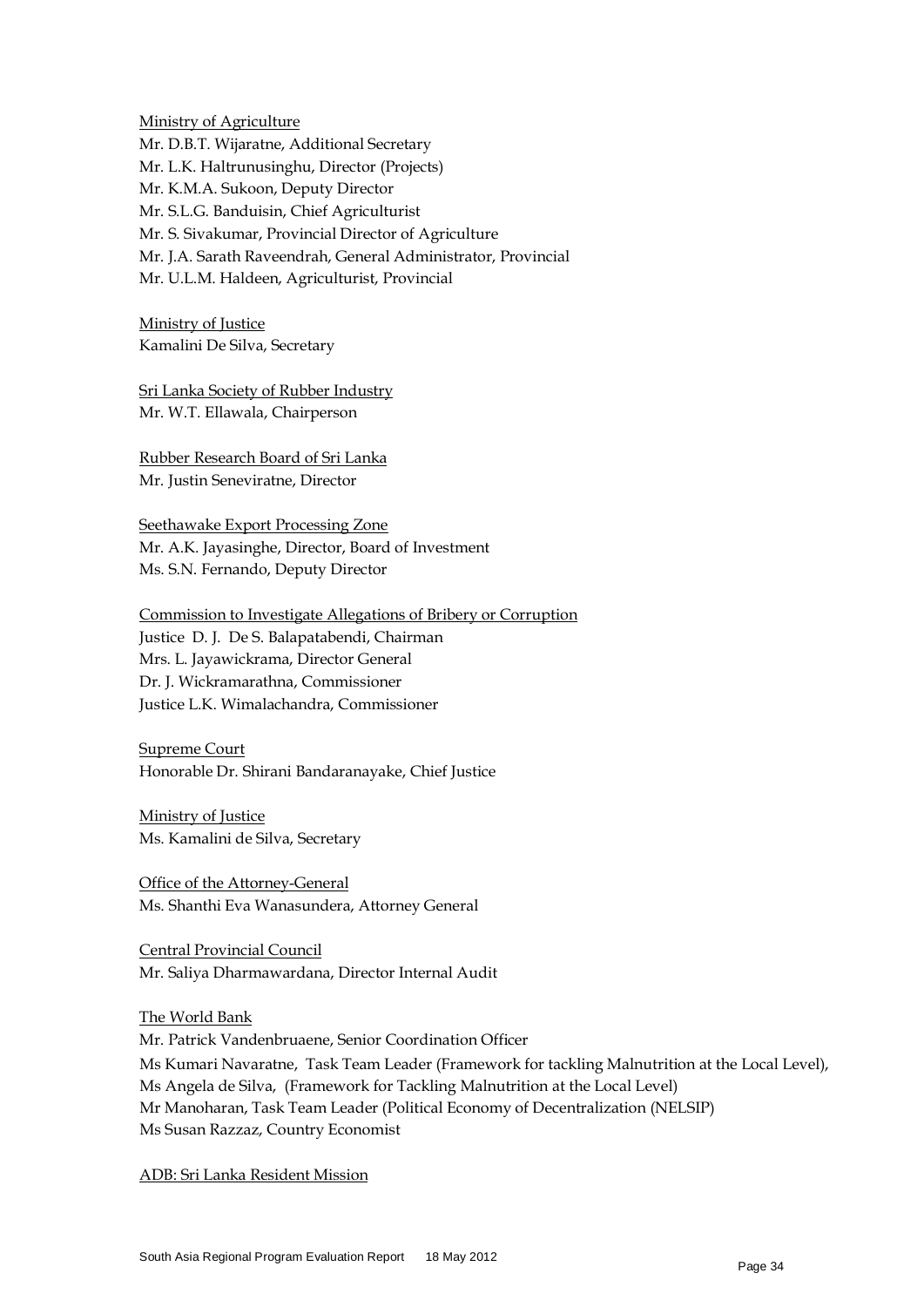Ministry of Agriculture
Mr. D.B.T. Wijaratne, Additional Secretary
Mr. L.K. Haltrunusinghu, Director (Projects)
Mr. K.M.A. Sukoon, Deputy Director
Mr. S.L.G. Banduisin, Chief Agriculturist
Mr. S. Sivakumar, Provincial Director of Agriculture
Mr. J.A. Sarath Raveendrah, General Administrator, Provincial
Mr. U.L.M. Haldeen, Agriculturist, Provincial

Ministry of Justice
Kamalini De Silva, Secretary

Sri Lanka Society of Rubber Industry
Mr. W.T. Ellawala, Chairperson

Rubber Research Board of Sri Lanka
Mr. Justin Seneviratne, Director

Seethawake Export Processing Zone
Mr. A.K. Jayasinghe, Director, Board of Investment
Ms. S.N. Fernando, Deputy Director

Commission to Investigate Allegations of Bribery or Corruption
Justice D. J. De S. Balapatabendi, Chairman
Mrs. L. Jayawickrama, Director General
Dr. J. Wickramarathna, Commissioner
Justice L.K. Wimalachandra, Commissioner

Supreme Court
Honorable Dr. Shirani Bandaranayake, Chief Justice

Ministry of Justice
Ms. Kamalini de Silva, Secretary

Office of the Attorney-General
Ms. Shanthi Eva Wanasundera, Attorney General

Central Provincial Council
Mr. Saliya Dharmawardana, Director Internal Audit

The World Bank
Mr. Patrick Vandenbruaene, Senior Coordination Officer
Ms Kumari Navaratne, Task Team Leader (Framework for tackling Malnutrition at the Local Level),
Ms Angela de Silva, (Framework for Tackling Malnutrition at the Local Level)
Mr Manoharan, Task Team Leader (Political Economy of Decentralization (NELSIP)
Ms Susan Razzaz, Country Economist

ADB: Sri Lanka Resident Mission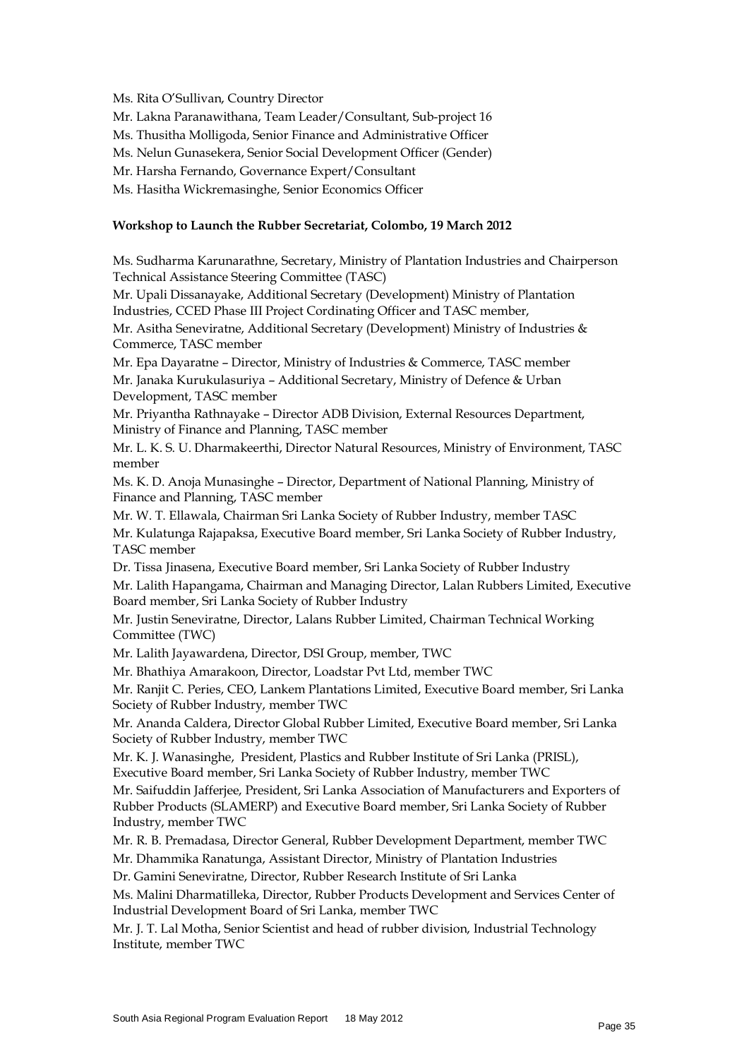Ms. Rita O'Sullivan, Country Director

Mr. Lakna Paranawithana, Team Leader/Consultant, Sub-project 16

Ms. Thusitha Molligoda, Senior Finance and Administrative Officer

Ms. Nelun Gunasekera, Senior Social Development Officer (Gender)

Mr. Harsha Fernando, Governance Expert/Consultant

Ms. Hasitha Wickremasinghe, Senior Economics Officer

**Workshop to Launch the Rubber Secretariat, Colombo, 19 March 2012**

Ms. Sudharma Karunarathne, Secretary, Ministry of Plantation Industries and Chairperson Technical Assistance Steering Committee (TASC)

Mr. Upali Dissanayake, Additional Secretary (Development) Ministry of Plantation Industries, CCED Phase III Project Cordinating Officer and TASC member,

Mr. Asitha Seneviratne, Additional Secretary (Development) Ministry of Industries & Commerce, TASC member

Mr. Epa Dayaratne – Director, Ministry of Industries & Commerce, TASC member

Mr. Janaka Kurukulasuriya – Additional Secretary, Ministry of Defence & Urban Development, TASC member

Mr. Priyantha Rathnayake – Director ADB Division, External Resources Department, Ministry of Finance and Planning, TASC member

Mr. L. K. S. U. Dharmakeerthi, Director Natural Resources, Ministry of Environment, TASC member

Ms. K. D. Anoja Munasinghe – Director, Department of National Planning, Ministry of Finance and Planning, TASC member

Mr. W. T. Ellawala, Chairman Sri Lanka Society of Rubber Industry, member TASC

Mr. Kulatunga Rajapaksa, Executive Board member, Sri Lanka Society of Rubber Industry, TASC member

Dr. Tissa Jinasena, Executive Board member, Sri Lanka Society of Rubber Industry

Mr. Lalith Hapangama, Chairman and Managing Director, Lalan Rubbers Limited, Executive Board member, Sri Lanka Society of Rubber Industry

Mr. Justin Seneviratne, Director, Lalans Rubber Limited, Chairman Technical Working Committee (TWC)

Mr. Lalith Jayawardena, Director, DSI Group, member, TWC

Mr. Bhathiya Amarakoon, Director, Loadstar Pvt Ltd, member TWC

Mr. Ranjit C. Peries, CEO, Lankem Plantations Limited, Executive Board member, Sri Lanka Society of Rubber Industry, member TWC

Mr. Ananda Caldera, Director Global Rubber Limited, Executive Board member, Sri Lanka Society of Rubber Industry, member TWC

Mr. K. J. Wanasinghe, President, Plastics and Rubber Institute of Sri Lanka (PRISL), Executive Board member, Sri Lanka Society of Rubber Industry, member TWC

Mr. Saifuddin Jafferjee, President, Sri Lanka Association of Manufacturers and Exporters of Rubber Products (SLAMERP) and Executive Board member, Sri Lanka Society of Rubber Industry, member TWC

Mr. R. B. Premadasa, Director General, Rubber Development Department, member TWC

Mr. Dhammika Ranatunga, Assistant Director, Ministry of Plantation Industries

Dr. Gamini Seneviratne, Director, Rubber Research Institute of Sri Lanka

Ms. Malini Dharmatilleka, Director, Rubber Products Development and Services Center of Industrial Development Board of Sri Lanka, member TWC

Mr. J. T. Lal Motha, Senior Scientist and head of rubber division, Industrial Technology Institute, member TWC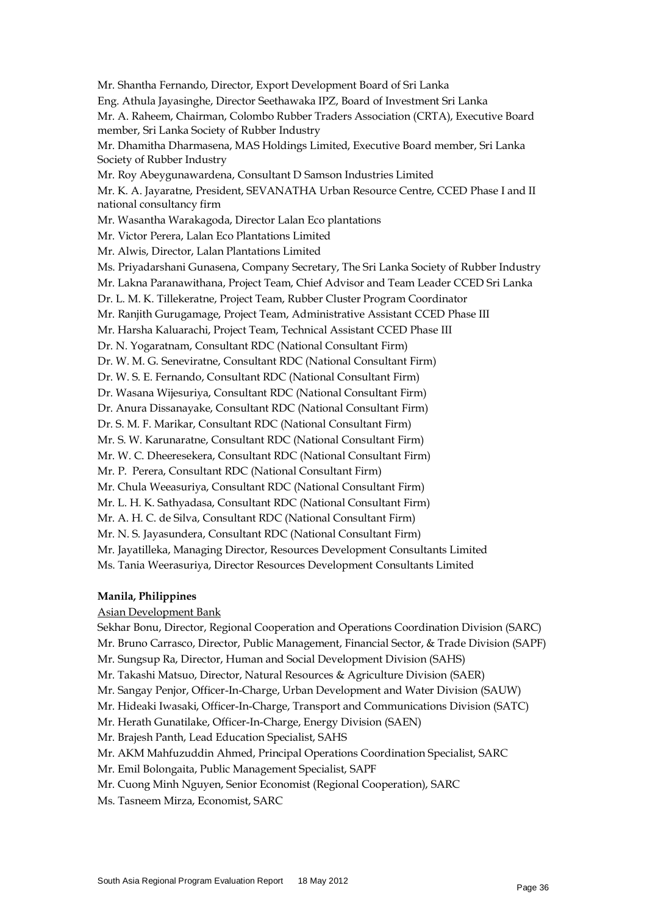Mr. Shantha Fernando, Director, Export Development Board of Sri Lanka

Eng. Athula Jayasinghe, Director Seethawaka IPZ, Board of Investment Sri Lanka

Mr. A. Raheem, Chairman, Colombo Rubber Traders Association (CRTA), Executive Board member, Sri Lanka Society of Rubber Industry

Mr. Dhamitha Dharmasena, MAS Holdings Limited, Executive Board member, Sri Lanka Society of Rubber Industry

Mr. Roy Abeygunawardena, Consultant D Samson Industries Limited

Mr. K. A. Jayaratne, President, SEVANATHA Urban Resource Centre, CCED Phase I and II national consultancy firm

Mr. Wasantha Warakagoda, Director Lalan Eco plantations

Mr. Victor Perera, Lalan Eco Plantations Limited

Mr. Alwis, Director, Lalan Plantations Limited

Ms. Priyadarshani Gunasena, Company Secretary, The Sri Lanka Society of Rubber Industry

Mr. Lakna Paranawithana, Project Team, Chief Advisor and Team Leader CCED Sri Lanka

Dr. L. M. K. Tillekeratne, Project Team, Rubber Cluster Program Coordinator

Mr. Ranjith Gurugamage, Project Team, Administrative Assistant CCED Phase III

Mr. Harsha Kaluarachi, Project Team, Technical Assistant CCED Phase III

Dr. N. Yogaratnam, Consultant RDC (National Consultant Firm)

Dr. W. M. G. Seneviratne, Consultant RDC (National Consultant Firm)

Dr. W. S. E. Fernando, Consultant RDC (National Consultant Firm)

Dr. Wasana Wijesuriya, Consultant RDC (National Consultant Firm)

Dr. Anura Dissanayake, Consultant RDC (National Consultant Firm)

Dr. S. M. F. Marikar, Consultant RDC (National Consultant Firm)

Mr. S. W. Karunaratne, Consultant RDC (National Consultant Firm)

Mr. W. C. Dheeresekera, Consultant RDC (National Consultant Firm)

Mr. P. Perera, Consultant RDC (National Consultant Firm)

Mr. Chula Weeasuriya, Consultant RDC (National Consultant Firm)

Mr. L. H. K. Sathyadasa, Consultant RDC (National Consultant Firm)

Mr. A. H. C. de Silva, Consultant RDC (National Consultant Firm)

Mr. N. S. Jayasundera, Consultant RDC (National Consultant Firm)

Mr. Jayatilleka, Managing Director, Resources Development Consultants Limited

Ms. Tania Weerasuriya, Director Resources Development Consultants Limited

**Manila, Philippines**

Asian Development Bank

Sekhar Bonu, Director, Regional Cooperation and Operations Coordination Division (SARC)

Mr. Bruno Carrasco, Director, Public Management, Financial Sector, & Trade Division (SAPF)

Mr. Sungsup Ra, Director, Human and Social Development Division (SAHS)

Mr. Takashi Matsuo, Director, Natural Resources & Agriculture Division (SAER)

Mr. Sangay Penjor, Officer-In-Charge, Urban Development and Water Division (SAUW)

Mr. Hideaki Iwasaki, Officer-In-Charge, Transport and Communications Division (SATC)

Mr. Herath Gunatilake, Officer-In-Charge, Energy Division (SAEN)

Mr. Brajesh Panth, Lead Education Specialist, SAHS

Mr. AKM Mahfuzuddin Ahmed, Principal Operations Coordination Specialist, SARC

Mr. Emil Bolongaita, Public Management Specialist, SAPF

Mr. Cuong Minh Nguyen, Senior Economist (Regional Cooperation), SARC

Ms. Tasneem Mirza, Economist, SARC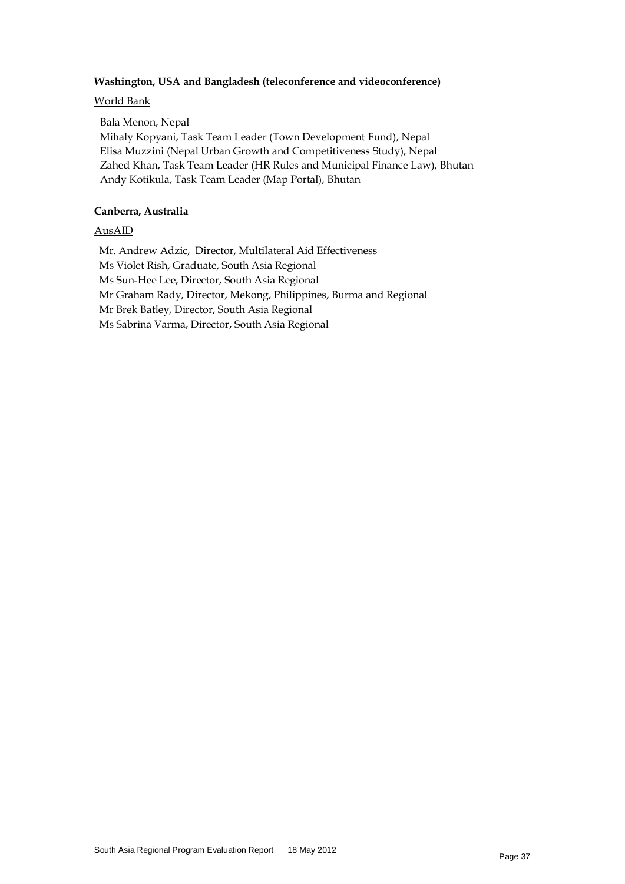**Washington, USA and Bangladesh (teleconference and videoconference)**

World Bank

Bala Menon, Nepal
Mihaly Kopyani, Task Team Leader (Town Development Fund), Nepal
Elisa Muzzini (Nepal Urban Growth and Competitiveness Study), Nepal
Zahed Khan, Task Team Leader (HR Rules and Municipal Finance Law), Bhutan
Andy Kotikula, Task Team Leader (Map Portal), Bhutan

**Canberra, Australia**

AusAID

Mr. Andrew Adzic, Director, Multilateral Aid Effectiveness
Ms Violet Rish, Graduate, South Asia Regional
Ms Sun-Hee Lee, Director, South Asia Regional
Mr Graham Rady, Director, Mekong, Philippines, Burma and Regional
Mr Brek Batley, Director, South Asia Regional
Ms Sabrina Varma, Director, South Asia Regional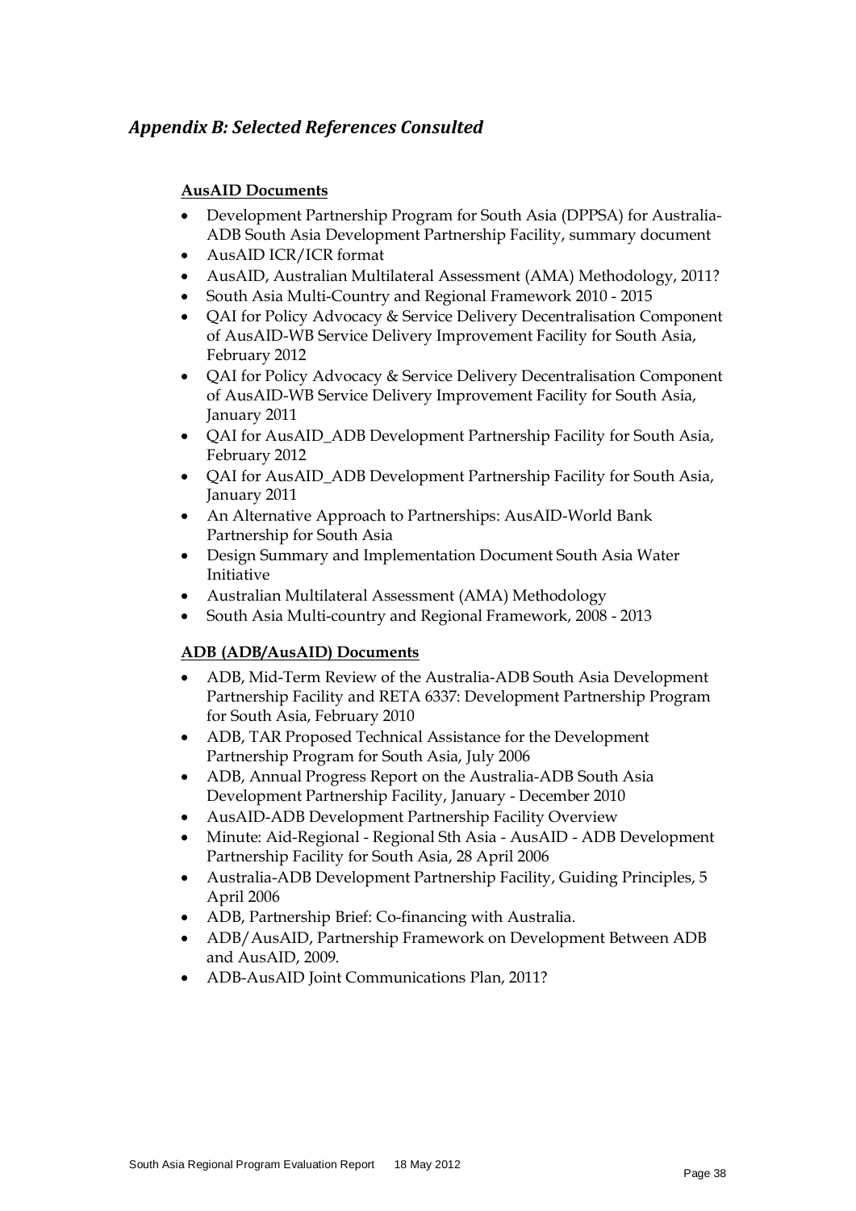## *Appendix B: Selected References Consulted*

**AusAID Documents**

- Development Partnership Program for South Asia (DPPSA) for Australia-ADB South Asia Development Partnership Facility, summary document
- AusAID ICR/ICR format
- AusAID, Australian Multilateral Assessment (AMA) Methodology, 2011?
- South Asia Multi-Country and Regional Framework 2010 - 2015
- QAI for Policy Advocacy & Service Delivery Decentralisation Component of AusAID-WB Service Delivery Improvement Facility for South Asia, February 2012
- QAI for Policy Advocacy & Service Delivery Decentralisation Component of AusAID-WB Service Delivery Improvement Facility for South Asia, January 2011
- QAI for AusAID_ADB Development Partnership Facility for South Asia, February 2012
- QAI for AusAID_ADB Development Partnership Facility for South Asia, January 2011
- An Alternative Approach to Partnerships: AusAID-World Bank Partnership for South Asia
- Design Summary and Implementation Document South Asia Water Initiative
- Australian Multilateral Assessment (AMA) Methodology
- South Asia Multi-country and Regional Framework, 2008 - 2013

**ADB (ADB/AusAID) Documents**

- ADB, Mid-Term Review of the Australia-ADB South Asia Development Partnership Facility and RETA 6337: Development Partnership Program for South Asia, February 2010
- ADB, TAR Proposed Technical Assistance for the Development Partnership Program for South Asia, July 2006
- ADB, Annual Progress Report on the Australia-ADB South Asia Development Partnership Facility, January - December 2010
- AusAID-ADB Development Partnership Facility Overview
- Minute: Aid-Regional - Regional Sth Asia - AusAID - ADB Development Partnership Facility for South Asia, 28 April 2006
- Australia-ADB Development Partnership Facility, Guiding Principles, 5 April 2006
- ADB, Partnership Brief: Co-financing with Australia.
- ADB/AusAID, Partnership Framework on Development Between ADB and AusAID, 2009.
- ADB-AusAID Joint Communications Plan, 2011?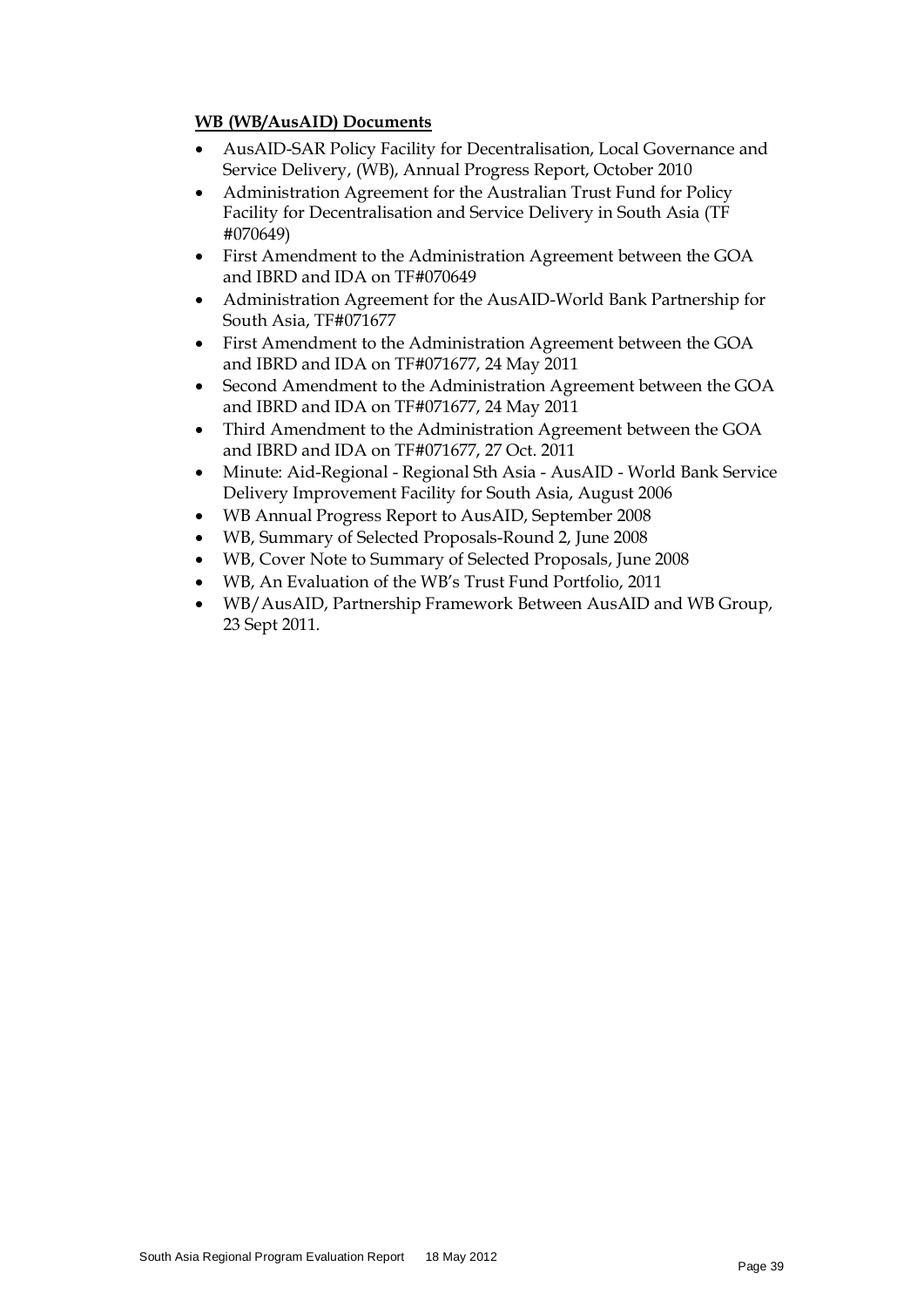**WB (WB/AusAID) Documents**

- AusAID-SAR Policy Facility for Decentralisation, Local Governance and Service Delivery, (WB), Annual Progress Report, October 2010
- Administration Agreement for the Australian Trust Fund for Policy Facility for Decentralisation and Service Delivery in South Asia (TF #070649)
- First Amendment to the Administration Agreement between the GOA and IBRD and IDA on TF#070649
- Administration Agreement for the AusAID-World Bank Partnership for South Asia, TF#071677
- First Amendment to the Administration Agreement between the GOA and IBRD and IDA on TF#071677, 24 May 2011
- Second Amendment to the Administration Agreement between the GOA and IBRD and IDA on TF#071677, 24 May 2011
- Third Amendment to the Administration Agreement between the GOA and IBRD and IDA on TF#071677, 27 Oct. 2011
- Minute: Aid-Regional - Regional Sth Asia - AusAID - World Bank Service Delivery Improvement Facility for South Asia, August 2006
- WB Annual Progress Report to AusAID, September 2008
- WB, Summary of Selected Proposals-Round 2, June 2008
- WB, Cover Note to Summary of Selected Proposals, June 2008
- WB, An Evaluation of the WB's Trust Fund Portfolio, 2011
- WB/AusAID, Partnership Framework Between AusAID and WB Group, 23 Sept 2011.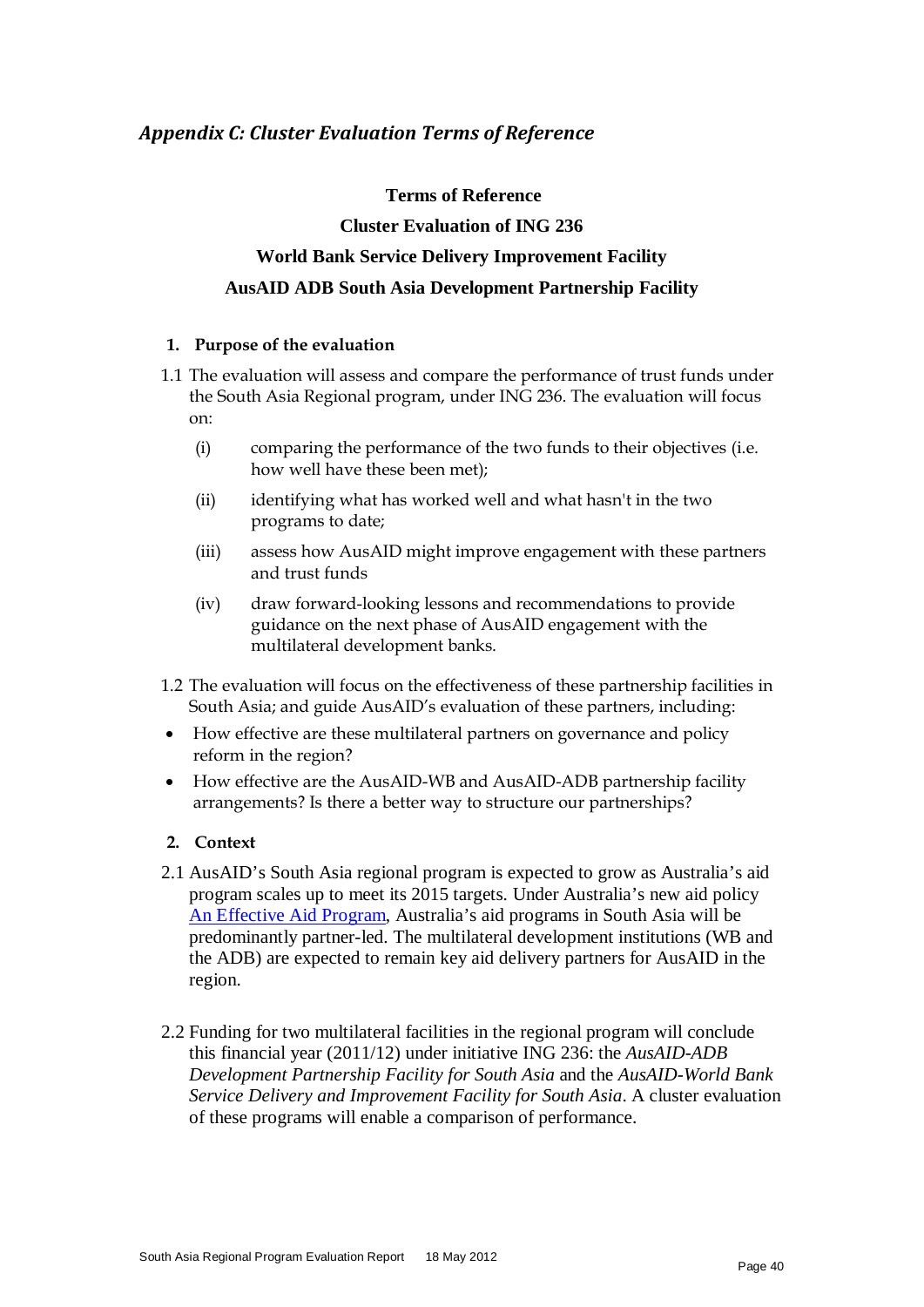## *Appendix C: Cluster Evaluation Terms of Reference*

**Terms of Reference**

**Cluster Evaluation of ING 236**

**World Bank Service Delivery Improvement Facility**

**AusAID ADB South Asia Development Partnership Facility**

### 1. Purpose of the evaluation

1.1 The evaluation will assess and compare the performance of trust funds under the South Asia Regional program, under ING 236. The evaluation will focus on:

- (i) comparing the performance of the two funds to their objectives (i.e. how well have these been met);
- (ii) identifying what has worked well and what hasn't in the two programs to date;
- (iii) assess how AusAID might improve engagement with these partners and trust funds
- (iv) draw forward-looking lessons and recommendations to provide guidance on the next phase of AusAID engagement with the multilateral development banks.

1.2 The evaluation will focus on the effectiveness of these partnership facilities in South Asia; and guide AusAID's evaluation of these partners, including:

- How effective are these multilateral partners on governance and policy reform in the region?
- How effective are the AusAID-WB and AusAID-ADB partnership facility arrangements? Is there a better way to structure our partnerships?

### 2. Context

2.1 AusAID's South Asia regional program is expected to grow as Australia's aid program scales up to meet its 2015 targets. Under Australia's new aid policy An Effective Aid Program, Australia's aid programs in South Asia will be predominantly partner-led. The multilateral development institutions (WB and the ADB) are expected to remain key aid delivery partners for AusAID in the region.

2.2 Funding for two multilateral facilities in the regional program will conclude this financial year (2011/12) under initiative ING 236: the *AusAID-ADB Development Partnership Facility for South Asia* and the *AusAID-World Bank Service Delivery and Improvement Facility for South Asia*. A cluster evaluation of these programs will enable a comparison of performance.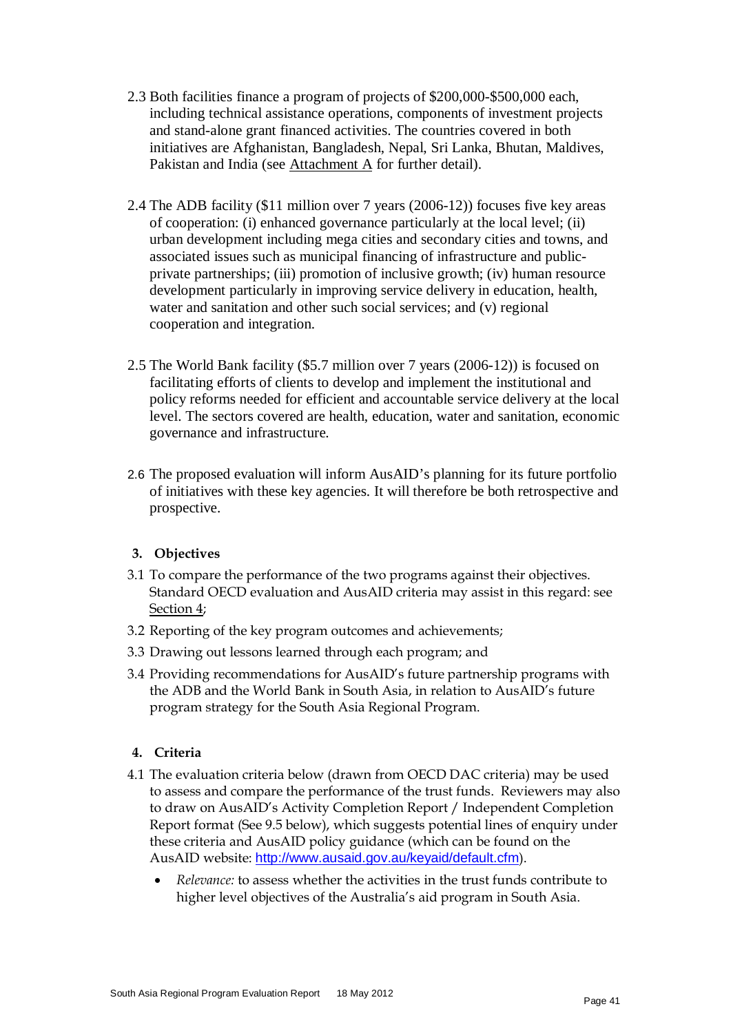2.3 Both facilities finance a program of projects of $200,000-$500,000 each, including technical assistance operations, components of investment projects and stand-alone grant financed activities. The countries covered in both initiatives are Afghanistan, Bangladesh, Nepal, Sri Lanka, Bhutan, Maldives, Pakistan and India (see Attachment A for further detail).

2.4 The ADB facility ($11 million over 7 years (2006-12)) focuses five key areas of cooperation: (i) enhanced governance particularly at the local level; (ii) urban development including mega cities and secondary cities and towns, and associated issues such as municipal financing of infrastructure and public-private partnerships; (iii) promotion of inclusive growth; (iv) human resource development particularly in improving service delivery in education, health, water and sanitation and other such social services; and (v) regional cooperation and integration.

2.5 The World Bank facility ($5.7 million over 7 years (2006-12)) is focused on facilitating efforts of clients to develop and implement the institutional and policy reforms needed for efficient and accountable service delivery at the local level. The sectors covered are health, education, water and sanitation, economic governance and infrastructure.

2.6 The proposed evaluation will inform AusAID's planning for its future portfolio of initiatives with these key agencies. It will therefore be both retrospective and prospective.

## 3. Objectives

3.1 To compare the performance of the two programs against their objectives. Standard OECD evaluation and AusAID criteria may assist in this regard: see Section 4;

3.2 Reporting of the key program outcomes and achievements;

3.3 Drawing out lessons learned through each program; and

3.4 Providing recommendations for AusAID's future partnership programs with the ADB and the World Bank in South Asia, in relation to AusAID's future program strategy for the South Asia Regional Program.

## 4. Criteria

4.1 The evaluation criteria below (drawn from OECD DAC criteria) may be used to assess and compare the performance of the trust funds. Reviewers may also to draw on AusAID's Activity Completion Report / Independent Completion Report format (See 9.5 below), which suggests potential lines of enquiry under these criteria and AusAID policy guidance (which can be found on the AusAID website: http://www.ausaid.gov.au/keyaid/default.cfm).

- *Relevance:* to assess whether the activities in the trust funds contribute to higher level objectives of the Australia's aid program in South Asia.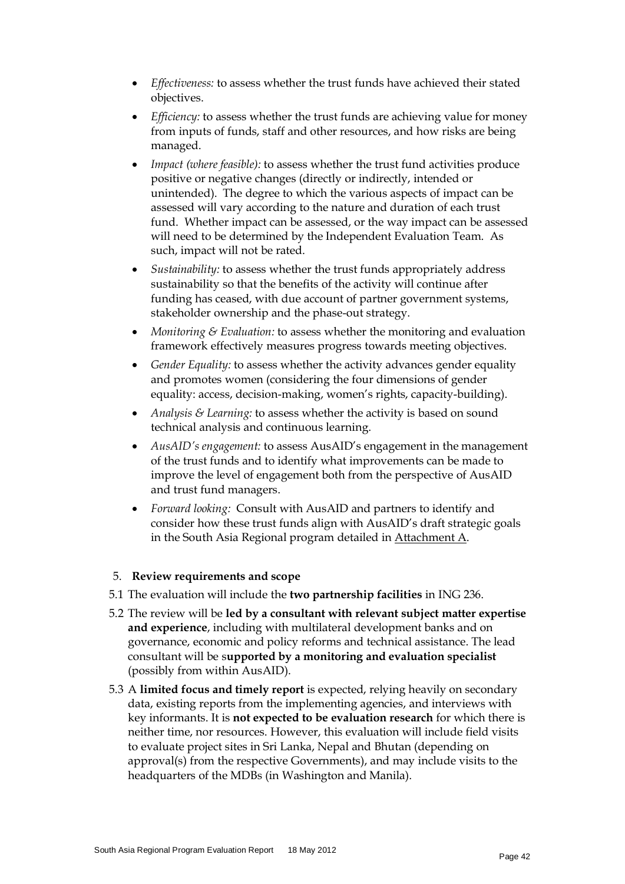- *Effectiveness:* to assess whether the trust funds have achieved their stated objectives.
- *Efficiency:* to assess whether the trust funds are achieving value for money from inputs of funds, staff and other resources, and how risks are being managed.
- *Impact (where feasible):* to assess whether the trust fund activities produce positive or negative changes (directly or indirectly, intended or unintended). The degree to which the various aspects of impact can be assessed will vary according to the nature and duration of each trust fund. Whether impact can be assessed, or the way impact can be assessed will need to be determined by the Independent Evaluation Team. As such, impact will not be rated.
- *Sustainability:* to assess whether the trust funds appropriately address sustainability so that the benefits of the activity will continue after funding has ceased, with due account of partner government systems, stakeholder ownership and the phase-out strategy.
- *Monitoring & Evaluation:* to assess whether the monitoring and evaluation framework effectively measures progress towards meeting objectives.
- *Gender Equality:* to assess whether the activity advances gender equality and promotes women (considering the four dimensions of gender equality: access, decision-making, women's rights, capacity-building).
- *Analysis & Learning:* to assess whether the activity is based on sound technical analysis and continuous learning.
- *AusAID's engagement:* to assess AusAID's engagement in the management of the trust funds and to identify what improvements can be made to improve the level of engagement both from the perspective of AusAID and trust fund managers.
- *Forward looking:* Consult with AusAID and partners to identify and consider how these trust funds align with AusAID's draft strategic goals in the South Asia Regional program detailed in Attachment A.

5. **Review requirements and scope**

5.1 The evaluation will include the **two partnership facilities** in ING 236.

5.2 The review will be **led by a consultant with relevant subject matter expertise and experience**, including with multilateral development banks and on governance, economic and policy reforms and technical assistance. The lead consultant will be s**upported by a monitoring and evaluation specialist** (possibly from within AusAID).

5.3 A **limited focus and timely report** is expected, relying heavily on secondary data, existing reports from the implementing agencies, and interviews with key informants. It is **not expected to be evaluation research** for which there is neither time, nor resources. However, this evaluation will include field visits to evaluate project sites in Sri Lanka, Nepal and Bhutan (depending on approval(s) from the respective Governments), and may include visits to the headquarters of the MDBs (in Washington and Manila).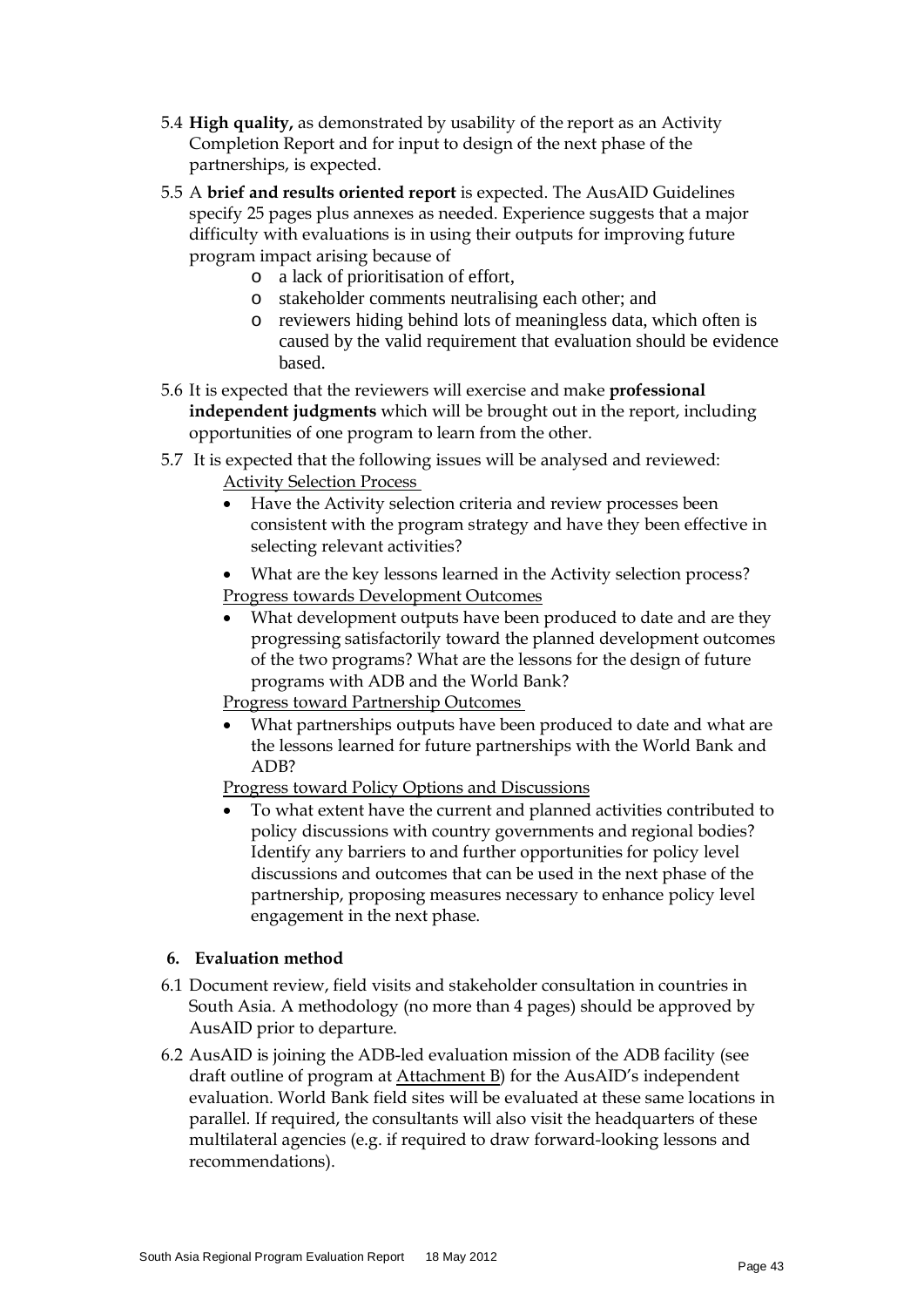5.4 **High quality,** as demonstrated by usability of the report as an Activity Completion Report and for input to design of the next phase of the partnerships, is expected.

5.5 A **brief and results oriented report** is expected. The AusAID Guidelines specify 25 pages plus annexes as needed. Experience suggests that a major difficulty with evaluations is in using their outputs for improving future program impact arising because of

- a lack of prioritisation of effort,
- stakeholder comments neutralising each other; and
- reviewers hiding behind lots of meaningless data, which often is caused by the valid requirement that evaluation should be evidence based.

5.6 It is expected that the reviewers will exercise and make **professional independent judgments** which will be brought out in the report, including opportunities of one program to learn from the other.

5.7 It is expected that the following issues will be analysed and reviewed:

<u>Activity Selection Process</u>

- Have the Activity selection criteria and review processes been consistent with the program strategy and have they been effective in selecting relevant activities?
- What are the key lessons learned in the Activity selection process?

<u>Progress towards Development Outcomes</u>

- What development outputs have been produced to date and are they progressing satisfactorily toward the planned development outcomes of the two programs? What are the lessons for the design of future programs with ADB and the World Bank?

<u>Progress toward Partnership Outcomes</u>

- What partnerships outputs have been produced to date and what are the lessons learned for future partnerships with the World Bank and ADB?

<u>Progress toward Policy Options and Discussions</u>

- To what extent have the current and planned activities contributed to policy discussions with country governments and regional bodies? Identify any barriers to and further opportunities for policy level discussions and outcomes that can be used in the next phase of the partnership, proposing measures necessary to enhance policy level engagement in the next phase.

## 6. Evaluation method

6.1 Document review, field visits and stakeholder consultation in countries in South Asia. A methodology (no more than 4 pages) should be approved by AusAID prior to departure.

6.2 AusAID is joining the ADB-led evaluation mission of the ADB facility (see draft outline of program at <u>Attachment B</u>) for the AusAID's independent evaluation. World Bank field sites will be evaluated at these same locations in parallel. If required, the consultants will also visit the headquarters of these multilateral agencies (e.g. if required to draw forward-looking lessons and recommendations).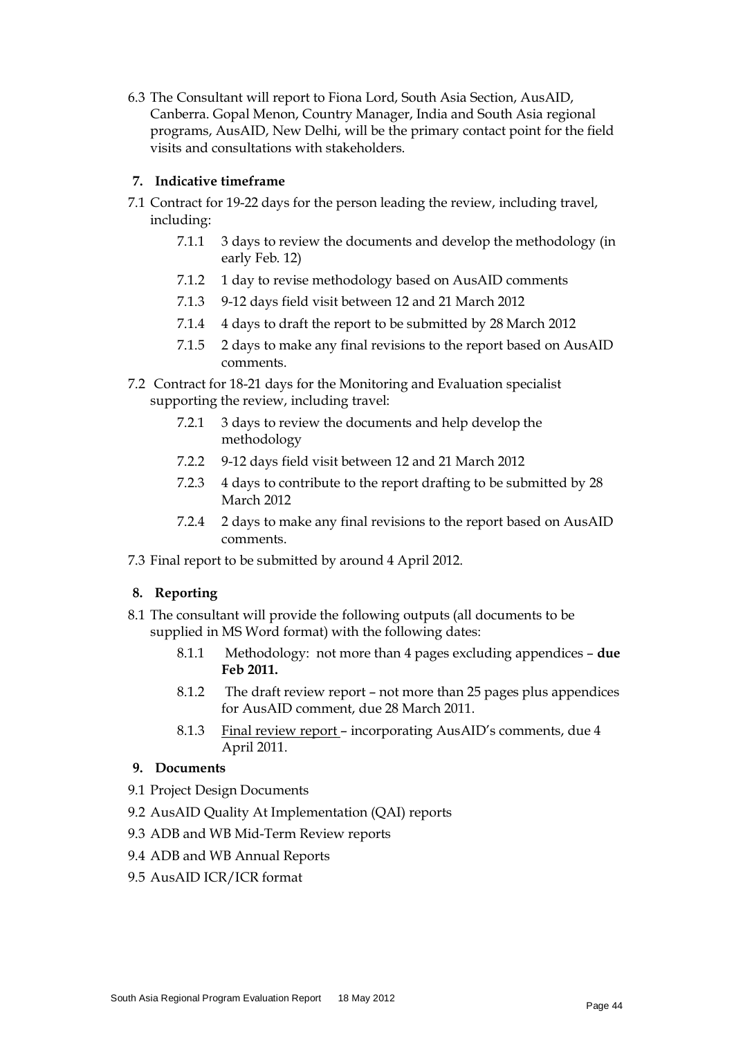6.3 The Consultant will report to Fiona Lord, South Asia Section, AusAID, Canberra. Gopal Menon, Country Manager, India and South Asia regional programs, AusAID, New Delhi, will be the primary contact point for the field visits and consultations with stakeholders.

## 7. Indicative timeframe

7.1 Contract for 19-22 days for the person leading the review, including travel, including:

- 7.1.1 3 days to review the documents and develop the methodology (in early Feb. 12)
- 7.1.2 1 day to revise methodology based on AusAID comments
- 7.1.3 9-12 days field visit between 12 and 21 March 2012
- 7.1.4 4 days to draft the report to be submitted by 28 March 2012
- 7.1.5 2 days to make any final revisions to the report based on AusAID comments.

7.2 Contract for 18-21 days for the Monitoring and Evaluation specialist supporting the review, including travel:

- 7.2.1 3 days to review the documents and help develop the methodology
- 7.2.2 9-12 days field visit between 12 and 21 March 2012
- 7.2.3 4 days to contribute to the report drafting to be submitted by 28 March 2012
- 7.2.4 2 days to make any final revisions to the report based on AusAID comments.

7.3 Final report to be submitted by around 4 April 2012.

## 8. Reporting

8.1 The consultant will provide the following outputs (all documents to be supplied in MS Word format) with the following dates:

- 8.1.1 Methodology: not more than 4 pages excluding appendices – **due Feb 2011.**
- 8.1.2 The draft review report – not more than 25 pages plus appendices for AusAID comment, due 28 March 2011.
- 8.1.3 Final review report – incorporating AusAID's comments, due 4 April 2011.

## 9. Documents

9.1 Project Design Documents

9.2 AusAID Quality At Implementation (QAI) reports

9.3 ADB and WB Mid-Term Review reports

9.4 ADB and WB Annual Reports

9.5 AusAID ICR/ICR format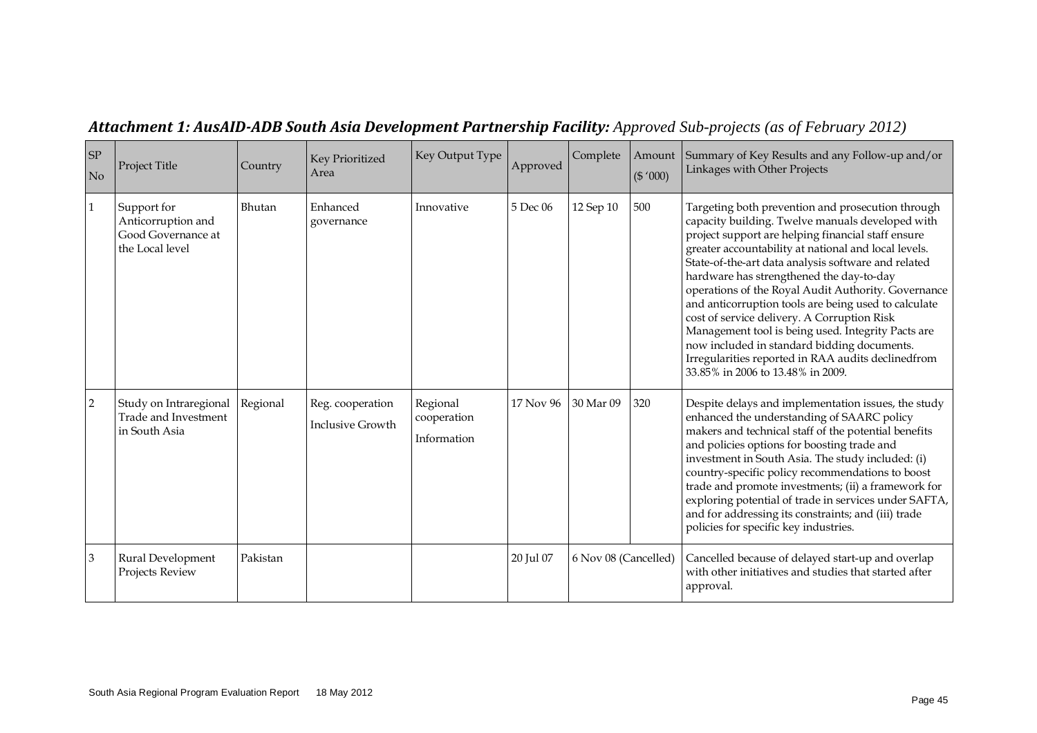***Attachment 1: AusAID-ADB South Asia Development Partnership Facility:*** *Approved Sub-projects (as of February 2012)*

| SP No | Project Title | Country | Key Prioritized Area | Key Output Type | Approved | Complete | Amount ($ '000) | Summary of Key Results and any Follow-up and/or Linkages with Other Projects |
|---|---|---|---|---|---|---|---|---|
| 1 | Support for Anticorruption and Good Governance at the Local level | Bhutan | Enhanced governance | Innovative | 5 Dec 06 | 12 Sep 10 | 500 | Targeting both prevention and prosecution through capacity building. Twelve manuals developed with project support are helping financial staff ensure greater accountability at national and local levels. State-of-the-art data analysis software and related hardware has strengthened the day-to-day operations of the Royal Audit Authority. Governance and anticorruption tools are being used to calculate cost of service delivery. A Corruption Risk Management tool is being used. Integrity Pacts are now included in standard bidding documents. Irregularities reported in RAA audits declinedfrom 33.85% in 2006 to 13.48% in 2009. |
| 2 | Study on Intraregional Trade and Investment in South Asia | Regional | Reg. cooperation<br>Inclusive Growth | Regional cooperation<br>Information | 17 Nov 96 | 30 Mar 09 | 320 | Despite delays and implementation issues, the study enhanced the understanding of SAARC policy makers and technical staff of the potential benefits and policies options for boosting trade and investment in South Asia. The study included: (i) country-specific policy recommendations to boost trade and promote investments; (ii) a framework for exploring potential of trade in services under SAFTA, and for addressing its constraints; and (iii) trade policies for specific key industries. |
| 3 | Rural Development Projects Review | Pakistan | | | 20 Jul 07 | 6 Nov 08 (Cancelled) | | Cancelled because of delayed start-up and overlap with other initiatives and studies that started after approval. |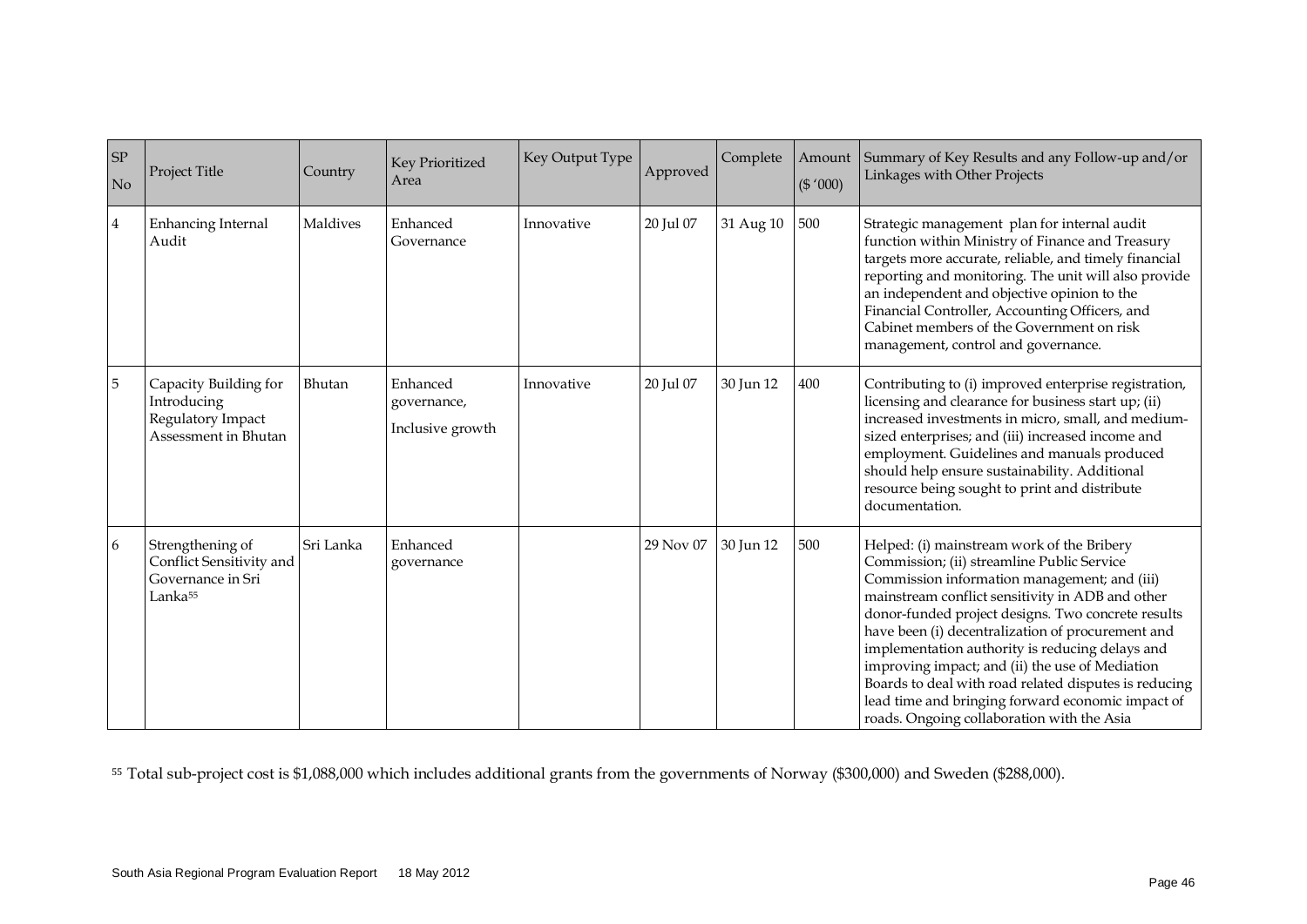| SP No | Project Title | Country | Key Prioritized Area | Key Output Type | Approved | Complete | Amount ($ '000) | Summary of Key Results and any Follow-up and/or Linkages with Other Projects |
|---|---|---|---|---|---|---|---|---|
| 4 | Enhancing Internal Audit | Maldives | Enhanced Governance | Innovative | 20 Jul 07 | 31 Aug 10 | 500 | Strategic management plan for internal audit function within Ministry of Finance and Treasury targets more accurate, reliable, and timely financial reporting and monitoring. The unit will also provide an independent and objective opinion to the Financial Controller, Accounting Officers, and Cabinet members of the Government on risk management, control and governance. |
| 5 | Capacity Building for Introducing Regulatory Impact Assessment in Bhutan | Bhutan | Enhanced governance, Inclusive growth | Innovative | 20 Jul 07 | 30 Jun 12 | 400 | Contributing to (i) improved enterprise registration, licensing and clearance for business start up; (ii) increased investments in micro, small, and medium-sized enterprises; and (iii) increased income and employment. Guidelines and manuals produced should help ensure sustainability. Additional resource being sought to print and distribute documentation. |
| 6 | Strengthening of Conflict Sensitivity and Governance in Sri Lanka[55] | Sri Lanka | Enhanced governance | | 29 Nov 07 | 30 Jun 12 | 500 | Helped: (i) mainstream work of the Bribery Commission; (ii) streamline Public Service Commission information management; and (iii) mainstream conflict sensitivity in ADB and other donor-funded project designs. Two concrete results have been (i) decentralization of procurement and implementation authority is reducing delays and improving impact; and (ii) the use of Mediation Boards to deal with road related disputes is reducing lead time and bringing forward economic impact of roads. Ongoing collaboration with the Asia |

[55] Total sub-project cost is $1,088,000 which includes additional grants from the governments of Norway ($300,000) and Sweden ($288,000).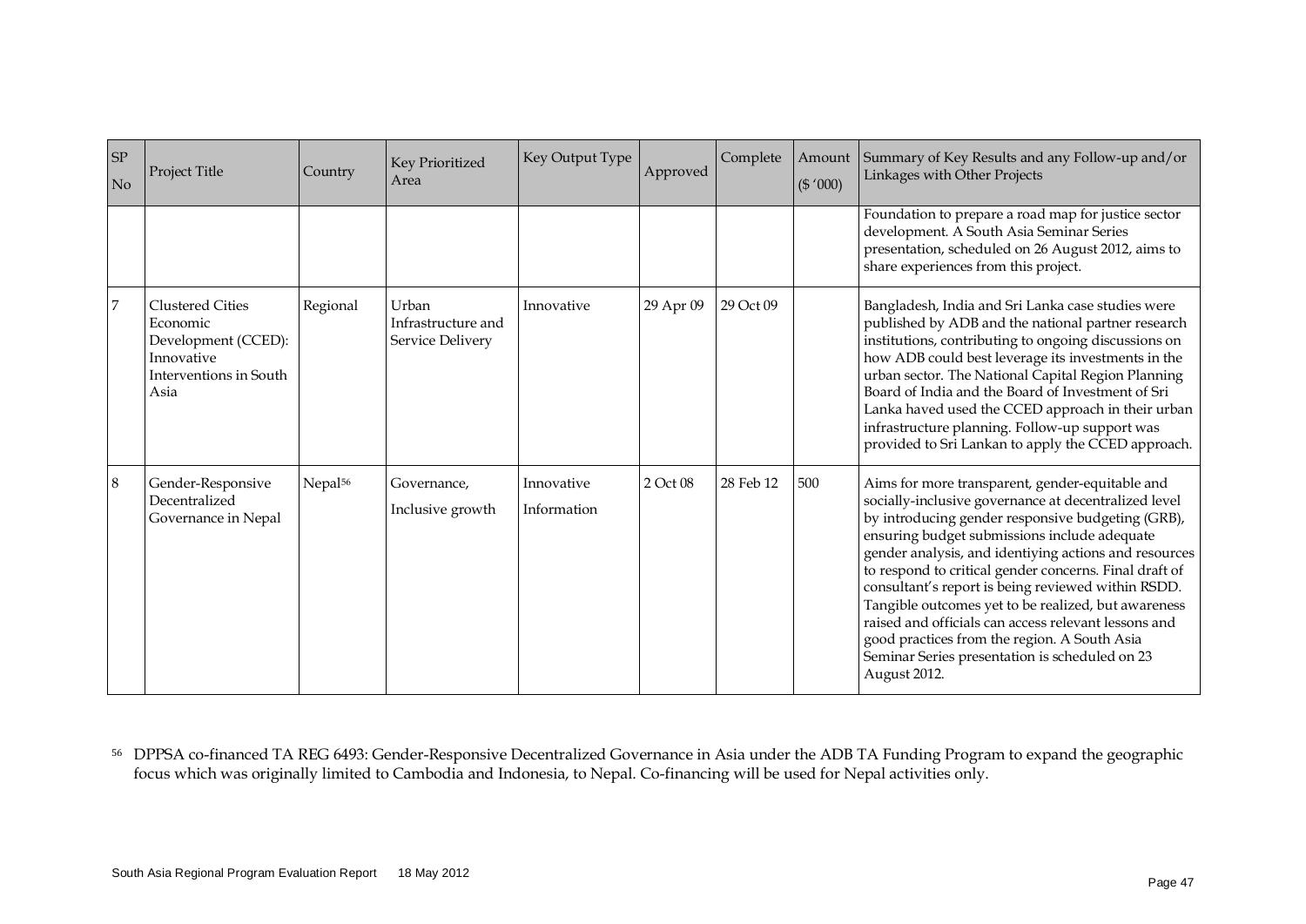| SP No | Project Title | Country | Key Prioritized Area | Key Output Type | Approved | Complete | Amount ($ '000) | Summary of Key Results and any Follow-up and/or Linkages with Other Projects |
|---|---|---|---|---|---|---|---|---|
| | | | | | | | | Foundation to prepare a road map for justice sector development. A South Asia Seminar Series presentation, scheduled on 26 August 2012, aims to share experiences from this project. |
| 7 | Clustered Cities Economic Development (CCED): Innovative Interventions in South Asia | Regional | Urban Infrastructure and Service Delivery | Innovative | 29 Apr 09 | 29 Oct 09 | | Bangladesh, India and Sri Lanka case studies were published by ADB and the national partner research institutions, contributing to ongoing discussions on how ADB could best leverage its investments in the urban sector. The National Capital Region Planning Board of India and the Board of Investment of Sri Lanka haved used the CCED approach in their urban infrastructure planning. Follow-up support was provided to Sri Lankan to apply the CCED approach. |
| 8 | Gender-Responsive Decentralized Governance in Nepal | Nepal[56] | Governance, Inclusive growth | Innovative Information | 2 Oct 08 | 28 Feb 12 | 500 | Aims for more transparent, gender-equitable and socially-inclusive governance at decentralized level by introducing gender responsive budgeting (GRB), ensuring budget submissions include adequate gender analysis, and identiying actions and resources to respond to critical gender concerns. Final draft of consultant's report is being reviewed within RSDD. Tangible outcomes yet to be realized, but awareness raised and officials can access relevant lessons and good practices from the region. A South Asia Seminar Series presentation is scheduled on 23 August 2012. |

[56] DPPSA co-financed TA REG 6493: Gender-Responsive Decentralized Governance in Asia under the ADB TA Funding Program to expand the geographic focus which was originally limited to Cambodia and Indonesia, to Nepal. Co-financing will be used for Nepal activities only.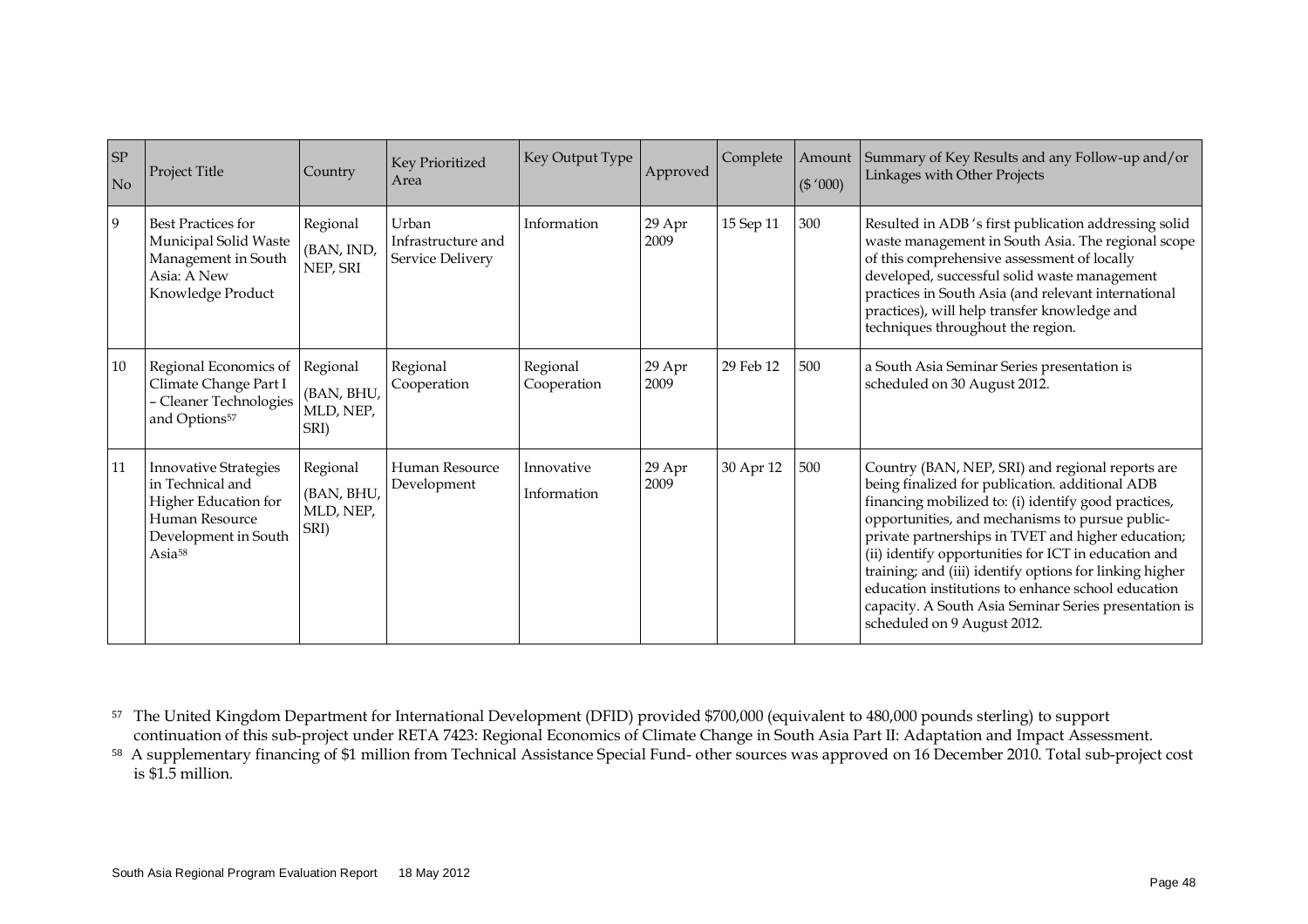| SP No | Project Title | Country | Key Prioritized Area | Key Output Type | Approved | Complete | Amount ($ '000) | Summary of Key Results and any Follow-up and/or Linkages with Other Projects |
|---|---|---|---|---|---|---|---|---|
| 9 | Best Practices for Municipal Solid Waste Management in South Asia: A New Knowledge Product | Regional (BAN, IND, NEP, SRI | Urban Infrastructure and Service Delivery | Information | 29 Apr 2009 | 15 Sep 11 | 300 | Resulted in ADB 's first publication addressing solid waste management in South Asia. The regional scope of this comprehensive assessment of locally developed, successful solid waste management practices in South Asia (and relevant international practices), will help transfer knowledge and techniques throughout the region. |
| 10 | Regional Economics of Climate Change Part I – Cleaner Technologies and Options[57] | Regional (BAN, BHU, MLD, NEP, SRI) | Regional Cooperation | Regional Cooperation | 29 Apr 2009 | 29 Feb 12 | 500 | a South Asia Seminar Series presentation is scheduled on 30 August 2012. |
| 11 | Innovative Strategies in Technical and Higher Education for Human Resource Development in South Asia[58] | Regional (BAN, BHU, MLD, NEP, SRI) | Human Resource Development | Innovative Information | 29 Apr 2009 | 30 Apr 12 | 500 | Country (BAN, NEP, SRI) and regional reports are being finalized for publication. additional ADB financing mobilized to: (i) identify good practices, opportunities, and mechanisms to pursue public-private partnerships in TVET and higher education; (ii) identify opportunities for ICT in education and training; and (iii) identify options for linking higher education institutions to enhance school education capacity. A South Asia Seminar Series presentation is scheduled on 9 August 2012. |

[57] The United Kingdom Department for International Development (DFID) provided $700,000 (equivalent to 480,000 pounds sterling) to support continuation of this sub-project under RETA 7423: Regional Economics of Climate Change in South Asia Part II: Adaptation and Impact Assessment.

[58] A supplementary financing of $1 million from Technical Assistance Special Fund- other sources was approved on 16 December 2010. Total sub-project cost is $1.5 million.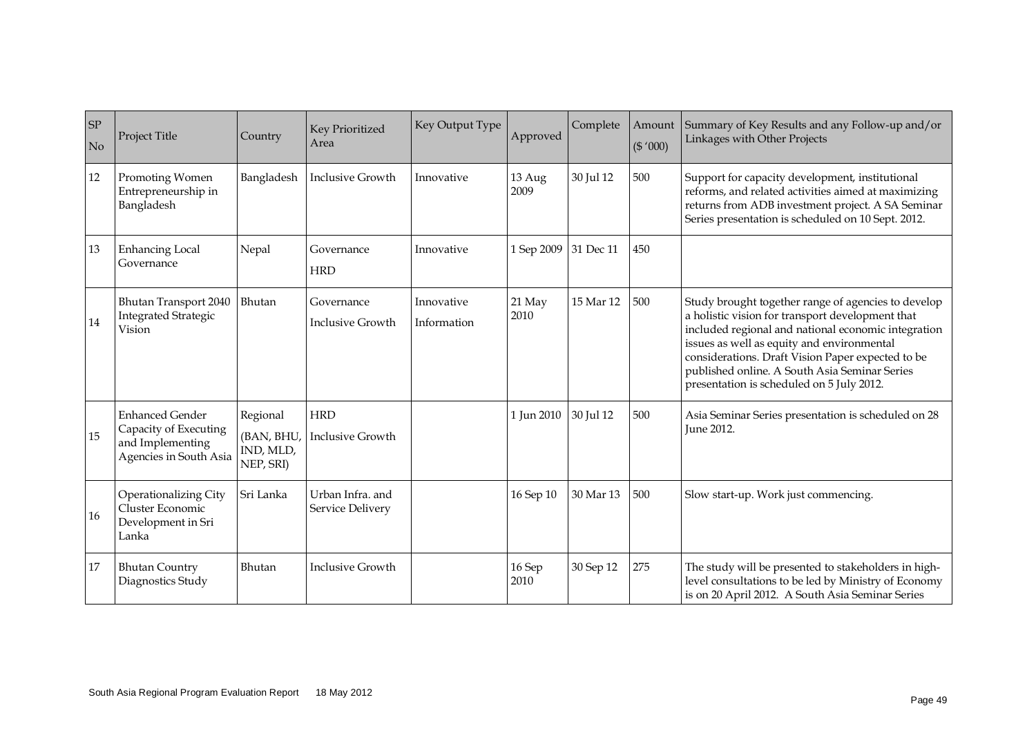| SP No | Project Title | Country | Key Prioritized Area | Key Output Type | Approved | Complete | Amount ($ '000) | Summary of Key Results and any Follow-up and/or Linkages with Other Projects |
|---|---|---|---|---|---|---|---|---|
| 12 | Promoting Women Entrepreneurship in Bangladesh | Bangladesh | Inclusive Growth | Innovative | 13 Aug 2009 | 30 Jul 12 | 500 | Support for capacity development, institutional reforms, and related activities aimed at maximizing returns from ADB investment project. A SA Seminar Series presentation is scheduled on 10 Sept. 2012. |
| 13 | Enhancing Local Governance | Nepal | Governance HRD | Innovative | 1 Sep 2009 | 31 Dec 11 | 450 | |
| 14 | Bhutan Transport 2040 Integrated Strategic Vision | Bhutan | Governance Inclusive Growth | Innovative Information | 21 May 2010 | 15 Mar 12 | 500 | Study brought together range of agencies to develop a holistic vision for transport development that included regional and national economic integration issues as well as equity and environmental considerations. Draft Vision Paper expected to be published online. A South Asia Seminar Series presentation is scheduled on 5 July 2012. |
| 15 | Enhanced Gender Capacity of Executing and Implementing Agencies in South Asia | Regional (BAN, BHU, IND, MLD, NEP, SRI) | HRD Inclusive Growth | | 1 Jun 2010 | 30 Jul 12 | 500 | Asia Seminar Series presentation is scheduled on 28 June 2012. |
| 16 | Operationalizing City Cluster Economic Development in Sri Lanka | Sri Lanka | Urban Infra. and Service Delivery | | 16 Sep 10 | 30 Mar 13 | 500 | Slow start-up. Work just commencing. |
| 17 | Bhutan Country Diagnostics Study | Bhutan | Inclusive Growth | | 16 Sep 2010 | 30 Sep 12 | 275 | The study will be presented to stakeholders in high-level consultations to be led by Ministry of Economy is on 20 April 2012. A South Asia Seminar Series |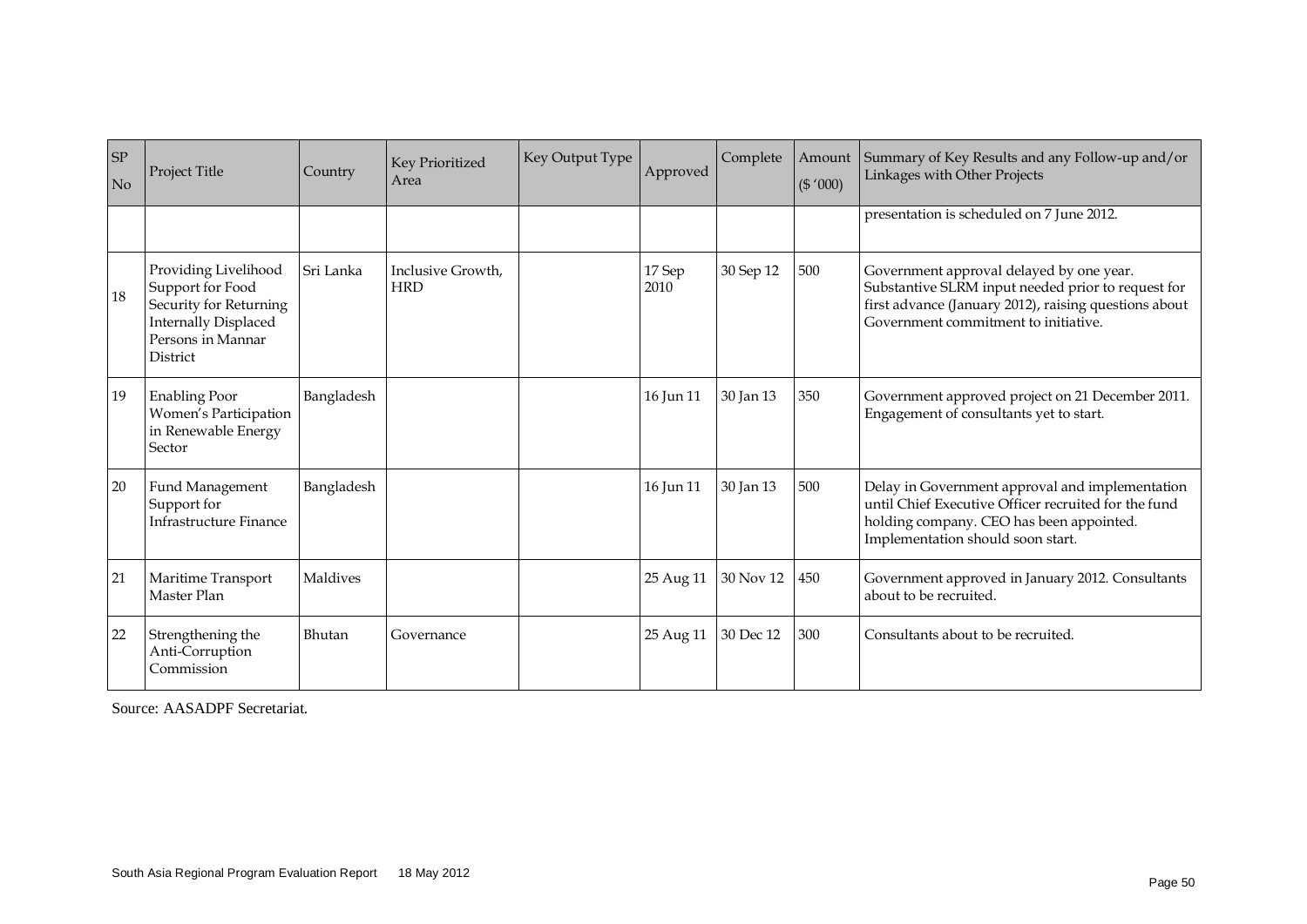| SP No | Project Title | Country | Key Prioritized Area | Key Output Type | Approved | Complete | Amount ($ '000) | Summary of Key Results and any Follow-up and/or Linkages with Other Projects |
|---|---|---|---|---|---|---|---|---|
| | | | | | | | | presentation is scheduled on 7 June 2012. |
| 18 | Providing Livelihood Support for Food Security for Returning Internally Displaced Persons in Mannar District | Sri Lanka | Inclusive Growth, HRD | | 17 Sep 2010 | 30 Sep 12 | 500 | Government approval delayed by one year. Substantive SLRM input needed prior to request for first advance (January 2012), raising questions about Government commitment to initiative. |
| 19 | Enabling Poor Women's Participation in Renewable Energy Sector | Bangladesh | | | 16 Jun 11 | 30 Jan 13 | 350 | Government approved project on 21 December 2011. Engagement of consultants yet to start. |
| 20 | Fund Management Support for Infrastructure Finance | Bangladesh | | | 16 Jun 11 | 30 Jan 13 | 500 | Delay in Government approval and implementation until Chief Executive Officer recruited for the fund holding company. CEO has been appointed. Implementation should soon start. |
| 21 | Maritime Transport Master Plan | Maldives | | | 25 Aug 11 | 30 Nov 12 | 450 | Government approved in January 2012. Consultants about to be recruited. |
| 22 | Strengthening the Anti-Corruption Commission | Bhutan | Governance | | 25 Aug 11 | 30 Dec 12 | 300 | Consultants about to be recruited. |

Source: AASADPF Secretariat.